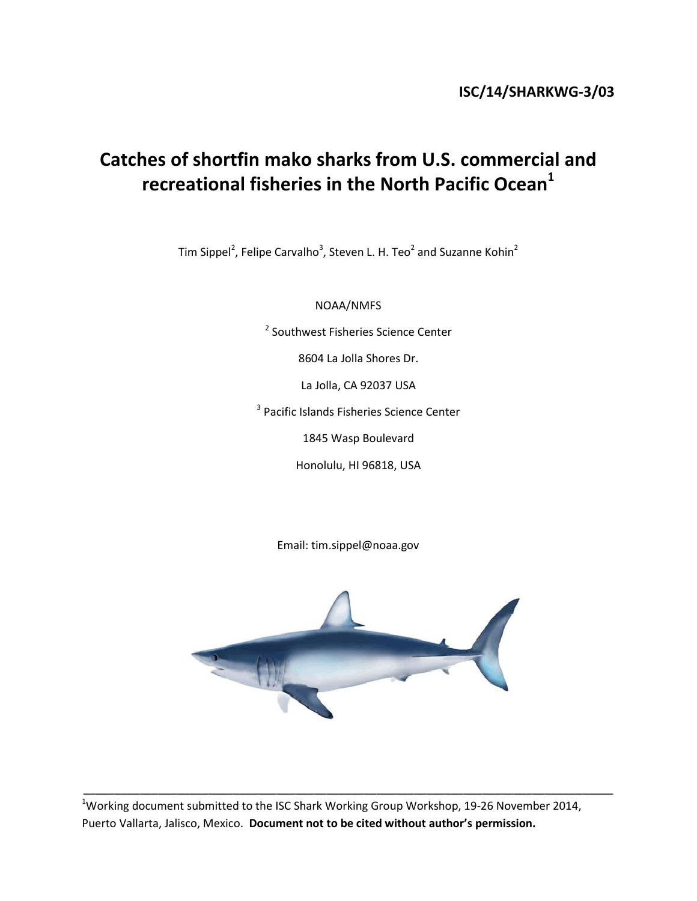**ISC/14/SHARKWG-3/03**

# Catches of shortfin mako sharks from U.S. commercial and recreational fisheries in the North Pacific Ocean[1]

Tim Sippel[2], Felipe Carvalho[3], Steven L. H. Teo[2] and Suzanne Kohin[2]

NOAA/NMFS

[2] Southwest Fisheries Science Center

8604 La Jolla Shores Dr.

La Jolla, CA 92037 USA

[3] Pacific Islands Fisheries Science Center

1845 Wasp Boulevard

Honolulu, HI 96818, USA

Email: tim.sippel@noaa.gov

---

[1]Working document submitted to the ISC Shark Working Group Workshop, 19-26 November 2014, Puerto Vallarta, Jalisco, Mexico. **Document not to be cited without author's permission.**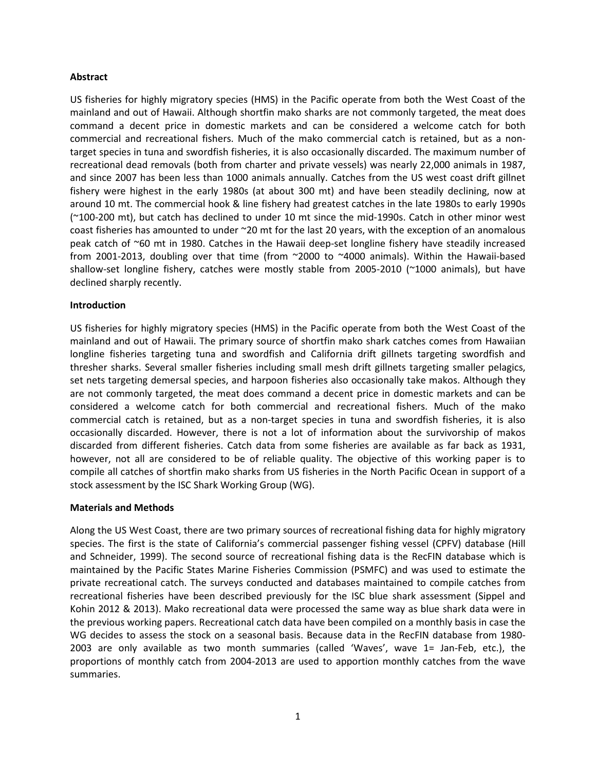**Abstract**

US fisheries for highly migratory species (HMS) in the Pacific operate from both the West Coast of the mainland and out of Hawaii. Although shortfin mako sharks are not commonly targeted, the meat does command a decent price in domestic markets and can be considered a welcome catch for both commercial and recreational fishers. Much of the mako commercial catch is retained, but as a non-target species in tuna and swordfish fisheries, it is also occasionally discarded. The maximum number of recreational dead removals (both from charter and private vessels) was nearly 22,000 animals in 1987, and since 2007 has been less than 1000 animals annually. Catches from the US west coast drift gillnet fishery were highest in the early 1980s (at about 300 mt) and have been steadily declining, now at around 10 mt. The commercial hook & line fishery had greatest catches in the late 1980s to early 1990s (~100-200 mt), but catch has declined to under 10 mt since the mid-1990s. Catch in other minor west coast fisheries has amounted to under ~20 mt for the last 20 years, with the exception of an anomalous peak catch of ~60 mt in 1980. Catches in the Hawaii deep-set longline fishery have steadily increased from 2001-2013, doubling over that time (from ~2000 to ~4000 animals). Within the Hawaii-based shallow-set longline fishery, catches were mostly stable from 2005-2010 (~1000 animals), but have declined sharply recently.

**Introduction**

US fisheries for highly migratory species (HMS) in the Pacific operate from both the West Coast of the mainland and out of Hawaii. The primary source of shortfin mako shark catches comes from Hawaiian longline fisheries targeting tuna and swordfish and California drift gillnets targeting swordfish and thresher sharks. Several smaller fisheries including small mesh drift gillnets targeting smaller pelagics, set nets targeting demersal species, and harpoon fisheries also occasionally take makos. Although they are not commonly targeted, the meat does command a decent price in domestic markets and can be considered a welcome catch for both commercial and recreational fishers. Much of the mako commercial catch is retained, but as a non-target species in tuna and swordfish fisheries, it is also occasionally discarded. However, there is not a lot of information about the survivorship of makos discarded from different fisheries. Catch data from some fisheries are available as far back as 1931, however, not all are considered to be of reliable quality. The objective of this working paper is to compile all catches of shortfin mako sharks from US fisheries in the North Pacific Ocean in support of a stock assessment by the ISC Shark Working Group (WG).

**Materials and Methods**

Along the US West Coast, there are two primary sources of recreational fishing data for highly migratory species. The first is the state of California's commercial passenger fishing vessel (CPFV) database (Hill and Schneider, 1999). The second source of recreational fishing data is the RecFIN database which is maintained by the Pacific States Marine Fisheries Commission (PSMFC) and was used to estimate the private recreational catch. The surveys conducted and databases maintained to compile catches from recreational fisheries have been described previously for the ISC blue shark assessment (Sippel and Kohin 2012 & 2013). Mako recreational data were processed the same way as blue shark data were in the previous working papers. Recreational catch data have been compiled on a monthly basis in case the WG decides to assess the stock on a seasonal basis. Because data in the RecFIN database from 1980-2003 are only available as two month summaries (called 'Waves', wave 1= Jan-Feb, etc.), the proportions of monthly catch from 2004-2013 are used to apportion monthly catches from the wave summaries.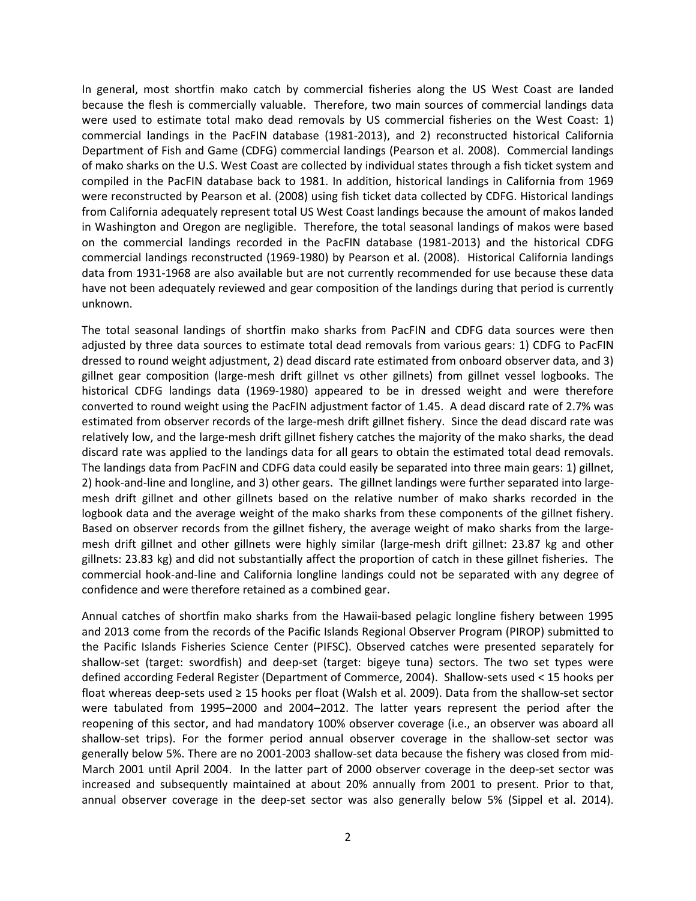In general, most shortfin mako catch by commercial fisheries along the US West Coast are landed because the flesh is commercially valuable. Therefore, two main sources of commercial landings data were used to estimate total mako dead removals by US commercial fisheries on the West Coast: 1) commercial landings in the PacFIN database (1981-2013), and 2) reconstructed historical California Department of Fish and Game (CDFG) commercial landings (Pearson et al. 2008). Commercial landings of mako sharks on the U.S. West Coast are collected by individual states through a fish ticket system and compiled in the PacFIN database back to 1981. In addition, historical landings in California from 1969 were reconstructed by Pearson et al. (2008) using fish ticket data collected by CDFG. Historical landings from California adequately represent total US West Coast landings because the amount of makos landed in Washington and Oregon are negligible. Therefore, the total seasonal landings of makos were based on the commercial landings recorded in the PacFIN database (1981-2013) and the historical CDFG commercial landings reconstructed (1969-1980) by Pearson et al. (2008). Historical California landings data from 1931-1968 are also available but are not currently recommended for use because these data have not been adequately reviewed and gear composition of the landings during that period is currently unknown.

The total seasonal landings of shortfin mako sharks from PacFIN and CDFG data sources were then adjusted by three data sources to estimate total dead removals from various gears: 1) CDFG to PacFIN dressed to round weight adjustment, 2) dead discard rate estimated from onboard observer data, and 3) gillnet gear composition (large-mesh drift gillnet vs other gillnets) from gillnet vessel logbooks. The historical CDFG landings data (1969-1980) appeared to be in dressed weight and were therefore converted to round weight using the PacFIN adjustment factor of 1.45. A dead discard rate of 2.7% was estimated from observer records of the large-mesh drift gillnet fishery. Since the dead discard rate was relatively low, and the large-mesh drift gillnet fishery catches the majority of the mako sharks, the dead discard rate was applied to the landings data for all gears to obtain the estimated total dead removals. The landings data from PacFIN and CDFG data could easily be separated into three main gears: 1) gillnet, 2) hook-and-line and longline, and 3) other gears. The gillnet landings were further separated into large-mesh drift gillnet and other gillnets based on the relative number of mako sharks recorded in the logbook data and the average weight of the mako sharks from these components of the gillnet fishery. Based on observer records from the gillnet fishery, the average weight of mako sharks from the large-mesh drift gillnet and other gillnets were highly similar (large-mesh drift gillnet: 23.87 kg and other gillnets: 23.83 kg) and did not substantially affect the proportion of catch in these gillnet fisheries. The commercial hook-and-line and California longline landings could not be separated with any degree of confidence and were therefore retained as a combined gear.

Annual catches of shortfin mako sharks from the Hawaii-based pelagic longline fishery between 1995 and 2013 come from the records of the Pacific Islands Regional Observer Program (PIROP) submitted to the Pacific Islands Fisheries Science Center (PIFSC). Observed catches were presented separately for shallow-set (target: swordfish) and deep-set (target: bigeye tuna) sectors. The two set types were defined according Federal Register (Department of Commerce, 2004). Shallow-sets used < 15 hooks per float whereas deep-sets used ≥ 15 hooks per float (Walsh et al. 2009). Data from the shallow-set sector were tabulated from 1995–2000 and 2004–2012. The latter years represent the period after the reopening of this sector, and had mandatory 100% observer coverage (i.e., an observer was aboard all shallow-set trips). For the former period annual observer coverage in the shallow-set sector was generally below 5%. There are no 2001-2003 shallow-set data because the fishery was closed from mid-March 2001 until April 2004. In the latter part of 2000 observer coverage in the deep-set sector was increased and subsequently maintained at about 20% annually from 2001 to present. Prior to that, annual observer coverage in the deep-set sector was also generally below 5% (Sippel et al. 2014).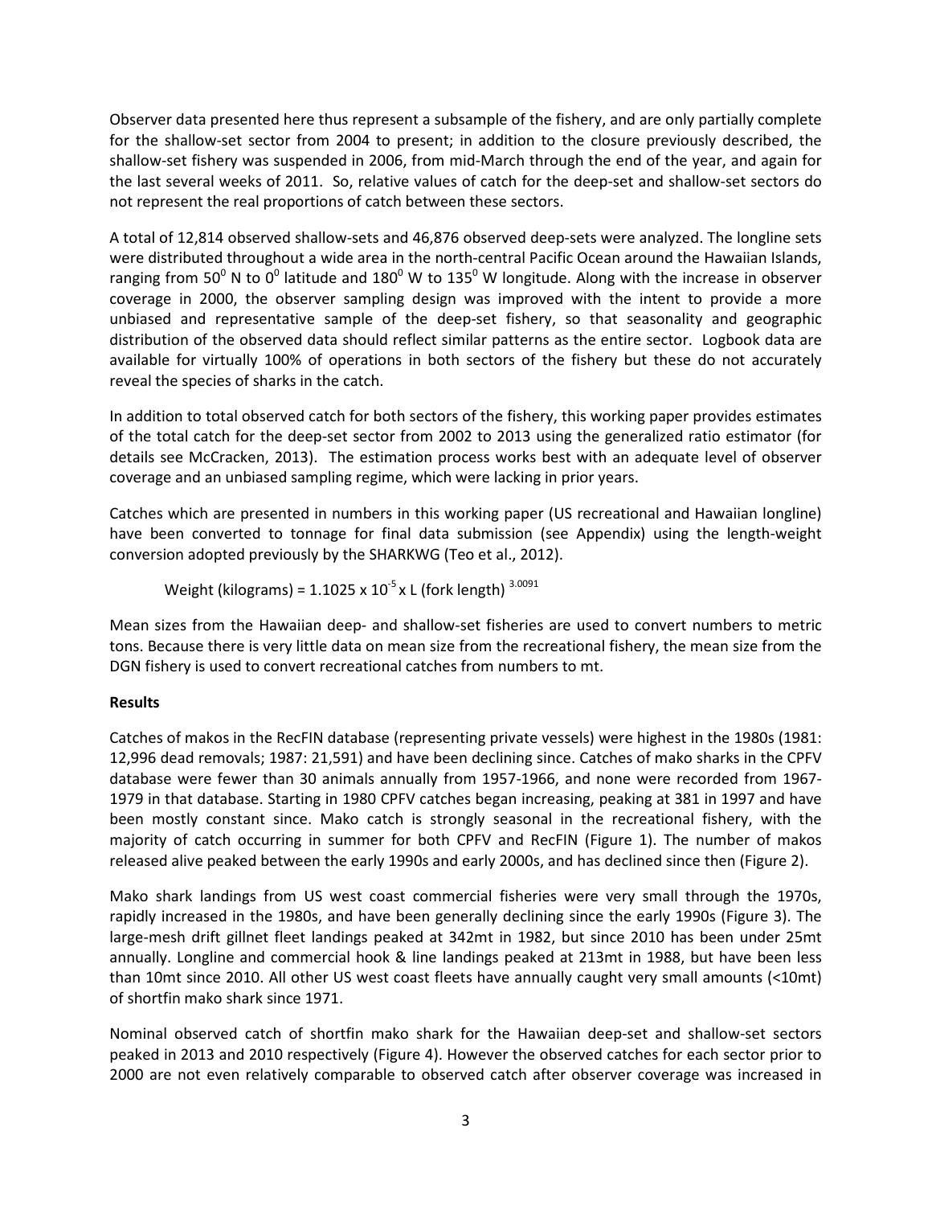Observer data presented here thus represent a subsample of the fishery, and are only partially complete for the shallow-set sector from 2004 to present; in addition to the closure previously described, the shallow-set fishery was suspended in 2006, from mid-March through the end of the year, and again for the last several weeks of 2011. So, relative values of catch for the deep-set and shallow-set sectors do not represent the real proportions of catch between these sectors.

A total of 12,814 observed shallow-sets and 46,876 observed deep-sets were analyzed. The longline sets were distributed throughout a wide area in the north-central Pacific Ocean around the Hawaiian Islands, ranging from $50^0$ N to $0^0$ latitude and $180^0$ W to $135^0$ W longitude. Along with the increase in observer coverage in 2000, the observer sampling design was improved with the intent to provide a more unbiased and representative sample of the deep-set fishery, so that seasonality and geographic distribution of the observed data should reflect similar patterns as the entire sector. Logbook data are available for virtually 100% of operations in both sectors of the fishery but these do not accurately reveal the species of sharks in the catch.

In addition to total observed catch for both sectors of the fishery, this working paper provides estimates of the total catch for the deep-set sector from 2002 to 2013 using the generalized ratio estimator (for details see McCracken, 2013). The estimation process works best with an adequate level of observer coverage and an unbiased sampling regime, which were lacking in prior years.

Catches which are presented in numbers in this working paper (US recreational and Hawaiian longline) have been converted to tonnage for final data submission (see Appendix) using the length-weight conversion adopted previously by the SHARKWG (Teo et al., 2012).

$$\text{Weight (kilograms)} = 1.1025 \times 10^{-5} \times L \text{ (fork length)}^{3.0091}$$

Mean sizes from the Hawaiian deep- and shallow-set fisheries are used to convert numbers to metric tons. Because there is very little data on mean size from the recreational fishery, the mean size from the DGN fishery is used to convert recreational catches from numbers to mt.

**Results**

Catches of makos in the RecFIN database (representing private vessels) were highest in the 1980s (1981: 12,996 dead removals; 1987: 21,591) and have been declining since. Catches of mako sharks in the CPFV database were fewer than 30 animals annually from 1957-1966, and none were recorded from 1967-1979 in that database. Starting in 1980 CPFV catches began increasing, peaking at 381 in 1997 and have been mostly constant since. Mako catch is strongly seasonal in the recreational fishery, with the majority of catch occurring in summer for both CPFV and RecFIN (Figure 1). The number of makos released alive peaked between the early 1990s and early 2000s, and has declined since then (Figure 2).

Mako shark landings from US west coast commercial fisheries were very small through the 1970s, rapidly increased in the 1980s, and have been generally declining since the early 1990s (Figure 3). The large-mesh drift gillnet fleet landings peaked at 342mt in 1982, but since 2010 has been under 25mt annually. Longline and commercial hook & line landings peaked at 213mt in 1988, but have been less than 10mt since 2010. All other US west coast fleets have annually caught very small amounts (<10mt) of shortfin mako shark since 1971.

Nominal observed catch of shortfin mako shark for the Hawaiian deep-set and shallow-set sectors peaked in 2013 and 2010 respectively (Figure 4). However the observed catches for each sector prior to 2000 are not even relatively comparable to observed catch after observer coverage was increased in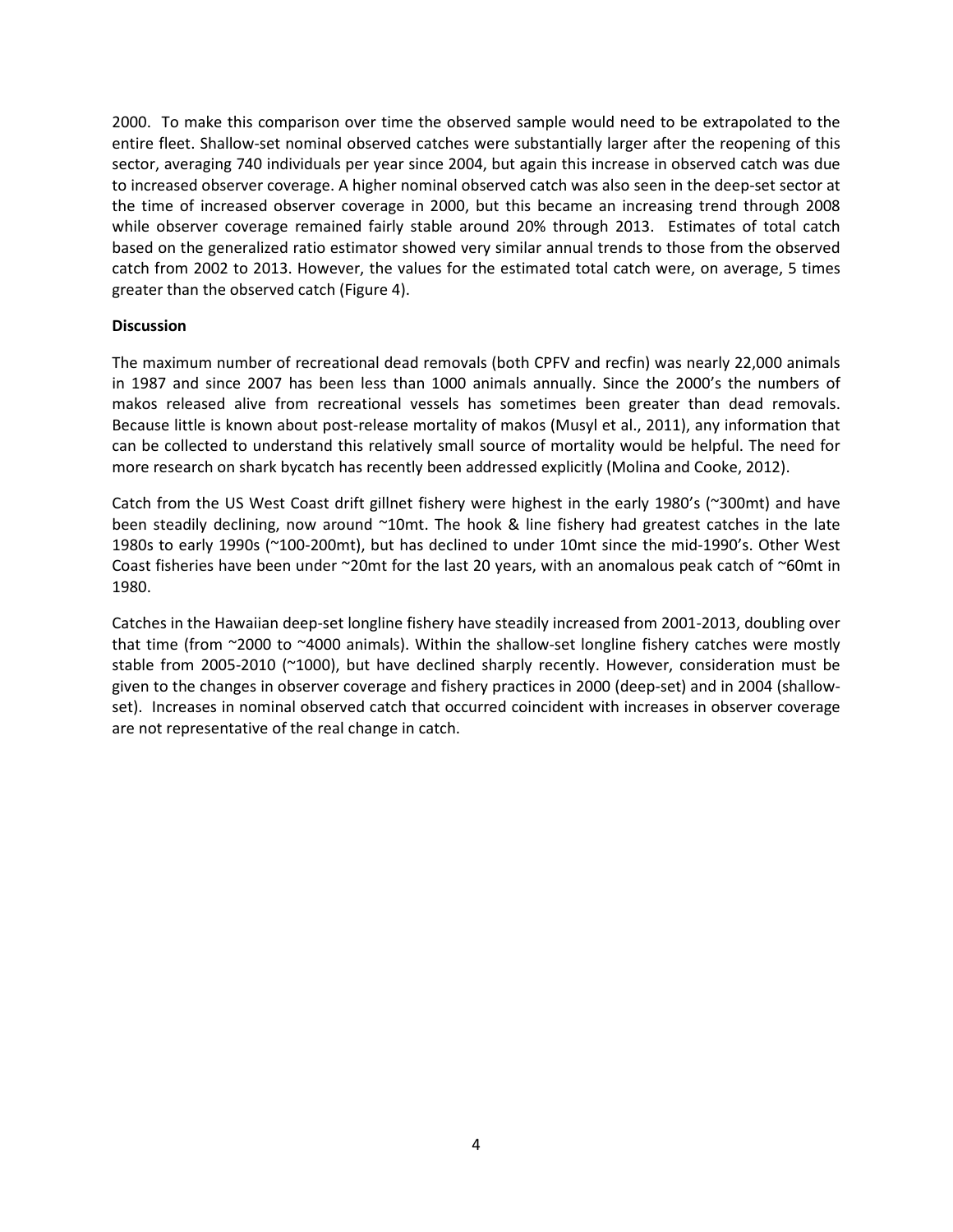2000. To make this comparison over time the observed sample would need to be extrapolated to the entire fleet. Shallow-set nominal observed catches were substantially larger after the reopening of this sector, averaging 740 individuals per year since 2004, but again this increase in observed catch was due to increased observer coverage. A higher nominal observed catch was also seen in the deep-set sector at the time of increased observer coverage in 2000, but this became an increasing trend through 2008 while observer coverage remained fairly stable around 20% through 2013. Estimates of total catch based on the generalized ratio estimator showed very similar annual trends to those from the observed catch from 2002 to 2013. However, the values for the estimated total catch were, on average, 5 times greater than the observed catch (Figure 4).

**Discussion**

The maximum number of recreational dead removals (both CPFV and recfin) was nearly 22,000 animals in 1987 and since 2007 has been less than 1000 animals annually. Since the 2000's the numbers of makos released alive from recreational vessels has sometimes been greater than dead removals. Because little is known about post-release mortality of makos (Musyl et al., 2011), any information that can be collected to understand this relatively small source of mortality would be helpful. The need for more research on shark bycatch has recently been addressed explicitly (Molina and Cooke, 2012).

Catch from the US West Coast drift gillnet fishery were highest in the early 1980's (~300mt) and have been steadily declining, now around ~10mt. The hook & line fishery had greatest catches in the late 1980s to early 1990s (~100-200mt), but has declined to under 10mt since the mid-1990's. Other West Coast fisheries have been under ~20mt for the last 20 years, with an anomalous peak catch of ~60mt in 1980.

Catches in the Hawaiian deep-set longline fishery have steadily increased from 2001-2013, doubling over that time (from ~2000 to ~4000 animals). Within the shallow-set longline fishery catches were mostly stable from 2005-2010 (~1000), but have declined sharply recently. However, consideration must be given to the changes in observer coverage and fishery practices in 2000 (deep-set) and in 2004 (shallow-set). Increases in nominal observed catch that occurred coincident with increases in observer coverage are not representative of the real change in catch.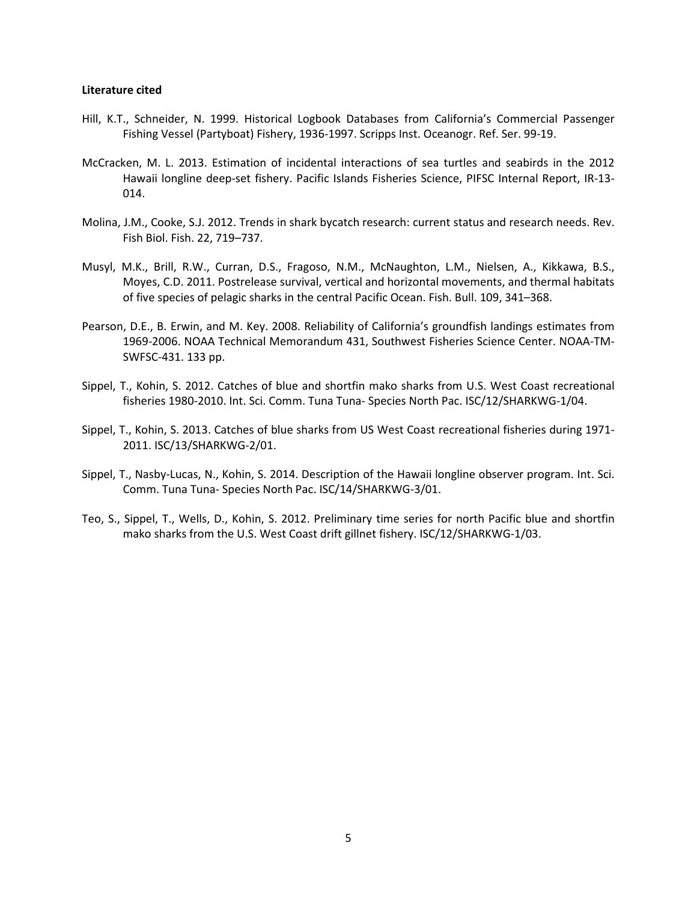**Literature cited**

Hill, K.T., Schneider, N. 1999. Historical Logbook Databases from California's Commercial Passenger Fishing Vessel (Partyboat) Fishery, 1936-1997. Scripps Inst. Oceanogr. Ref. Ser. 99-19.

McCracken, M. L. 2013. Estimation of incidental interactions of sea turtles and seabirds in the 2012 Hawaii longline deep-set fishery. Pacific Islands Fisheries Science, PIFSC Internal Report, IR-13-014.

Molina, J.M., Cooke, S.J. 2012. Trends in shark bycatch research: current status and research needs. Rev. Fish Biol. Fish. 22, 719–737.

Musyl, M.K., Brill, R.W., Curran, D.S., Fragoso, N.M., McNaughton, L.M., Nielsen, A., Kikkawa, B.S., Moyes, C.D. 2011. Postrelease survival, vertical and horizontal movements, and thermal habitats of five species of pelagic sharks in the central Pacific Ocean. Fish. Bull. 109, 341–368.

Pearson, D.E., B. Erwin, and M. Key. 2008. Reliability of California's groundfish landings estimates from 1969-2006. NOAA Technical Memorandum 431, Southwest Fisheries Science Center. NOAA-TM-SWFSC-431. 133 pp.

Sippel, T., Kohin, S. 2012. Catches of blue and shortfin mako sharks from U.S. West Coast recreational fisheries 1980-2010. Int. Sci. Comm. Tuna Tuna- Species North Pac. ISC/12/SHARKWG-1/04.

Sippel, T., Kohin, S. 2013. Catches of blue sharks from US West Coast recreational fisheries during 1971-2011. ISC/13/SHARKWG-2/01.

Sippel, T., Nasby-Lucas, N., Kohin, S. 2014. Description of the Hawaii longline observer program. Int. Sci. Comm. Tuna Tuna- Species North Pac. ISC/14/SHARKWG-3/01.

Teo, S., Sippel, T., Wells, D., Kohin, S. 2012. Preliminary time series for north Pacific blue and shortfin mako sharks from the U.S. West Coast drift gillnet fishery. ISC/12/SHARKWG-1/03.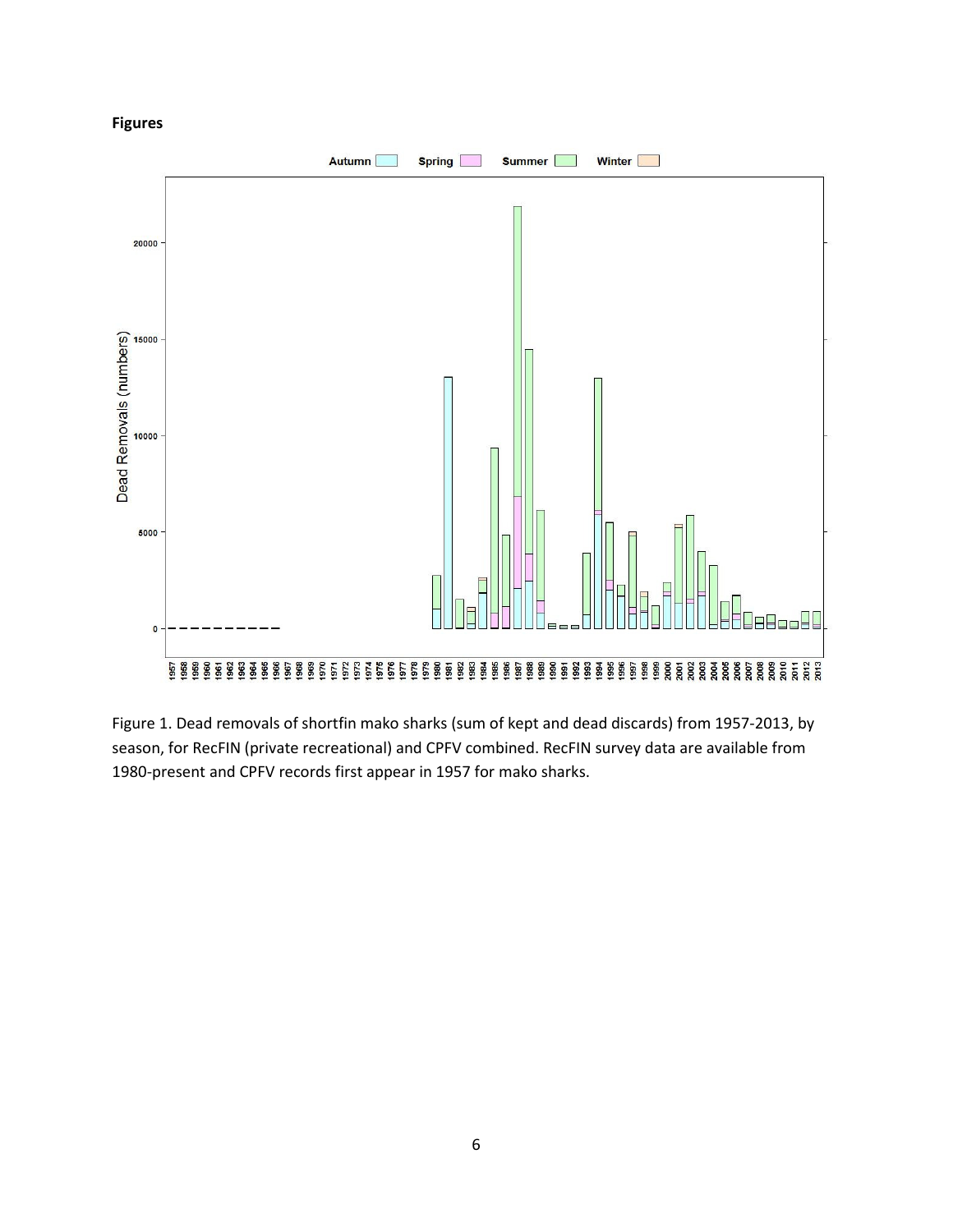**Figures**

Figure 1. Dead removals of shortfin mako sharks (sum of kept and dead discards) from 1957-2013, by season, for RecFIN (private recreational) and CPFV combined. RecFIN survey data are available from 1980-present and CPFV records first appear in 1957 for mako sharks.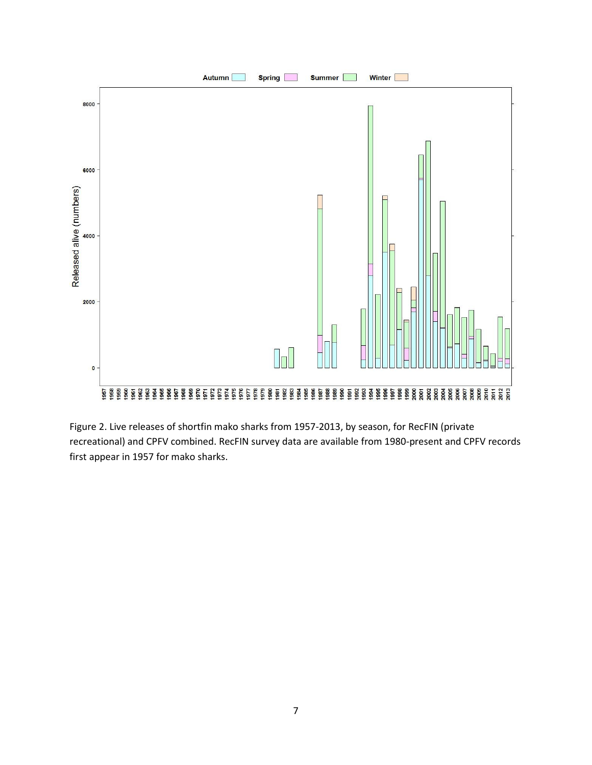Figure 2. Live releases of shortfin mako sharks from 1957-2013, by season, for RecFIN (private recreational) and CPFV combined. RecFIN survey data are available from 1980-present and CPFV records first appear in 1957 for mako sharks.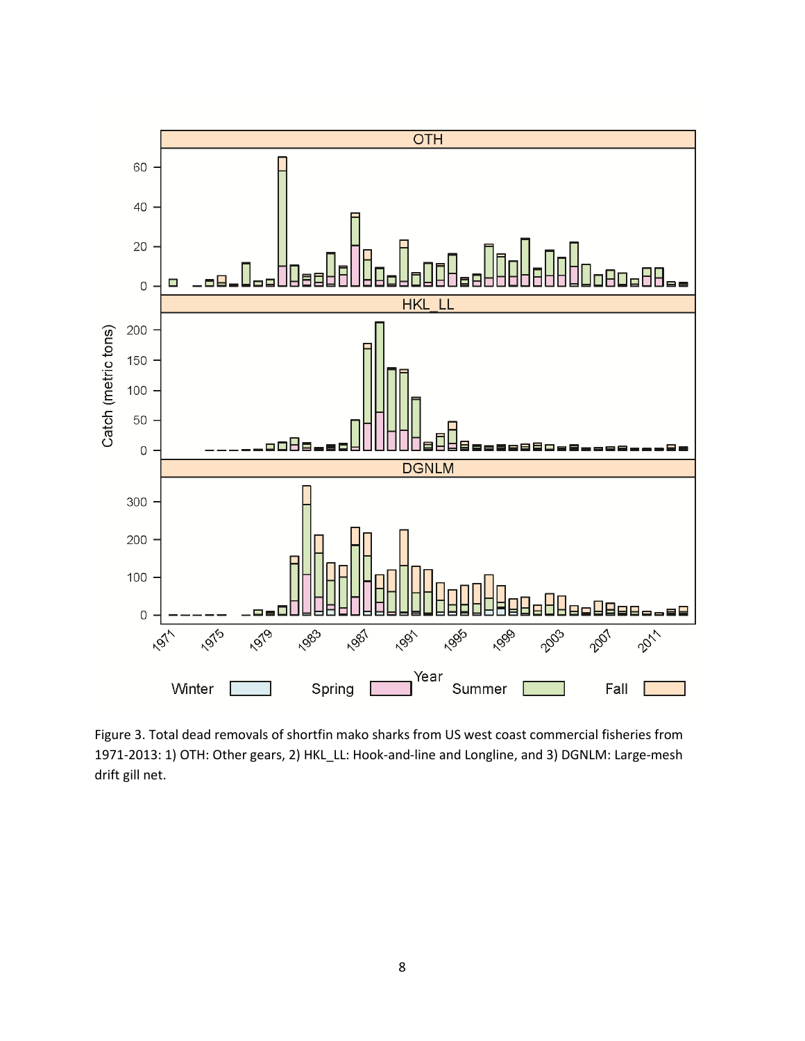Figure 3. Total dead removals of shortfin mako sharks from US west coast commercial fisheries from 1971-2013: 1) OTH: Other gears, 2) HKL_LL: Hook-and-line and Longline, and 3) DGNLM: Large-mesh drift gill net.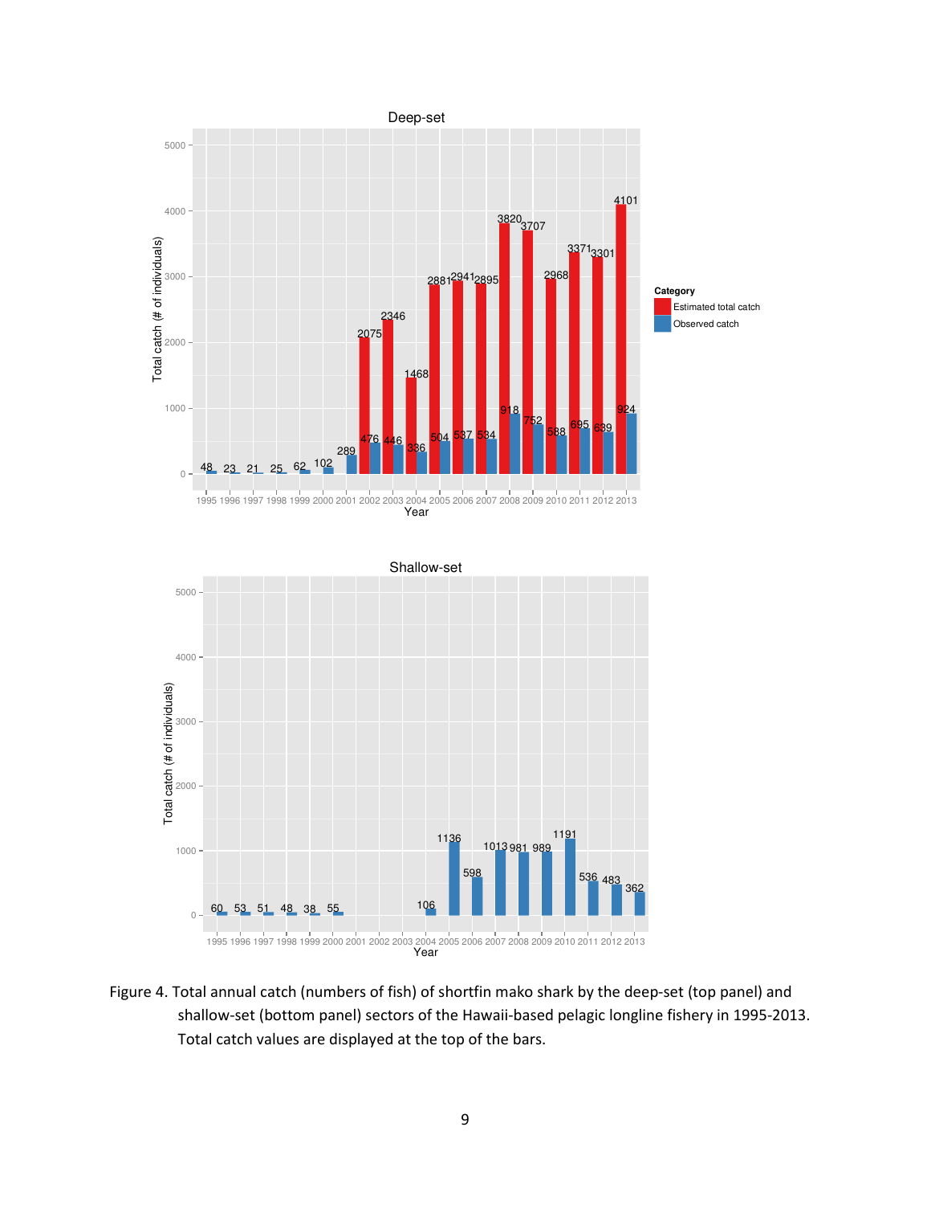Figure 4. Total annual catch (numbers of fish) of shortfin mako shark by the deep-set (top panel) and shallow-set (bottom panel) sectors of the Hawaii-based pelagic longline fishery in 1995-2013. Total catch values are displayed at the top of the bars.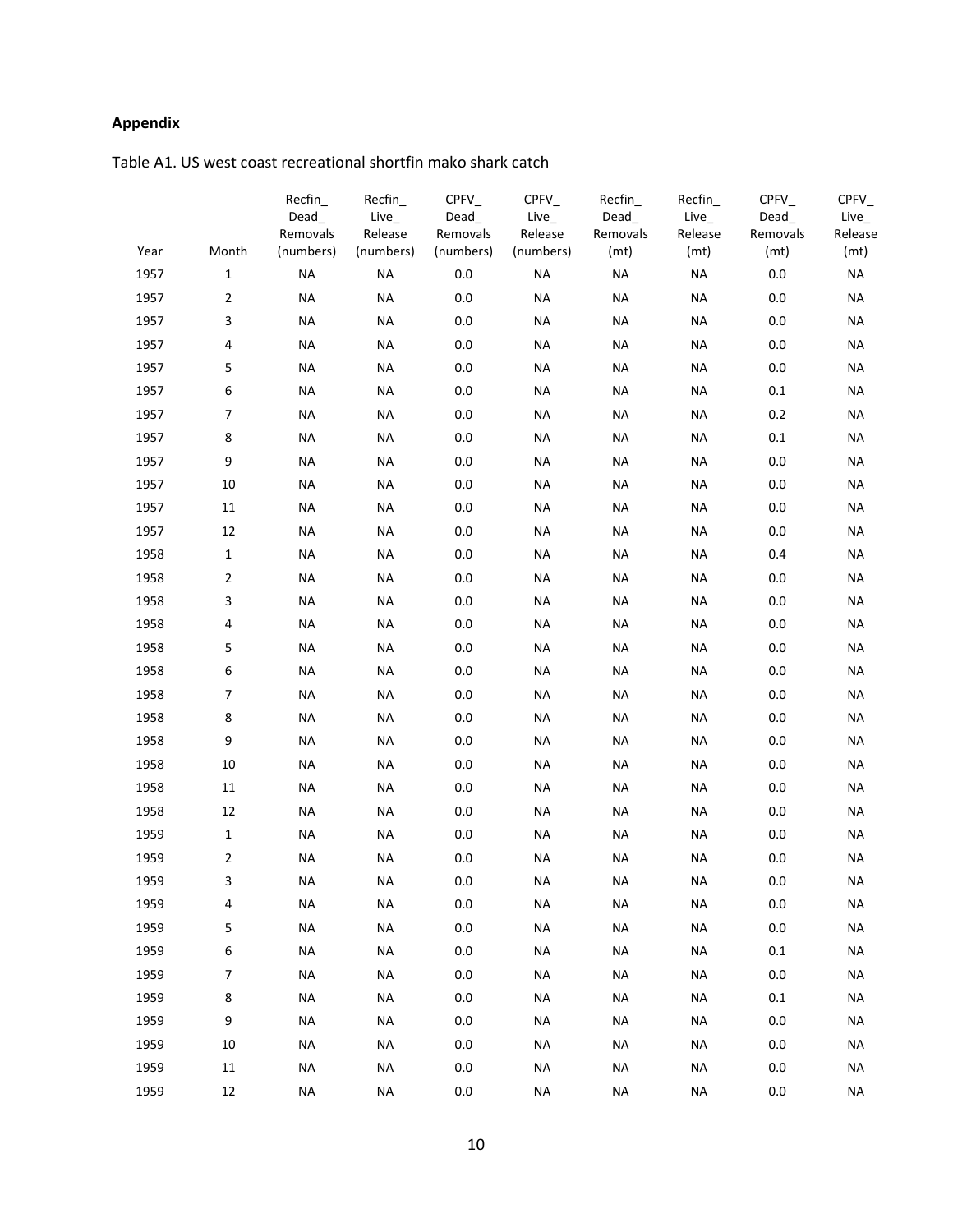## Appendix

Table A1. US west coast recreational shortfin mako shark catch

| Year | Month | Recfin_ Dead_ Removals (numbers) | Recfin_ Live_ Release (numbers) | CPFV_ Dead_ Removals (numbers) | CPFV_ Live_ Release (numbers) | Recfin_ Dead_ Removals (mt) | Recfin_ Live_ Release (mt) | CPFV_ Dead_ Removals (mt) | CPFV_ Live_ Release (mt) |
|---|---|---|---|---|---|---|---|---|---|
| 1957 | 1 | NA | NA | 0.0 | NA | NA | NA | 0.0 | NA |
| 1957 | 2 | NA | NA | 0.0 | NA | NA | NA | 0.0 | NA |
| 1957 | 3 | NA | NA | 0.0 | NA | NA | NA | 0.0 | NA |
| 1957 | 4 | NA | NA | 0.0 | NA | NA | NA | 0.0 | NA |
| 1957 | 5 | NA | NA | 0.0 | NA | NA | NA | 0.0 | NA |
| 1957 | 6 | NA | NA | 0.0 | NA | NA | NA | 0.1 | NA |
| 1957 | 7 | NA | NA | 0.0 | NA | NA | NA | 0.2 | NA |
| 1957 | 8 | NA | NA | 0.0 | NA | NA | NA | 0.1 | NA |
| 1957 | 9 | NA | NA | 0.0 | NA | NA | NA | 0.0 | NA |
| 1957 | 10 | NA | NA | 0.0 | NA | NA | NA | 0.0 | NA |
| 1957 | 11 | NA | NA | 0.0 | NA | NA | NA | 0.0 | NA |
| 1957 | 12 | NA | NA | 0.0 | NA | NA | NA | 0.0 | NA |
| 1958 | 1 | NA | NA | 0.0 | NA | NA | NA | 0.4 | NA |
| 1958 | 2 | NA | NA | 0.0 | NA | NA | NA | 0.0 | NA |
| 1958 | 3 | NA | NA | 0.0 | NA | NA | NA | 0.0 | NA |
| 1958 | 4 | NA | NA | 0.0 | NA | NA | NA | 0.0 | NA |
| 1958 | 5 | NA | NA | 0.0 | NA | NA | NA | 0.0 | NA |
| 1958 | 6 | NA | NA | 0.0 | NA | NA | NA | 0.0 | NA |
| 1958 | 7 | NA | NA | 0.0 | NA | NA | NA | 0.0 | NA |
| 1958 | 8 | NA | NA | 0.0 | NA | NA | NA | 0.0 | NA |
| 1958 | 9 | NA | NA | 0.0 | NA | NA | NA | 0.0 | NA |
| 1958 | 10 | NA | NA | 0.0 | NA | NA | NA | 0.0 | NA |
| 1958 | 11 | NA | NA | 0.0 | NA | NA | NA | 0.0 | NA |
| 1958 | 12 | NA | NA | 0.0 | NA | NA | NA | 0.0 | NA |
| 1959 | 1 | NA | NA | 0.0 | NA | NA | NA | 0.0 | NA |
| 1959 | 2 | NA | NA | 0.0 | NA | NA | NA | 0.0 | NA |
| 1959 | 3 | NA | NA | 0.0 | NA | NA | NA | 0.0 | NA |
| 1959 | 4 | NA | NA | 0.0 | NA | NA | NA | 0.0 | NA |
| 1959 | 5 | NA | NA | 0.0 | NA | NA | NA | 0.0 | NA |
| 1959 | 6 | NA | NA | 0.0 | NA | NA | NA | 0.1 | NA |
| 1959 | 7 | NA | NA | 0.0 | NA | NA | NA | 0.0 | NA |
| 1959 | 8 | NA | NA | 0.0 | NA | NA | NA | 0.1 | NA |
| 1959 | 9 | NA | NA | 0.0 | NA | NA | NA | 0.0 | NA |
| 1959 | 10 | NA | NA | 0.0 | NA | NA | NA | 0.0 | NA |
| 1959 | 11 | NA | NA | 0.0 | NA | NA | NA | 0.0 | NA |
| 1959 | 12 | NA | NA | 0.0 | NA | NA | NA | 0.0 | NA |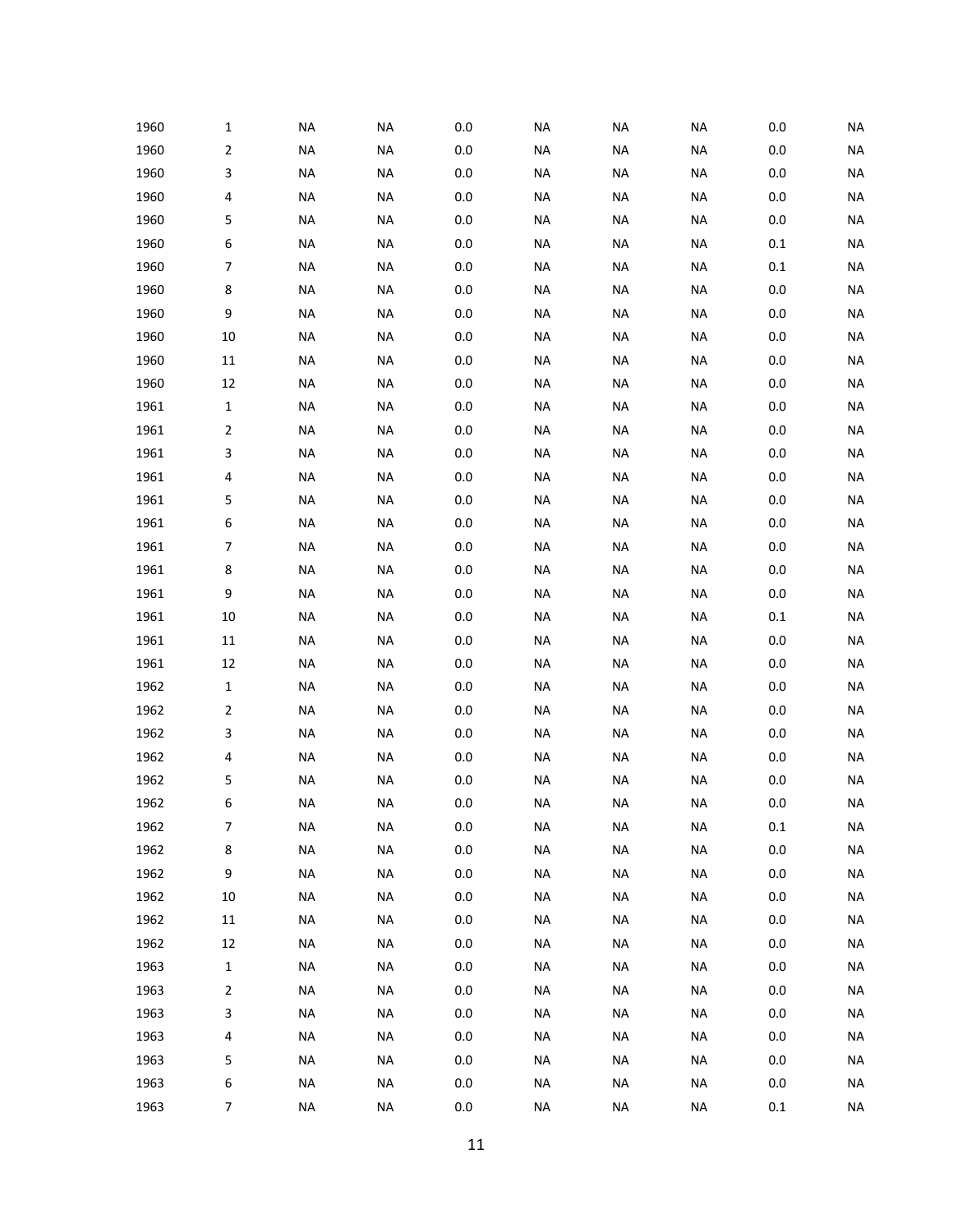| | | | | | | | | | |
|---|---|---|---|---|---|---|---|---|---|
| 1960 | 1 | NA | NA | 0.0 | NA | NA | NA | 0.0 | NA |
| 1960 | 2 | NA | NA | 0.0 | NA | NA | NA | 0.0 | NA |
| 1960 | 3 | NA | NA | 0.0 | NA | NA | NA | 0.0 | NA |
| 1960 | 4 | NA | NA | 0.0 | NA | NA | NA | 0.0 | NA |
| 1960 | 5 | NA | NA | 0.0 | NA | NA | NA | 0.0 | NA |
| 1960 | 6 | NA | NA | 0.0 | NA | NA | NA | 0.1 | NA |
| 1960 | 7 | NA | NA | 0.0 | NA | NA | NA | 0.1 | NA |
| 1960 | 8 | NA | NA | 0.0 | NA | NA | NA | 0.0 | NA |
| 1960 | 9 | NA | NA | 0.0 | NA | NA | NA | 0.0 | NA |
| 1960 | 10 | NA | NA | 0.0 | NA | NA | NA | 0.0 | NA |
| 1960 | 11 | NA | NA | 0.0 | NA | NA | NA | 0.0 | NA |
| 1960 | 12 | NA | NA | 0.0 | NA | NA | NA | 0.0 | NA |
| 1961 | 1 | NA | NA | 0.0 | NA | NA | NA | 0.0 | NA |
| 1961 | 2 | NA | NA | 0.0 | NA | NA | NA | 0.0 | NA |
| 1961 | 3 | NA | NA | 0.0 | NA | NA | NA | 0.0 | NA |
| 1961 | 4 | NA | NA | 0.0 | NA | NA | NA | 0.0 | NA |
| 1961 | 5 | NA | NA | 0.0 | NA | NA | NA | 0.0 | NA |
| 1961 | 6 | NA | NA | 0.0 | NA | NA | NA | 0.0 | NA |
| 1961 | 7 | NA | NA | 0.0 | NA | NA | NA | 0.0 | NA |
| 1961 | 8 | NA | NA | 0.0 | NA | NA | NA | 0.0 | NA |
| 1961 | 9 | NA | NA | 0.0 | NA | NA | NA | 0.0 | NA |
| 1961 | 10 | NA | NA | 0.0 | NA | NA | NA | 0.1 | NA |
| 1961 | 11 | NA | NA | 0.0 | NA | NA | NA | 0.0 | NA |
| 1961 | 12 | NA | NA | 0.0 | NA | NA | NA | 0.0 | NA |
| 1962 | 1 | NA | NA | 0.0 | NA | NA | NA | 0.0 | NA |
| 1962 | 2 | NA | NA | 0.0 | NA | NA | NA | 0.0 | NA |
| 1962 | 3 | NA | NA | 0.0 | NA | NA | NA | 0.0 | NA |
| 1962 | 4 | NA | NA | 0.0 | NA | NA | NA | 0.0 | NA |
| 1962 | 5 | NA | NA | 0.0 | NA | NA | NA | 0.0 | NA |
| 1962 | 6 | NA | NA | 0.0 | NA | NA | NA | 0.0 | NA |
| 1962 | 7 | NA | NA | 0.0 | NA | NA | NA | 0.1 | NA |
| 1962 | 8 | NA | NA | 0.0 | NA | NA | NA | 0.0 | NA |
| 1962 | 9 | NA | NA | 0.0 | NA | NA | NA | 0.0 | NA |
| 1962 | 10 | NA | NA | 0.0 | NA | NA | NA | 0.0 | NA |
| 1962 | 11 | NA | NA | 0.0 | NA | NA | NA | 0.0 | NA |
| 1962 | 12 | NA | NA | 0.0 | NA | NA | NA | 0.0 | NA |
| 1963 | 1 | NA | NA | 0.0 | NA | NA | NA | 0.0 | NA |
| 1963 | 2 | NA | NA | 0.0 | NA | NA | NA | 0.0 | NA |
| 1963 | 3 | NA | NA | 0.0 | NA | NA | NA | 0.0 | NA |
| 1963 | 4 | NA | NA | 0.0 | NA | NA | NA | 0.0 | NA |
| 1963 | 5 | NA | NA | 0.0 | NA | NA | NA | 0.0 | NA |
| 1963 | 6 | NA | NA | 0.0 | NA | NA | NA | 0.0 | NA |
| 1963 | 7 | NA | NA | 0.0 | NA | NA | NA | 0.1 | NA |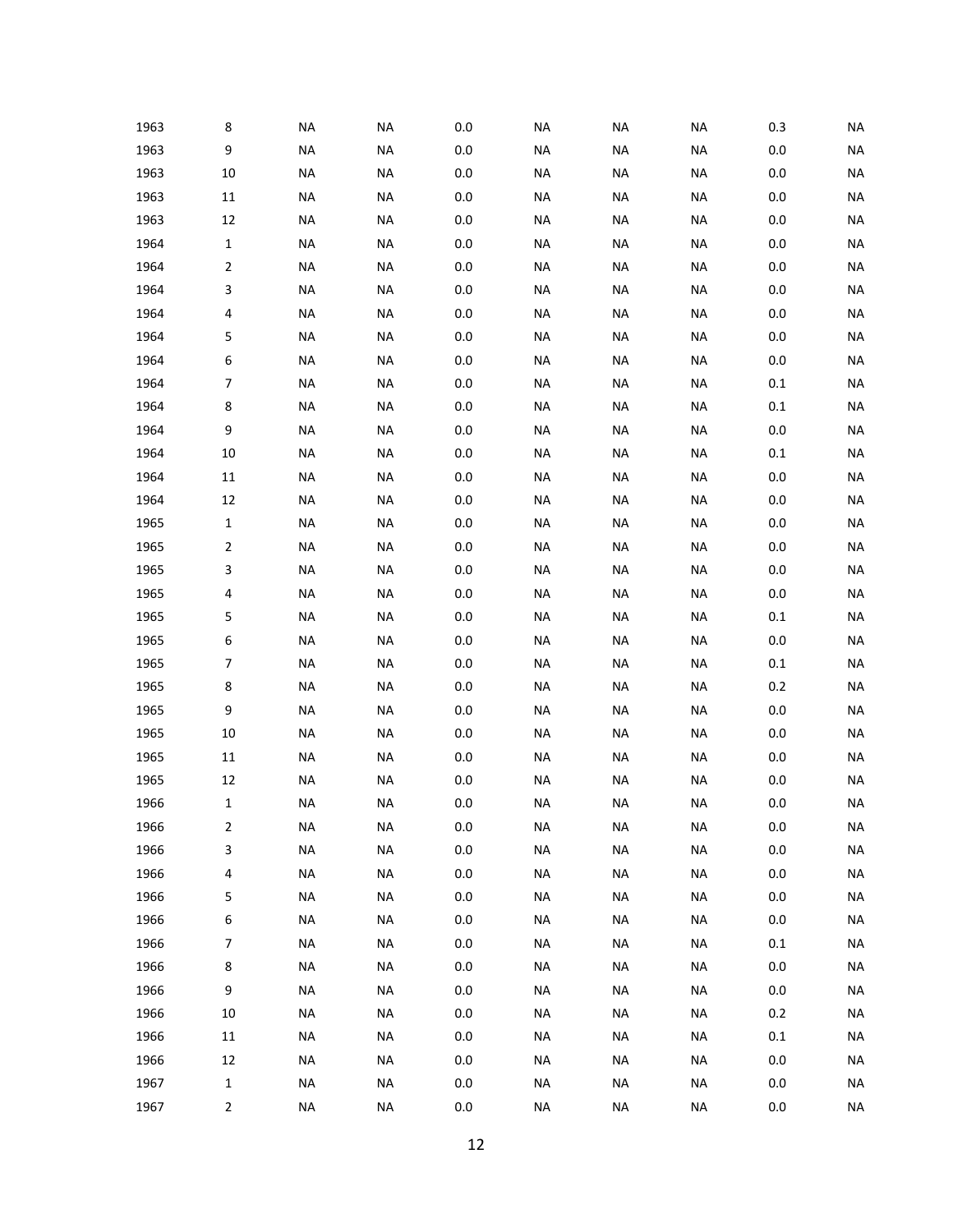| | | | | | | | | | |
|---|---|---|---|---|---|---|---|---|---|
| 1963 | 8 | NA | NA | 0.0 | NA | NA | NA | 0.3 | NA |
| 1963 | 9 | NA | NA | 0.0 | NA | NA | NA | 0.0 | NA |
| 1963 | 10 | NA | NA | 0.0 | NA | NA | NA | 0.0 | NA |
| 1963 | 11 | NA | NA | 0.0 | NA | NA | NA | 0.0 | NA |
| 1963 | 12 | NA | NA | 0.0 | NA | NA | NA | 0.0 | NA |
| 1964 | 1 | NA | NA | 0.0 | NA | NA | NA | 0.0 | NA |
| 1964 | 2 | NA | NA | 0.0 | NA | NA | NA | 0.0 | NA |
| 1964 | 3 | NA | NA | 0.0 | NA | NA | NA | 0.0 | NA |
| 1964 | 4 | NA | NA | 0.0 | NA | NA | NA | 0.0 | NA |
| 1964 | 5 | NA | NA | 0.0 | NA | NA | NA | 0.0 | NA |
| 1964 | 6 | NA | NA | 0.0 | NA | NA | NA | 0.0 | NA |
| 1964 | 7 | NA | NA | 0.0 | NA | NA | NA | 0.1 | NA |
| 1964 | 8 | NA | NA | 0.0 | NA | NA | NA | 0.1 | NA |
| 1964 | 9 | NA | NA | 0.0 | NA | NA | NA | 0.0 | NA |
| 1964 | 10 | NA | NA | 0.0 | NA | NA | NA | 0.1 | NA |
| 1964 | 11 | NA | NA | 0.0 | NA | NA | NA | 0.0 | NA |
| 1964 | 12 | NA | NA | 0.0 | NA | NA | NA | 0.0 | NA |
| 1965 | 1 | NA | NA | 0.0 | NA | NA | NA | 0.0 | NA |
| 1965 | 2 | NA | NA | 0.0 | NA | NA | NA | 0.0 | NA |
| 1965 | 3 | NA | NA | 0.0 | NA | NA | NA | 0.0 | NA |
| 1965 | 4 | NA | NA | 0.0 | NA | NA | NA | 0.0 | NA |
| 1965 | 5 | NA | NA | 0.0 | NA | NA | NA | 0.1 | NA |
| 1965 | 6 | NA | NA | 0.0 | NA | NA | NA | 0.0 | NA |
| 1965 | 7 | NA | NA | 0.0 | NA | NA | NA | 0.1 | NA |
| 1965 | 8 | NA | NA | 0.0 | NA | NA | NA | 0.2 | NA |
| 1965 | 9 | NA | NA | 0.0 | NA | NA | NA | 0.0 | NA |
| 1965 | 10 | NA | NA | 0.0 | NA | NA | NA | 0.0 | NA |
| 1965 | 11 | NA | NA | 0.0 | NA | NA | NA | 0.0 | NA |
| 1965 | 12 | NA | NA | 0.0 | NA | NA | NA | 0.0 | NA |
| 1966 | 1 | NA | NA | 0.0 | NA | NA | NA | 0.0 | NA |
| 1966 | 2 | NA | NA | 0.0 | NA | NA | NA | 0.0 | NA |
| 1966 | 3 | NA | NA | 0.0 | NA | NA | NA | 0.0 | NA |
| 1966 | 4 | NA | NA | 0.0 | NA | NA | NA | 0.0 | NA |
| 1966 | 5 | NA | NA | 0.0 | NA | NA | NA | 0.0 | NA |
| 1966 | 6 | NA | NA | 0.0 | NA | NA | NA | 0.0 | NA |
| 1966 | 7 | NA | NA | 0.0 | NA | NA | NA | 0.1 | NA |
| 1966 | 8 | NA | NA | 0.0 | NA | NA | NA | 0.0 | NA |
| 1966 | 9 | NA | NA | 0.0 | NA | NA | NA | 0.0 | NA |
| 1966 | 10 | NA | NA | 0.0 | NA | NA | NA | 0.2 | NA |
| 1966 | 11 | NA | NA | 0.0 | NA | NA | NA | 0.1 | NA |
| 1966 | 12 | NA | NA | 0.0 | NA | NA | NA | 0.0 | NA |
| 1967 | 1 | NA | NA | 0.0 | NA | NA | NA | 0.0 | NA |
| 1967 | 2 | NA | NA | 0.0 | NA | NA | NA | 0.0 | NA |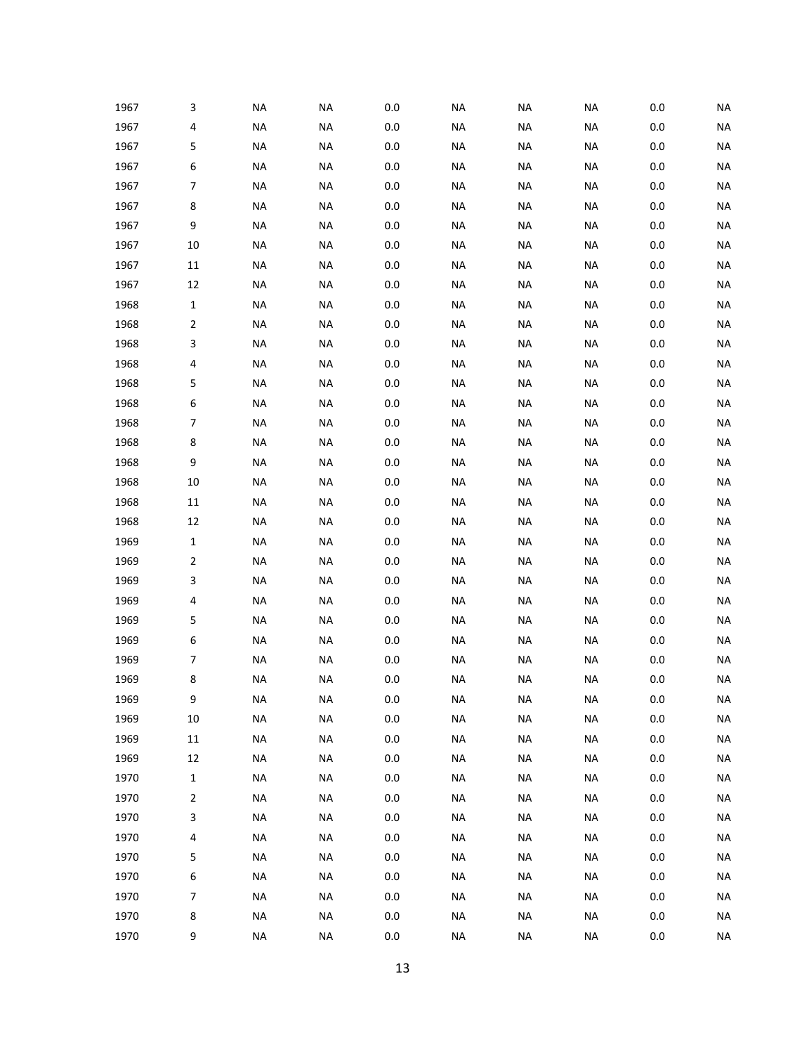| | | | | | | | | | |
|---|---|---|---|---|---|---|---|---|---|
| 1967 | 3 | NA | NA | 0.0 | NA | NA | NA | 0.0 | NA |
| 1967 | 4 | NA | NA | 0.0 | NA | NA | NA | 0.0 | NA |
| 1967 | 5 | NA | NA | 0.0 | NA | NA | NA | 0.0 | NA |
| 1967 | 6 | NA | NA | 0.0 | NA | NA | NA | 0.0 | NA |
| 1967 | 7 | NA | NA | 0.0 | NA | NA | NA | 0.0 | NA |
| 1967 | 8 | NA | NA | 0.0 | NA | NA | NA | 0.0 | NA |
| 1967 | 9 | NA | NA | 0.0 | NA | NA | NA | 0.0 | NA |
| 1967 | 10 | NA | NA | 0.0 | NA | NA | NA | 0.0 | NA |
| 1967 | 11 | NA | NA | 0.0 | NA | NA | NA | 0.0 | NA |
| 1967 | 12 | NA | NA | 0.0 | NA | NA | NA | 0.0 | NA |
| 1968 | 1 | NA | NA | 0.0 | NA | NA | NA | 0.0 | NA |
| 1968 | 2 | NA | NA | 0.0 | NA | NA | NA | 0.0 | NA |
| 1968 | 3 | NA | NA | 0.0 | NA | NA | NA | 0.0 | NA |
| 1968 | 4 | NA | NA | 0.0 | NA | NA | NA | 0.0 | NA |
| 1968 | 5 | NA | NA | 0.0 | NA | NA | NA | 0.0 | NA |
| 1968 | 6 | NA | NA | 0.0 | NA | NA | NA | 0.0 | NA |
| 1968 | 7 | NA | NA | 0.0 | NA | NA | NA | 0.0 | NA |
| 1968 | 8 | NA | NA | 0.0 | NA | NA | NA | 0.0 | NA |
| 1968 | 9 | NA | NA | 0.0 | NA | NA | NA | 0.0 | NA |
| 1968 | 10 | NA | NA | 0.0 | NA | NA | NA | 0.0 | NA |
| 1968 | 11 | NA | NA | 0.0 | NA | NA | NA | 0.0 | NA |
| 1968 | 12 | NA | NA | 0.0 | NA | NA | NA | 0.0 | NA |
| 1969 | 1 | NA | NA | 0.0 | NA | NA | NA | 0.0 | NA |
| 1969 | 2 | NA | NA | 0.0 | NA | NA | NA | 0.0 | NA |
| 1969 | 3 | NA | NA | 0.0 | NA | NA | NA | 0.0 | NA |
| 1969 | 4 | NA | NA | 0.0 | NA | NA | NA | 0.0 | NA |
| 1969 | 5 | NA | NA | 0.0 | NA | NA | NA | 0.0 | NA |
| 1969 | 6 | NA | NA | 0.0 | NA | NA | NA | 0.0 | NA |
| 1969 | 7 | NA | NA | 0.0 | NA | NA | NA | 0.0 | NA |
| 1969 | 8 | NA | NA | 0.0 | NA | NA | NA | 0.0 | NA |
| 1969 | 9 | NA | NA | 0.0 | NA | NA | NA | 0.0 | NA |
| 1969 | 10 | NA | NA | 0.0 | NA | NA | NA | 0.0 | NA |
| 1969 | 11 | NA | NA | 0.0 | NA | NA | NA | 0.0 | NA |
| 1969 | 12 | NA | NA | 0.0 | NA | NA | NA | 0.0 | NA |
| 1970 | 1 | NA | NA | 0.0 | NA | NA | NA | 0.0 | NA |
| 1970 | 2 | NA | NA | 0.0 | NA | NA | NA | 0.0 | NA |
| 1970 | 3 | NA | NA | 0.0 | NA | NA | NA | 0.0 | NA |
| 1970 | 4 | NA | NA | 0.0 | NA | NA | NA | 0.0 | NA |
| 1970 | 5 | NA | NA | 0.0 | NA | NA | NA | 0.0 | NA |
| 1970 | 6 | NA | NA | 0.0 | NA | NA | NA | 0.0 | NA |
| 1970 | 7 | NA | NA | 0.0 | NA | NA | NA | 0.0 | NA |
| 1970 | 8 | NA | NA | 0.0 | NA | NA | NA | 0.0 | NA |
| 1970 | 9 | NA | NA | 0.0 | NA | NA | NA | 0.0 | NA |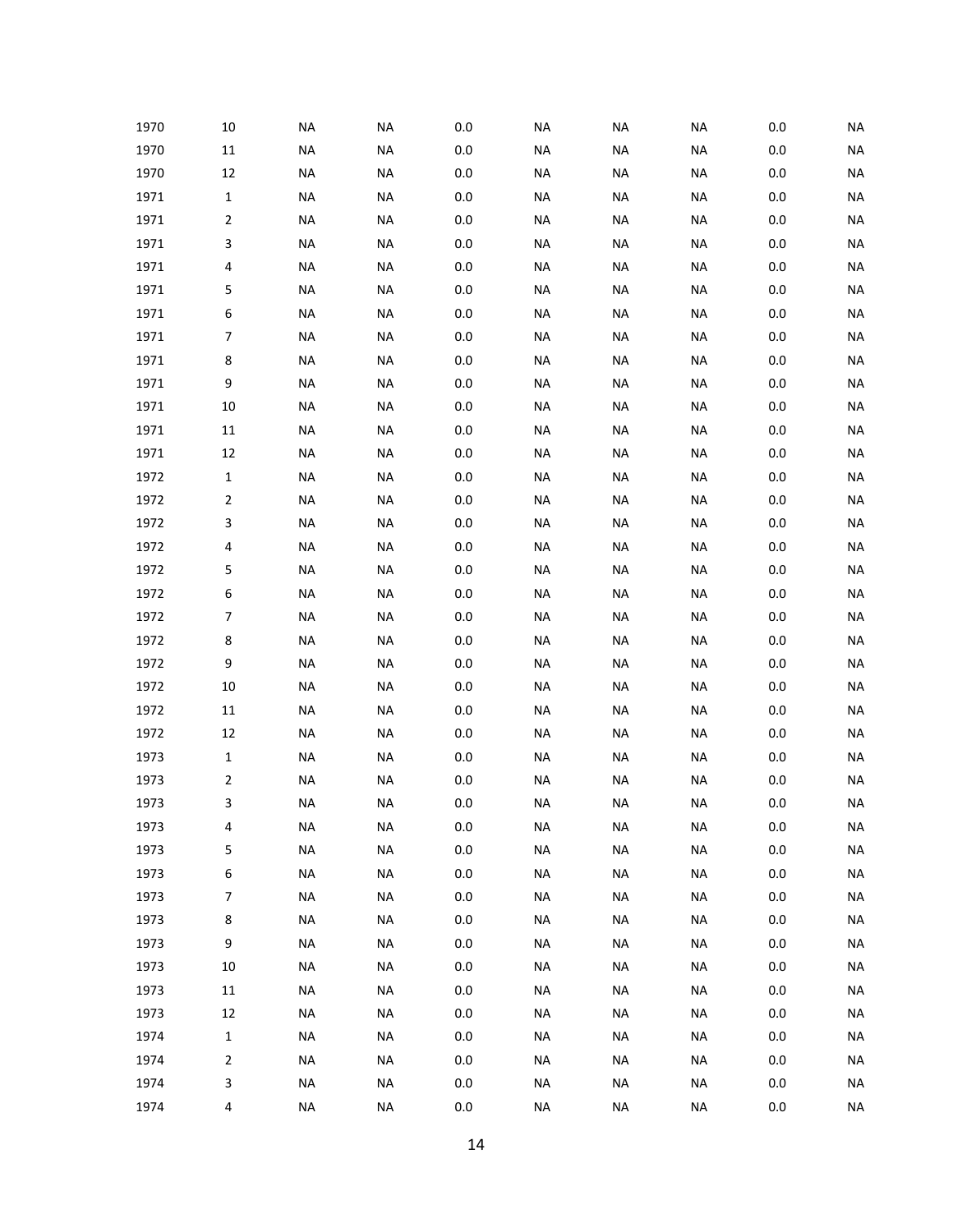| | | | | | | | | | |
|---|---|---|---|---|---|---|---|---|---|
| 1970 | 10 | NA | NA | 0.0 | NA | NA | NA | 0.0 | NA |
| 1970 | 11 | NA | NA | 0.0 | NA | NA | NA | 0.0 | NA |
| 1970 | 12 | NA | NA | 0.0 | NA | NA | NA | 0.0 | NA |
| 1971 | 1 | NA | NA | 0.0 | NA | NA | NA | 0.0 | NA |
| 1971 | 2 | NA | NA | 0.0 | NA | NA | NA | 0.0 | NA |
| 1971 | 3 | NA | NA | 0.0 | NA | NA | NA | 0.0 | NA |
| 1971 | 4 | NA | NA | 0.0 | NA | NA | NA | 0.0 | NA |
| 1971 | 5 | NA | NA | 0.0 | NA | NA | NA | 0.0 | NA |
| 1971 | 6 | NA | NA | 0.0 | NA | NA | NA | 0.0 | NA |
| 1971 | 7 | NA | NA | 0.0 | NA | NA | NA | 0.0 | NA |
| 1971 | 8 | NA | NA | 0.0 | NA | NA | NA | 0.0 | NA |
| 1971 | 9 | NA | NA | 0.0 | NA | NA | NA | 0.0 | NA |
| 1971 | 10 | NA | NA | 0.0 | NA | NA | NA | 0.0 | NA |
| 1971 | 11 | NA | NA | 0.0 | NA | NA | NA | 0.0 | NA |
| 1971 | 12 | NA | NA | 0.0 | NA | NA | NA | 0.0 | NA |
| 1972 | 1 | NA | NA | 0.0 | NA | NA | NA | 0.0 | NA |
| 1972 | 2 | NA | NA | 0.0 | NA | NA | NA | 0.0 | NA |
| 1972 | 3 | NA | NA | 0.0 | NA | NA | NA | 0.0 | NA |
| 1972 | 4 | NA | NA | 0.0 | NA | NA | NA | 0.0 | NA |
| 1972 | 5 | NA | NA | 0.0 | NA | NA | NA | 0.0 | NA |
| 1972 | 6 | NA | NA | 0.0 | NA | NA | NA | 0.0 | NA |
| 1972 | 7 | NA | NA | 0.0 | NA | NA | NA | 0.0 | NA |
| 1972 | 8 | NA | NA | 0.0 | NA | NA | NA | 0.0 | NA |
| 1972 | 9 | NA | NA | 0.0 | NA | NA | NA | 0.0 | NA |
| 1972 | 10 | NA | NA | 0.0 | NA | NA | NA | 0.0 | NA |
| 1972 | 11 | NA | NA | 0.0 | NA | NA | NA | 0.0 | NA |
| 1972 | 12 | NA | NA | 0.0 | NA | NA | NA | 0.0 | NA |
| 1973 | 1 | NA | NA | 0.0 | NA | NA | NA | 0.0 | NA |
| 1973 | 2 | NA | NA | 0.0 | NA | NA | NA | 0.0 | NA |
| 1973 | 3 | NA | NA | 0.0 | NA | NA | NA | 0.0 | NA |
| 1973 | 4 | NA | NA | 0.0 | NA | NA | NA | 0.0 | NA |
| 1973 | 5 | NA | NA | 0.0 | NA | NA | NA | 0.0 | NA |
| 1973 | 6 | NA | NA | 0.0 | NA | NA | NA | 0.0 | NA |
| 1973 | 7 | NA | NA | 0.0 | NA | NA | NA | 0.0 | NA |
| 1973 | 8 | NA | NA | 0.0 | NA | NA | NA | 0.0 | NA |
| 1973 | 9 | NA | NA | 0.0 | NA | NA | NA | 0.0 | NA |
| 1973 | 10 | NA | NA | 0.0 | NA | NA | NA | 0.0 | NA |
| 1973 | 11 | NA | NA | 0.0 | NA | NA | NA | 0.0 | NA |
| 1973 | 12 | NA | NA | 0.0 | NA | NA | NA | 0.0 | NA |
| 1974 | 1 | NA | NA | 0.0 | NA | NA | NA | 0.0 | NA |
| 1974 | 2 | NA | NA | 0.0 | NA | NA | NA | 0.0 | NA |
| 1974 | 3 | NA | NA | 0.0 | NA | NA | NA | 0.0 | NA |
| 1974 | 4 | NA | NA | 0.0 | NA | NA | NA | 0.0 | NA |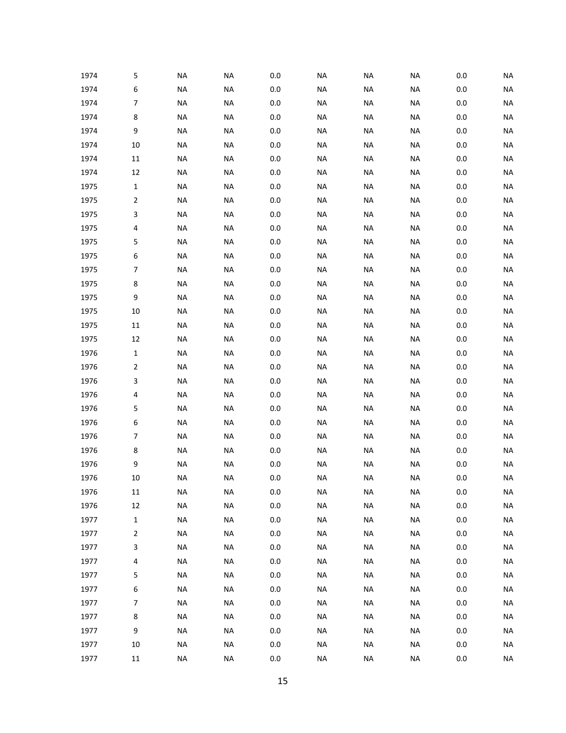| | | | | | | | | | |
|---|---|---|---|---|---|---|---|---|---|
| 1974 | 5 | NA | NA | 0.0 | NA | NA | NA | 0.0 | NA |
| 1974 | 6 | NA | NA | 0.0 | NA | NA | NA | 0.0 | NA |
| 1974 | 7 | NA | NA | 0.0 | NA | NA | NA | 0.0 | NA |
| 1974 | 8 | NA | NA | 0.0 | NA | NA | NA | 0.0 | NA |
| 1974 | 9 | NA | NA | 0.0 | NA | NA | NA | 0.0 | NA |
| 1974 | 10 | NA | NA | 0.0 | NA | NA | NA | 0.0 | NA |
| 1974 | 11 | NA | NA | 0.0 | NA | NA | NA | 0.0 | NA |
| 1974 | 12 | NA | NA | 0.0 | NA | NA | NA | 0.0 | NA |
| 1975 | 1 | NA | NA | 0.0 | NA | NA | NA | 0.0 | NA |
| 1975 | 2 | NA | NA | 0.0 | NA | NA | NA | 0.0 | NA |
| 1975 | 3 | NA | NA | 0.0 | NA | NA | NA | 0.0 | NA |
| 1975 | 4 | NA | NA | 0.0 | NA | NA | NA | 0.0 | NA |
| 1975 | 5 | NA | NA | 0.0 | NA | NA | NA | 0.0 | NA |
| 1975 | 6 | NA | NA | 0.0 | NA | NA | NA | 0.0 | NA |
| 1975 | 7 | NA | NA | 0.0 | NA | NA | NA | 0.0 | NA |
| 1975 | 8 | NA | NA | 0.0 | NA | NA | NA | 0.0 | NA |
| 1975 | 9 | NA | NA | 0.0 | NA | NA | NA | 0.0 | NA |
| 1975 | 10 | NA | NA | 0.0 | NA | NA | NA | 0.0 | NA |
| 1975 | 11 | NA | NA | 0.0 | NA | NA | NA | 0.0 | NA |
| 1975 | 12 | NA | NA | 0.0 | NA | NA | NA | 0.0 | NA |
| 1976 | 1 | NA | NA | 0.0 | NA | NA | NA | 0.0 | NA |
| 1976 | 2 | NA | NA | 0.0 | NA | NA | NA | 0.0 | NA |
| 1976 | 3 | NA | NA | 0.0 | NA | NA | NA | 0.0 | NA |
| 1976 | 4 | NA | NA | 0.0 | NA | NA | NA | 0.0 | NA |
| 1976 | 5 | NA | NA | 0.0 | NA | NA | NA | 0.0 | NA |
| 1976 | 6 | NA | NA | 0.0 | NA | NA | NA | 0.0 | NA |
| 1976 | 7 | NA | NA | 0.0 | NA | NA | NA | 0.0 | NA |
| 1976 | 8 | NA | NA | 0.0 | NA | NA | NA | 0.0 | NA |
| 1976 | 9 | NA | NA | 0.0 | NA | NA | NA | 0.0 | NA |
| 1976 | 10 | NA | NA | 0.0 | NA | NA | NA | 0.0 | NA |
| 1976 | 11 | NA | NA | 0.0 | NA | NA | NA | 0.0 | NA |
| 1976 | 12 | NA | NA | 0.0 | NA | NA | NA | 0.0 | NA |
| 1977 | 1 | NA | NA | 0.0 | NA | NA | NA | 0.0 | NA |
| 1977 | 2 | NA | NA | 0.0 | NA | NA | NA | 0.0 | NA |
| 1977 | 3 | NA | NA | 0.0 | NA | NA | NA | 0.0 | NA |
| 1977 | 4 | NA | NA | 0.0 | NA | NA | NA | 0.0 | NA |
| 1977 | 5 | NA | NA | 0.0 | NA | NA | NA | 0.0 | NA |
| 1977 | 6 | NA | NA | 0.0 | NA | NA | NA | 0.0 | NA |
| 1977 | 7 | NA | NA | 0.0 | NA | NA | NA | 0.0 | NA |
| 1977 | 8 | NA | NA | 0.0 | NA | NA | NA | 0.0 | NA |
| 1977 | 9 | NA | NA | 0.0 | NA | NA | NA | 0.0 | NA |
| 1977 | 10 | NA | NA | 0.0 | NA | NA | NA | 0.0 | NA |
| 1977 | 11 | NA | NA | 0.0 | NA | NA | NA | 0.0 | NA |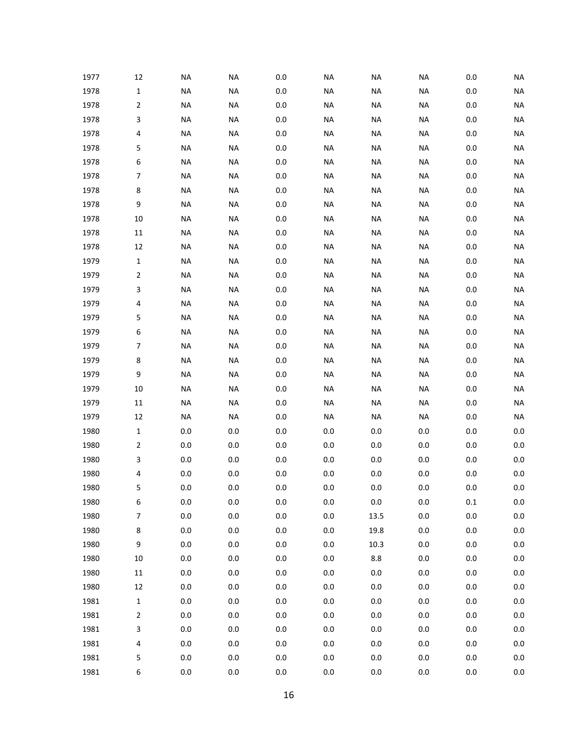| | | | | | | | | | |
|---|---|---|---|---|---|---|---|---|---|
| 1977 | 12 | NA | NA | 0.0 | NA | NA | NA | 0.0 | NA |
| 1978 | 1 | NA | NA | 0.0 | NA | NA | NA | 0.0 | NA |
| 1978 | 2 | NA | NA | 0.0 | NA | NA | NA | 0.0 | NA |
| 1978 | 3 | NA | NA | 0.0 | NA | NA | NA | 0.0 | NA |
| 1978 | 4 | NA | NA | 0.0 | NA | NA | NA | 0.0 | NA |
| 1978 | 5 | NA | NA | 0.0 | NA | NA | NA | 0.0 | NA |
| 1978 | 6 | NA | NA | 0.0 | NA | NA | NA | 0.0 | NA |
| 1978 | 7 | NA | NA | 0.0 | NA | NA | NA | 0.0 | NA |
| 1978 | 8 | NA | NA | 0.0 | NA | NA | NA | 0.0 | NA |
| 1978 | 9 | NA | NA | 0.0 | NA | NA | NA | 0.0 | NA |
| 1978 | 10 | NA | NA | 0.0 | NA | NA | NA | 0.0 | NA |
| 1978 | 11 | NA | NA | 0.0 | NA | NA | NA | 0.0 | NA |
| 1978 | 12 | NA | NA | 0.0 | NA | NA | NA | 0.0 | NA |
| 1979 | 1 | NA | NA | 0.0 | NA | NA | NA | 0.0 | NA |
| 1979 | 2 | NA | NA | 0.0 | NA | NA | NA | 0.0 | NA |
| 1979 | 3 | NA | NA | 0.0 | NA | NA | NA | 0.0 | NA |
| 1979 | 4 | NA | NA | 0.0 | NA | NA | NA | 0.0 | NA |
| 1979 | 5 | NA | NA | 0.0 | NA | NA | NA | 0.0 | NA |
| 1979 | 6 | NA | NA | 0.0 | NA | NA | NA | 0.0 | NA |
| 1979 | 7 | NA | NA | 0.0 | NA | NA | NA | 0.0 | NA |
| 1979 | 8 | NA | NA | 0.0 | NA | NA | NA | 0.0 | NA |
| 1979 | 9 | NA | NA | 0.0 | NA | NA | NA | 0.0 | NA |
| 1979 | 10 | NA | NA | 0.0 | NA | NA | NA | 0.0 | NA |
| 1979 | 11 | NA | NA | 0.0 | NA | NA | NA | 0.0 | NA |
| 1979 | 12 | NA | NA | 0.0 | NA | NA | NA | 0.0 | NA |
| 1980 | 1 | 0.0 | 0.0 | 0.0 | 0.0 | 0.0 | 0.0 | 0.0 | 0.0 |
| 1980 | 2 | 0.0 | 0.0 | 0.0 | 0.0 | 0.0 | 0.0 | 0.0 | 0.0 |
| 1980 | 3 | 0.0 | 0.0 | 0.0 | 0.0 | 0.0 | 0.0 | 0.0 | 0.0 |
| 1980 | 4 | 0.0 | 0.0 | 0.0 | 0.0 | 0.0 | 0.0 | 0.0 | 0.0 |
| 1980 | 5 | 0.0 | 0.0 | 0.0 | 0.0 | 0.0 | 0.0 | 0.0 | 0.0 |
| 1980 | 6 | 0.0 | 0.0 | 0.0 | 0.0 | 0.0 | 0.0 | 0.1 | 0.0 |
| 1980 | 7 | 0.0 | 0.0 | 0.0 | 0.0 | 13.5 | 0.0 | 0.0 | 0.0 |
| 1980 | 8 | 0.0 | 0.0 | 0.0 | 0.0 | 19.8 | 0.0 | 0.0 | 0.0 |
| 1980 | 9 | 0.0 | 0.0 | 0.0 | 0.0 | 10.3 | 0.0 | 0.0 | 0.0 |
| 1980 | 10 | 0.0 | 0.0 | 0.0 | 0.0 | 8.8 | 0.0 | 0.0 | 0.0 |
| 1980 | 11 | 0.0 | 0.0 | 0.0 | 0.0 | 0.0 | 0.0 | 0.0 | 0.0 |
| 1980 | 12 | 0.0 | 0.0 | 0.0 | 0.0 | 0.0 | 0.0 | 0.0 | 0.0 |
| 1981 | 1 | 0.0 | 0.0 | 0.0 | 0.0 | 0.0 | 0.0 | 0.0 | 0.0 |
| 1981 | 2 | 0.0 | 0.0 | 0.0 | 0.0 | 0.0 | 0.0 | 0.0 | 0.0 |
| 1981 | 3 | 0.0 | 0.0 | 0.0 | 0.0 | 0.0 | 0.0 | 0.0 | 0.0 |
| 1981 | 4 | 0.0 | 0.0 | 0.0 | 0.0 | 0.0 | 0.0 | 0.0 | 0.0 |
| 1981 | 5 | 0.0 | 0.0 | 0.0 | 0.0 | 0.0 | 0.0 | 0.0 | 0.0 |
| 1981 | 6 | 0.0 | 0.0 | 0.0 | 0.0 | 0.0 | 0.0 | 0.0 | 0.0 |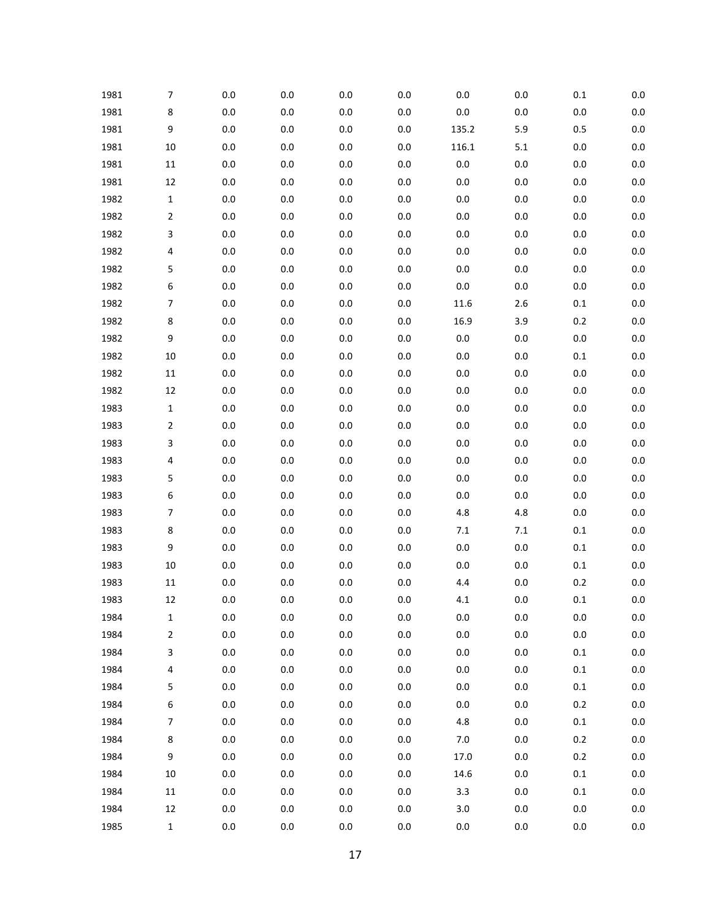| | | | | | | | | | |
|---|---|---|---|---|---|---|---|---|---|
| 1981 | 7 | 0.0 | 0.0 | 0.0 | 0.0 | 0.0 | 0.0 | 0.1 | 0.0 |
| 1981 | 8 | 0.0 | 0.0 | 0.0 | 0.0 | 0.0 | 0.0 | 0.0 | 0.0 |
| 1981 | 9 | 0.0 | 0.0 | 0.0 | 0.0 | 135.2 | 5.9 | 0.5 | 0.0 |
| 1981 | 10 | 0.0 | 0.0 | 0.0 | 0.0 | 116.1 | 5.1 | 0.0 | 0.0 |
| 1981 | 11 | 0.0 | 0.0 | 0.0 | 0.0 | 0.0 | 0.0 | 0.0 | 0.0 |
| 1981 | 12 | 0.0 | 0.0 | 0.0 | 0.0 | 0.0 | 0.0 | 0.0 | 0.0 |
| 1982 | 1 | 0.0 | 0.0 | 0.0 | 0.0 | 0.0 | 0.0 | 0.0 | 0.0 |
| 1982 | 2 | 0.0 | 0.0 | 0.0 | 0.0 | 0.0 | 0.0 | 0.0 | 0.0 |
| 1982 | 3 | 0.0 | 0.0 | 0.0 | 0.0 | 0.0 | 0.0 | 0.0 | 0.0 |
| 1982 | 4 | 0.0 | 0.0 | 0.0 | 0.0 | 0.0 | 0.0 | 0.0 | 0.0 |
| 1982 | 5 | 0.0 | 0.0 | 0.0 | 0.0 | 0.0 | 0.0 | 0.0 | 0.0 |
| 1982 | 6 | 0.0 | 0.0 | 0.0 | 0.0 | 0.0 | 0.0 | 0.0 | 0.0 |
| 1982 | 7 | 0.0 | 0.0 | 0.0 | 0.0 | 11.6 | 2.6 | 0.1 | 0.0 |
| 1982 | 8 | 0.0 | 0.0 | 0.0 | 0.0 | 16.9 | 3.9 | 0.2 | 0.0 |
| 1982 | 9 | 0.0 | 0.0 | 0.0 | 0.0 | 0.0 | 0.0 | 0.0 | 0.0 |
| 1982 | 10 | 0.0 | 0.0 | 0.0 | 0.0 | 0.0 | 0.0 | 0.1 | 0.0 |
| 1982 | 11 | 0.0 | 0.0 | 0.0 | 0.0 | 0.0 | 0.0 | 0.0 | 0.0 |
| 1982 | 12 | 0.0 | 0.0 | 0.0 | 0.0 | 0.0 | 0.0 | 0.0 | 0.0 |
| 1983 | 1 | 0.0 | 0.0 | 0.0 | 0.0 | 0.0 | 0.0 | 0.0 | 0.0 |
| 1983 | 2 | 0.0 | 0.0 | 0.0 | 0.0 | 0.0 | 0.0 | 0.0 | 0.0 |
| 1983 | 3 | 0.0 | 0.0 | 0.0 | 0.0 | 0.0 | 0.0 | 0.0 | 0.0 |
| 1983 | 4 | 0.0 | 0.0 | 0.0 | 0.0 | 0.0 | 0.0 | 0.0 | 0.0 |
| 1983 | 5 | 0.0 | 0.0 | 0.0 | 0.0 | 0.0 | 0.0 | 0.0 | 0.0 |
| 1983 | 6 | 0.0 | 0.0 | 0.0 | 0.0 | 0.0 | 0.0 | 0.0 | 0.0 |
| 1983 | 7 | 0.0 | 0.0 | 0.0 | 0.0 | 4.8 | 4.8 | 0.0 | 0.0 |
| 1983 | 8 | 0.0 | 0.0 | 0.0 | 0.0 | 7.1 | 7.1 | 0.1 | 0.0 |
| 1983 | 9 | 0.0 | 0.0 | 0.0 | 0.0 | 0.0 | 0.0 | 0.1 | 0.0 |
| 1983 | 10 | 0.0 | 0.0 | 0.0 | 0.0 | 0.0 | 0.0 | 0.1 | 0.0 |
| 1983 | 11 | 0.0 | 0.0 | 0.0 | 0.0 | 4.4 | 0.0 | 0.2 | 0.0 |
| 1983 | 12 | 0.0 | 0.0 | 0.0 | 0.0 | 4.1 | 0.0 | 0.1 | 0.0 |
| 1984 | 1 | 0.0 | 0.0 | 0.0 | 0.0 | 0.0 | 0.0 | 0.0 | 0.0 |
| 1984 | 2 | 0.0 | 0.0 | 0.0 | 0.0 | 0.0 | 0.0 | 0.0 | 0.0 |
| 1984 | 3 | 0.0 | 0.0 | 0.0 | 0.0 | 0.0 | 0.0 | 0.1 | 0.0 |
| 1984 | 4 | 0.0 | 0.0 | 0.0 | 0.0 | 0.0 | 0.0 | 0.1 | 0.0 |
| 1984 | 5 | 0.0 | 0.0 | 0.0 | 0.0 | 0.0 | 0.0 | 0.1 | 0.0 |
| 1984 | 6 | 0.0 | 0.0 | 0.0 | 0.0 | 0.0 | 0.0 | 0.2 | 0.0 |
| 1984 | 7 | 0.0 | 0.0 | 0.0 | 0.0 | 4.8 | 0.0 | 0.1 | 0.0 |
| 1984 | 8 | 0.0 | 0.0 | 0.0 | 0.0 | 7.0 | 0.0 | 0.2 | 0.0 |
| 1984 | 9 | 0.0 | 0.0 | 0.0 | 0.0 | 17.0 | 0.0 | 0.2 | 0.0 |
| 1984 | 10 | 0.0 | 0.0 | 0.0 | 0.0 | 14.6 | 0.0 | 0.1 | 0.0 |
| 1984 | 11 | 0.0 | 0.0 | 0.0 | 0.0 | 3.3 | 0.0 | 0.1 | 0.0 |
| 1984 | 12 | 0.0 | 0.0 | 0.0 | 0.0 | 3.0 | 0.0 | 0.0 | 0.0 |
| 1985 | 1 | 0.0 | 0.0 | 0.0 | 0.0 | 0.0 | 0.0 | 0.0 | 0.0 |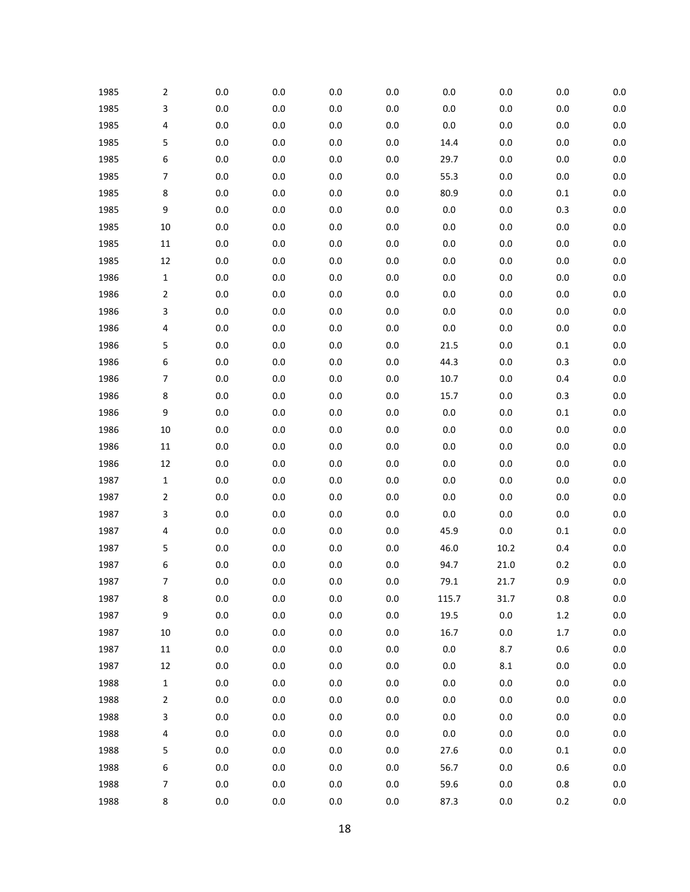| | | | | | | | | | |
|---|---|---|---|---|---|---|---|---|---|
| 1985 | 2 | 0.0 | 0.0 | 0.0 | 0.0 | 0.0 | 0.0 | 0.0 | 0.0 |
| 1985 | 3 | 0.0 | 0.0 | 0.0 | 0.0 | 0.0 | 0.0 | 0.0 | 0.0 |
| 1985 | 4 | 0.0 | 0.0 | 0.0 | 0.0 | 0.0 | 0.0 | 0.0 | 0.0 |
| 1985 | 5 | 0.0 | 0.0 | 0.0 | 0.0 | 14.4 | 0.0 | 0.0 | 0.0 |
| 1985 | 6 | 0.0 | 0.0 | 0.0 | 0.0 | 29.7 | 0.0 | 0.0 | 0.0 |
| 1985 | 7 | 0.0 | 0.0 | 0.0 | 0.0 | 55.3 | 0.0 | 0.0 | 0.0 |
| 1985 | 8 | 0.0 | 0.0 | 0.0 | 0.0 | 80.9 | 0.0 | 0.1 | 0.0 |
| 1985 | 9 | 0.0 | 0.0 | 0.0 | 0.0 | 0.0 | 0.0 | 0.3 | 0.0 |
| 1985 | 10 | 0.0 | 0.0 | 0.0 | 0.0 | 0.0 | 0.0 | 0.0 | 0.0 |
| 1985 | 11 | 0.0 | 0.0 | 0.0 | 0.0 | 0.0 | 0.0 | 0.0 | 0.0 |
| 1985 | 12 | 0.0 | 0.0 | 0.0 | 0.0 | 0.0 | 0.0 | 0.0 | 0.0 |
| 1986 | 1 | 0.0 | 0.0 | 0.0 | 0.0 | 0.0 | 0.0 | 0.0 | 0.0 |
| 1986 | 2 | 0.0 | 0.0 | 0.0 | 0.0 | 0.0 | 0.0 | 0.0 | 0.0 |
| 1986 | 3 | 0.0 | 0.0 | 0.0 | 0.0 | 0.0 | 0.0 | 0.0 | 0.0 |
| 1986 | 4 | 0.0 | 0.0 | 0.0 | 0.0 | 0.0 | 0.0 | 0.0 | 0.0 |
| 1986 | 5 | 0.0 | 0.0 | 0.0 | 0.0 | 21.5 | 0.0 | 0.1 | 0.0 |
| 1986 | 6 | 0.0 | 0.0 | 0.0 | 0.0 | 44.3 | 0.0 | 0.3 | 0.0 |
| 1986 | 7 | 0.0 | 0.0 | 0.0 | 0.0 | 10.7 | 0.0 | 0.4 | 0.0 |
| 1986 | 8 | 0.0 | 0.0 | 0.0 | 0.0 | 15.7 | 0.0 | 0.3 | 0.0 |
| 1986 | 9 | 0.0 | 0.0 | 0.0 | 0.0 | 0.0 | 0.0 | 0.1 | 0.0 |
| 1986 | 10 | 0.0 | 0.0 | 0.0 | 0.0 | 0.0 | 0.0 | 0.0 | 0.0 |
| 1986 | 11 | 0.0 | 0.0 | 0.0 | 0.0 | 0.0 | 0.0 | 0.0 | 0.0 |
| 1986 | 12 | 0.0 | 0.0 | 0.0 | 0.0 | 0.0 | 0.0 | 0.0 | 0.0 |
| 1987 | 1 | 0.0 | 0.0 | 0.0 | 0.0 | 0.0 | 0.0 | 0.0 | 0.0 |
| 1987 | 2 | 0.0 | 0.0 | 0.0 | 0.0 | 0.0 | 0.0 | 0.0 | 0.0 |
| 1987 | 3 | 0.0 | 0.0 | 0.0 | 0.0 | 0.0 | 0.0 | 0.0 | 0.0 |
| 1987 | 4 | 0.0 | 0.0 | 0.0 | 0.0 | 45.9 | 0.0 | 0.1 | 0.0 |
| 1987 | 5 | 0.0 | 0.0 | 0.0 | 0.0 | 46.0 | 10.2 | 0.4 | 0.0 |
| 1987 | 6 | 0.0 | 0.0 | 0.0 | 0.0 | 94.7 | 21.0 | 0.2 | 0.0 |
| 1987 | 7 | 0.0 | 0.0 | 0.0 | 0.0 | 79.1 | 21.7 | 0.9 | 0.0 |
| 1987 | 8 | 0.0 | 0.0 | 0.0 | 0.0 | 115.7 | 31.7 | 0.8 | 0.0 |
| 1987 | 9 | 0.0 | 0.0 | 0.0 | 0.0 | 19.5 | 0.0 | 1.2 | 0.0 |
| 1987 | 10 | 0.0 | 0.0 | 0.0 | 0.0 | 16.7 | 0.0 | 1.7 | 0.0 |
| 1987 | 11 | 0.0 | 0.0 | 0.0 | 0.0 | 0.0 | 8.7 | 0.6 | 0.0 |
| 1987 | 12 | 0.0 | 0.0 | 0.0 | 0.0 | 0.0 | 8.1 | 0.0 | 0.0 |
| 1988 | 1 | 0.0 | 0.0 | 0.0 | 0.0 | 0.0 | 0.0 | 0.0 | 0.0 |
| 1988 | 2 | 0.0 | 0.0 | 0.0 | 0.0 | 0.0 | 0.0 | 0.0 | 0.0 |
| 1988 | 3 | 0.0 | 0.0 | 0.0 | 0.0 | 0.0 | 0.0 | 0.0 | 0.0 |
| 1988 | 4 | 0.0 | 0.0 | 0.0 | 0.0 | 0.0 | 0.0 | 0.0 | 0.0 |
| 1988 | 5 | 0.0 | 0.0 | 0.0 | 0.0 | 27.6 | 0.0 | 0.1 | 0.0 |
| 1988 | 6 | 0.0 | 0.0 | 0.0 | 0.0 | 56.7 | 0.0 | 0.6 | 0.0 |
| 1988 | 7 | 0.0 | 0.0 | 0.0 | 0.0 | 59.6 | 0.0 | 0.8 | 0.0 |
| 1988 | 8 | 0.0 | 0.0 | 0.0 | 0.0 | 87.3 | 0.0 | 0.2 | 0.0 |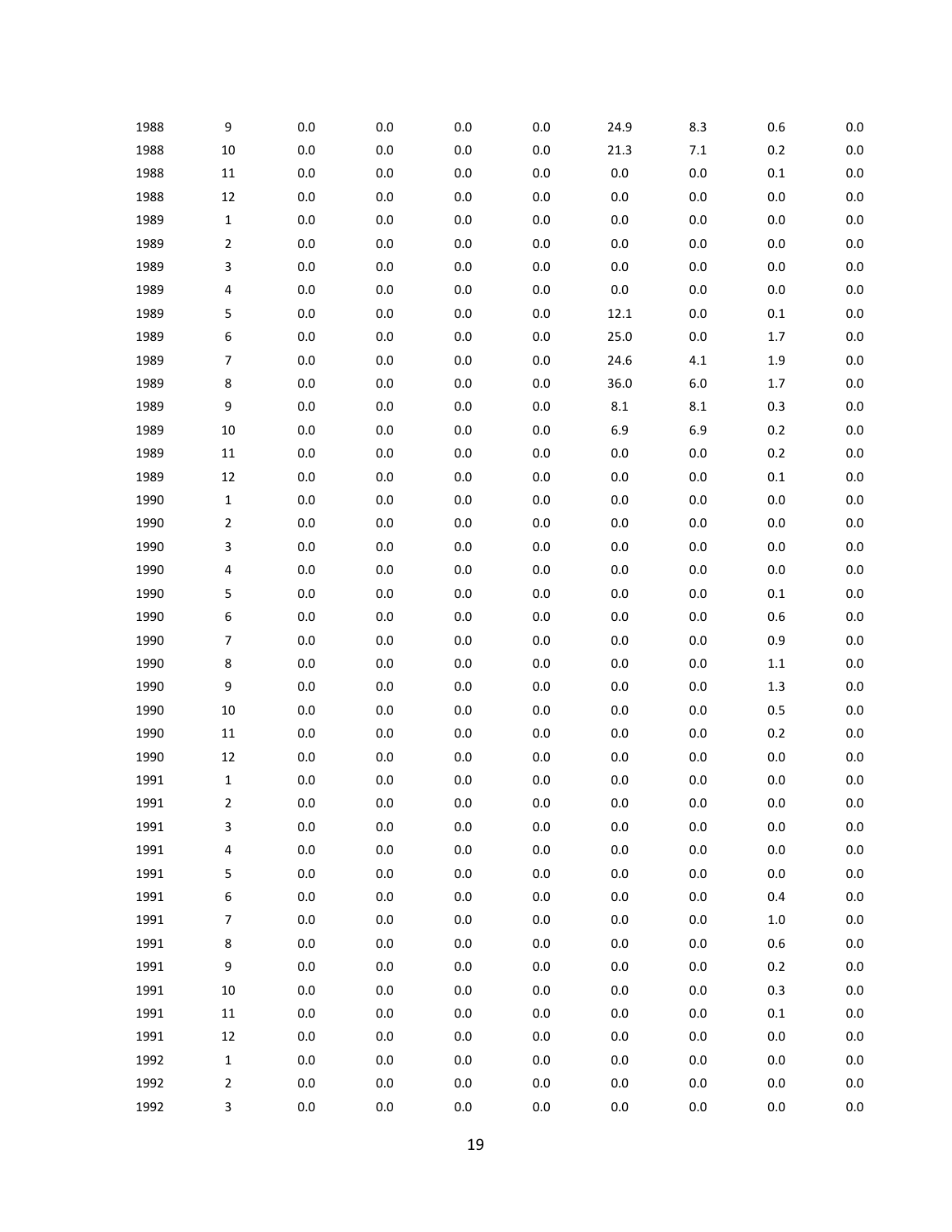| | | | | | | | | | |
|---|---|---|---|---|---|---|---|---|---|
| 1988 | 9 | 0.0 | 0.0 | 0.0 | 0.0 | 24.9 | 8.3 | 0.6 | 0.0 |
| 1988 | 10 | 0.0 | 0.0 | 0.0 | 0.0 | 21.3 | 7.1 | 0.2 | 0.0 |
| 1988 | 11 | 0.0 | 0.0 | 0.0 | 0.0 | 0.0 | 0.0 | 0.1 | 0.0 |
| 1988 | 12 | 0.0 | 0.0 | 0.0 | 0.0 | 0.0 | 0.0 | 0.0 | 0.0 |
| 1989 | 1 | 0.0 | 0.0 | 0.0 | 0.0 | 0.0 | 0.0 | 0.0 | 0.0 |
| 1989 | 2 | 0.0 | 0.0 | 0.0 | 0.0 | 0.0 | 0.0 | 0.0 | 0.0 |
| 1989 | 3 | 0.0 | 0.0 | 0.0 | 0.0 | 0.0 | 0.0 | 0.0 | 0.0 |
| 1989 | 4 | 0.0 | 0.0 | 0.0 | 0.0 | 0.0 | 0.0 | 0.0 | 0.0 |
| 1989 | 5 | 0.0 | 0.0 | 0.0 | 0.0 | 12.1 | 0.0 | 0.1 | 0.0 |
| 1989 | 6 | 0.0 | 0.0 | 0.0 | 0.0 | 25.0 | 0.0 | 1.7 | 0.0 |
| 1989 | 7 | 0.0 | 0.0 | 0.0 | 0.0 | 24.6 | 4.1 | 1.9 | 0.0 |
| 1989 | 8 | 0.0 | 0.0 | 0.0 | 0.0 | 36.0 | 6.0 | 1.7 | 0.0 |
| 1989 | 9 | 0.0 | 0.0 | 0.0 | 0.0 | 8.1 | 8.1 | 0.3 | 0.0 |
| 1989 | 10 | 0.0 | 0.0 | 0.0 | 0.0 | 6.9 | 6.9 | 0.2 | 0.0 |
| 1989 | 11 | 0.0 | 0.0 | 0.0 | 0.0 | 0.0 | 0.0 | 0.2 | 0.0 |
| 1989 | 12 | 0.0 | 0.0 | 0.0 | 0.0 | 0.0 | 0.0 | 0.1 | 0.0 |
| 1990 | 1 | 0.0 | 0.0 | 0.0 | 0.0 | 0.0 | 0.0 | 0.0 | 0.0 |
| 1990 | 2 | 0.0 | 0.0 | 0.0 | 0.0 | 0.0 | 0.0 | 0.0 | 0.0 |
| 1990 | 3 | 0.0 | 0.0 | 0.0 | 0.0 | 0.0 | 0.0 | 0.0 | 0.0 |
| 1990 | 4 | 0.0 | 0.0 | 0.0 | 0.0 | 0.0 | 0.0 | 0.0 | 0.0 |
| 1990 | 5 | 0.0 | 0.0 | 0.0 | 0.0 | 0.0 | 0.0 | 0.1 | 0.0 |
| 1990 | 6 | 0.0 | 0.0 | 0.0 | 0.0 | 0.0 | 0.0 | 0.6 | 0.0 |
| 1990 | 7 | 0.0 | 0.0 | 0.0 | 0.0 | 0.0 | 0.0 | 0.9 | 0.0 |
| 1990 | 8 | 0.0 | 0.0 | 0.0 | 0.0 | 0.0 | 0.0 | 1.1 | 0.0 |
| 1990 | 9 | 0.0 | 0.0 | 0.0 | 0.0 | 0.0 | 0.0 | 1.3 | 0.0 |
| 1990 | 10 | 0.0 | 0.0 | 0.0 | 0.0 | 0.0 | 0.0 | 0.5 | 0.0 |
| 1990 | 11 | 0.0 | 0.0 | 0.0 | 0.0 | 0.0 | 0.0 | 0.2 | 0.0 |
| 1990 | 12 | 0.0 | 0.0 | 0.0 | 0.0 | 0.0 | 0.0 | 0.0 | 0.0 |
| 1991 | 1 | 0.0 | 0.0 | 0.0 | 0.0 | 0.0 | 0.0 | 0.0 | 0.0 |
| 1991 | 2 | 0.0 | 0.0 | 0.0 | 0.0 | 0.0 | 0.0 | 0.0 | 0.0 |
| 1991 | 3 | 0.0 | 0.0 | 0.0 | 0.0 | 0.0 | 0.0 | 0.0 | 0.0 |
| 1991 | 4 | 0.0 | 0.0 | 0.0 | 0.0 | 0.0 | 0.0 | 0.0 | 0.0 |
| 1991 | 5 | 0.0 | 0.0 | 0.0 | 0.0 | 0.0 | 0.0 | 0.0 | 0.0 |
| 1991 | 6 | 0.0 | 0.0 | 0.0 | 0.0 | 0.0 | 0.0 | 0.4 | 0.0 |
| 1991 | 7 | 0.0 | 0.0 | 0.0 | 0.0 | 0.0 | 0.0 | 1.0 | 0.0 |
| 1991 | 8 | 0.0 | 0.0 | 0.0 | 0.0 | 0.0 | 0.0 | 0.6 | 0.0 |
| 1991 | 9 | 0.0 | 0.0 | 0.0 | 0.0 | 0.0 | 0.0 | 0.2 | 0.0 |
| 1991 | 10 | 0.0 | 0.0 | 0.0 | 0.0 | 0.0 | 0.0 | 0.3 | 0.0 |
| 1991 | 11 | 0.0 | 0.0 | 0.0 | 0.0 | 0.0 | 0.0 | 0.1 | 0.0 |
| 1991 | 12 | 0.0 | 0.0 | 0.0 | 0.0 | 0.0 | 0.0 | 0.0 | 0.0 |
| 1992 | 1 | 0.0 | 0.0 | 0.0 | 0.0 | 0.0 | 0.0 | 0.0 | 0.0 |
| 1992 | 2 | 0.0 | 0.0 | 0.0 | 0.0 | 0.0 | 0.0 | 0.0 | 0.0 |
| 1992 | 3 | 0.0 | 0.0 | 0.0 | 0.0 | 0.0 | 0.0 | 0.0 | 0.0 |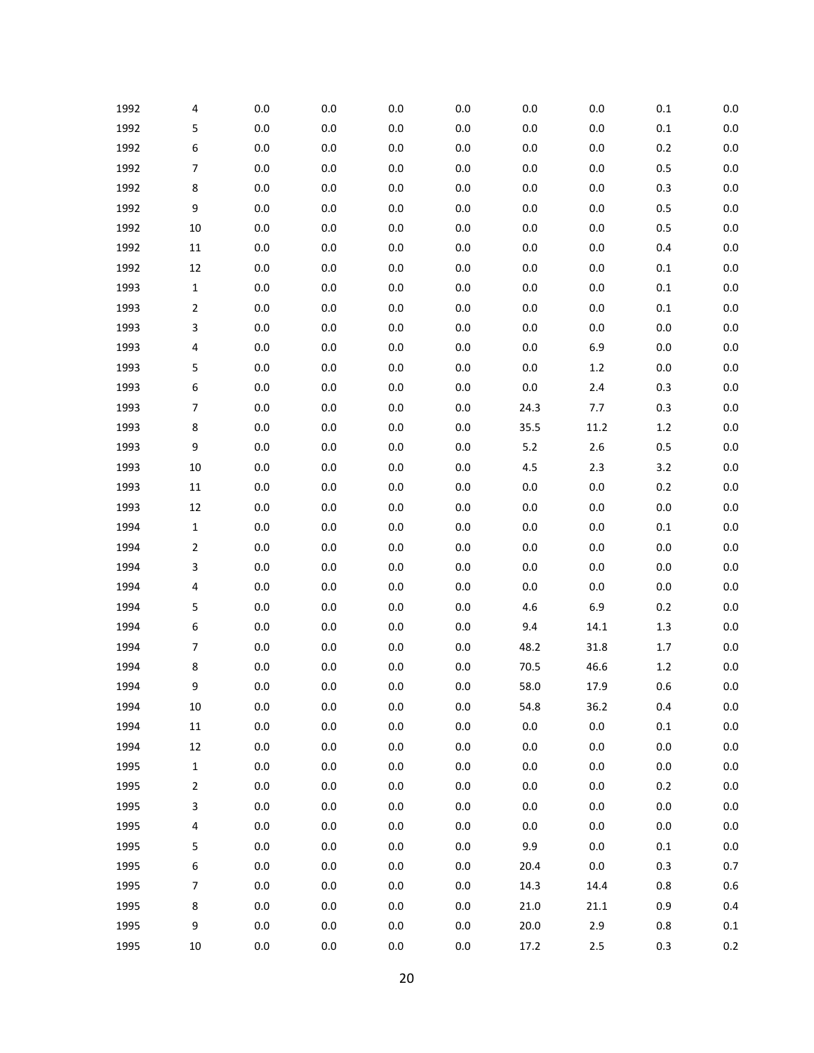| | | | | | | | | | |
|---|---|---|---|---|---|---|---|---|---|
| 1992 | 4 | 0.0 | 0.0 | 0.0 | 0.0 | 0.0 | 0.0 | 0.1 | 0.0 |
| 1992 | 5 | 0.0 | 0.0 | 0.0 | 0.0 | 0.0 | 0.0 | 0.1 | 0.0 |
| 1992 | 6 | 0.0 | 0.0 | 0.0 | 0.0 | 0.0 | 0.0 | 0.2 | 0.0 |
| 1992 | 7 | 0.0 | 0.0 | 0.0 | 0.0 | 0.0 | 0.0 | 0.5 | 0.0 |
| 1992 | 8 | 0.0 | 0.0 | 0.0 | 0.0 | 0.0 | 0.0 | 0.3 | 0.0 |
| 1992 | 9 | 0.0 | 0.0 | 0.0 | 0.0 | 0.0 | 0.0 | 0.5 | 0.0 |
| 1992 | 10 | 0.0 | 0.0 | 0.0 | 0.0 | 0.0 | 0.0 | 0.5 | 0.0 |
| 1992 | 11 | 0.0 | 0.0 | 0.0 | 0.0 | 0.0 | 0.0 | 0.4 | 0.0 |
| 1992 | 12 | 0.0 | 0.0 | 0.0 | 0.0 | 0.0 | 0.0 | 0.1 | 0.0 |
| 1993 | 1 | 0.0 | 0.0 | 0.0 | 0.0 | 0.0 | 0.0 | 0.1 | 0.0 |
| 1993 | 2 | 0.0 | 0.0 | 0.0 | 0.0 | 0.0 | 0.0 | 0.1 | 0.0 |
| 1993 | 3 | 0.0 | 0.0 | 0.0 | 0.0 | 0.0 | 0.0 | 0.0 | 0.0 |
| 1993 | 4 | 0.0 | 0.0 | 0.0 | 0.0 | 0.0 | 6.9 | 0.0 | 0.0 |
| 1993 | 5 | 0.0 | 0.0 | 0.0 | 0.0 | 0.0 | 1.2 | 0.0 | 0.0 |
| 1993 | 6 | 0.0 | 0.0 | 0.0 | 0.0 | 0.0 | 2.4 | 0.3 | 0.0 |
| 1993 | 7 | 0.0 | 0.0 | 0.0 | 0.0 | 24.3 | 7.7 | 0.3 | 0.0 |
| 1993 | 8 | 0.0 | 0.0 | 0.0 | 0.0 | 35.5 | 11.2 | 1.2 | 0.0 |
| 1993 | 9 | 0.0 | 0.0 | 0.0 | 0.0 | 5.2 | 2.6 | 0.5 | 0.0 |
| 1993 | 10 | 0.0 | 0.0 | 0.0 | 0.0 | 4.5 | 2.3 | 3.2 | 0.0 |
| 1993 | 11 | 0.0 | 0.0 | 0.0 | 0.0 | 0.0 | 0.0 | 0.2 | 0.0 |
| 1993 | 12 | 0.0 | 0.0 | 0.0 | 0.0 | 0.0 | 0.0 | 0.0 | 0.0 |
| 1994 | 1 | 0.0 | 0.0 | 0.0 | 0.0 | 0.0 | 0.0 | 0.1 | 0.0 |
| 1994 | 2 | 0.0 | 0.0 | 0.0 | 0.0 | 0.0 | 0.0 | 0.0 | 0.0 |
| 1994 | 3 | 0.0 | 0.0 | 0.0 | 0.0 | 0.0 | 0.0 | 0.0 | 0.0 |
| 1994 | 4 | 0.0 | 0.0 | 0.0 | 0.0 | 0.0 | 0.0 | 0.0 | 0.0 |
| 1994 | 5 | 0.0 | 0.0 | 0.0 | 0.0 | 4.6 | 6.9 | 0.2 | 0.0 |
| 1994 | 6 | 0.0 | 0.0 | 0.0 | 0.0 | 9.4 | 14.1 | 1.3 | 0.0 |
| 1994 | 7 | 0.0 | 0.0 | 0.0 | 0.0 | 48.2 | 31.8 | 1.7 | 0.0 |
| 1994 | 8 | 0.0 | 0.0 | 0.0 | 0.0 | 70.5 | 46.6 | 1.2 | 0.0 |
| 1994 | 9 | 0.0 | 0.0 | 0.0 | 0.0 | 58.0 | 17.9 | 0.6 | 0.0 |
| 1994 | 10 | 0.0 | 0.0 | 0.0 | 0.0 | 54.8 | 36.2 | 0.4 | 0.0 |
| 1994 | 11 | 0.0 | 0.0 | 0.0 | 0.0 | 0.0 | 0.0 | 0.1 | 0.0 |
| 1994 | 12 | 0.0 | 0.0 | 0.0 | 0.0 | 0.0 | 0.0 | 0.0 | 0.0 |
| 1995 | 1 | 0.0 | 0.0 | 0.0 | 0.0 | 0.0 | 0.0 | 0.0 | 0.0 |
| 1995 | 2 | 0.0 | 0.0 | 0.0 | 0.0 | 0.0 | 0.0 | 0.2 | 0.0 |
| 1995 | 3 | 0.0 | 0.0 | 0.0 | 0.0 | 0.0 | 0.0 | 0.0 | 0.0 |
| 1995 | 4 | 0.0 | 0.0 | 0.0 | 0.0 | 0.0 | 0.0 | 0.0 | 0.0 |
| 1995 | 5 | 0.0 | 0.0 | 0.0 | 0.0 | 9.9 | 0.0 | 0.1 | 0.0 |
| 1995 | 6 | 0.0 | 0.0 | 0.0 | 0.0 | 20.4 | 0.0 | 0.3 | 0.7 |
| 1995 | 7 | 0.0 | 0.0 | 0.0 | 0.0 | 14.3 | 14.4 | 0.8 | 0.6 |
| 1995 | 8 | 0.0 | 0.0 | 0.0 | 0.0 | 21.0 | 21.1 | 0.9 | 0.4 |
| 1995 | 9 | 0.0 | 0.0 | 0.0 | 0.0 | 20.0 | 2.9 | 0.8 | 0.1 |
| 1995 | 10 | 0.0 | 0.0 | 0.0 | 0.0 | 17.2 | 2.5 | 0.3 | 0.2 |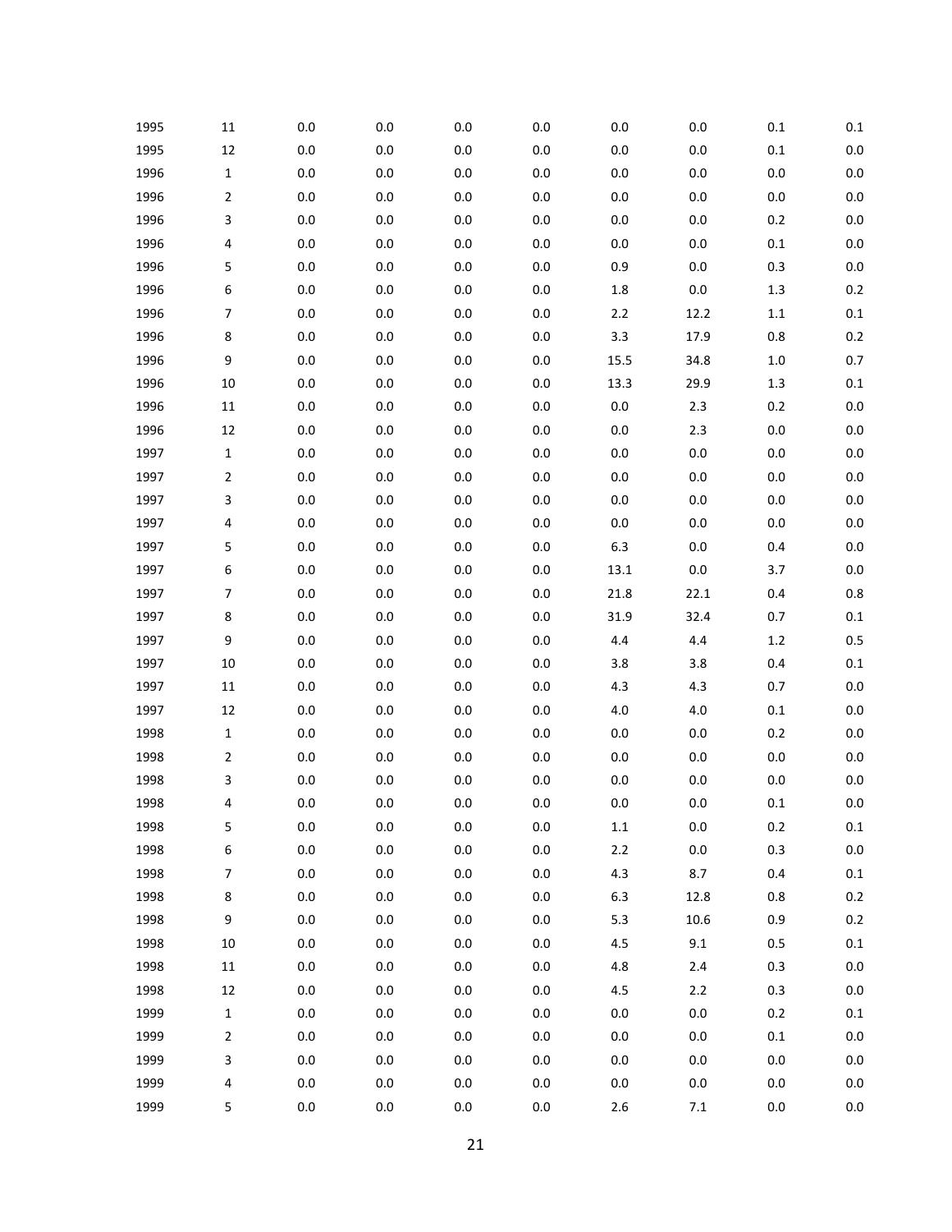| | | | | | | | | | |
|---|---|---|---|---|---|---|---|---|---|
| 1995 | 11 | 0.0 | 0.0 | 0.0 | 0.0 | 0.0 | 0.0 | 0.1 | 0.1 |
| 1995 | 12 | 0.0 | 0.0 | 0.0 | 0.0 | 0.0 | 0.0 | 0.1 | 0.0 |
| 1996 | 1 | 0.0 | 0.0 | 0.0 | 0.0 | 0.0 | 0.0 | 0.0 | 0.0 |
| 1996 | 2 | 0.0 | 0.0 | 0.0 | 0.0 | 0.0 | 0.0 | 0.0 | 0.0 |
| 1996 | 3 | 0.0 | 0.0 | 0.0 | 0.0 | 0.0 | 0.0 | 0.2 | 0.0 |
| 1996 | 4 | 0.0 | 0.0 | 0.0 | 0.0 | 0.0 | 0.0 | 0.1 | 0.0 |
| 1996 | 5 | 0.0 | 0.0 | 0.0 | 0.0 | 0.9 | 0.0 | 0.3 | 0.0 |
| 1996 | 6 | 0.0 | 0.0 | 0.0 | 0.0 | 1.8 | 0.0 | 1.3 | 0.2 |
| 1996 | 7 | 0.0 | 0.0 | 0.0 | 0.0 | 2.2 | 12.2 | 1.1 | 0.1 |
| 1996 | 8 | 0.0 | 0.0 | 0.0 | 0.0 | 3.3 | 17.9 | 0.8 | 0.2 |
| 1996 | 9 | 0.0 | 0.0 | 0.0 | 0.0 | 15.5 | 34.8 | 1.0 | 0.7 |
| 1996 | 10 | 0.0 | 0.0 | 0.0 | 0.0 | 13.3 | 29.9 | 1.3 | 0.1 |
| 1996 | 11 | 0.0 | 0.0 | 0.0 | 0.0 | 0.0 | 2.3 | 0.2 | 0.0 |
| 1996 | 12 | 0.0 | 0.0 | 0.0 | 0.0 | 0.0 | 2.3 | 0.0 | 0.0 |
| 1997 | 1 | 0.0 | 0.0 | 0.0 | 0.0 | 0.0 | 0.0 | 0.0 | 0.0 |
| 1997 | 2 | 0.0 | 0.0 | 0.0 | 0.0 | 0.0 | 0.0 | 0.0 | 0.0 |
| 1997 | 3 | 0.0 | 0.0 | 0.0 | 0.0 | 0.0 | 0.0 | 0.0 | 0.0 |
| 1997 | 4 | 0.0 | 0.0 | 0.0 | 0.0 | 0.0 | 0.0 | 0.0 | 0.0 |
| 1997 | 5 | 0.0 | 0.0 | 0.0 | 0.0 | 6.3 | 0.0 | 0.4 | 0.0 |
| 1997 | 6 | 0.0 | 0.0 | 0.0 | 0.0 | 13.1 | 0.0 | 3.7 | 0.0 |
| 1997 | 7 | 0.0 | 0.0 | 0.0 | 0.0 | 21.8 | 22.1 | 0.4 | 0.8 |
| 1997 | 8 | 0.0 | 0.0 | 0.0 | 0.0 | 31.9 | 32.4 | 0.7 | 0.1 |
| 1997 | 9 | 0.0 | 0.0 | 0.0 | 0.0 | 4.4 | 4.4 | 1.2 | 0.5 |
| 1997 | 10 | 0.0 | 0.0 | 0.0 | 0.0 | 3.8 | 3.8 | 0.4 | 0.1 |
| 1997 | 11 | 0.0 | 0.0 | 0.0 | 0.0 | 4.3 | 4.3 | 0.7 | 0.0 |
| 1997 | 12 | 0.0 | 0.0 | 0.0 | 0.0 | 4.0 | 4.0 | 0.1 | 0.0 |
| 1998 | 1 | 0.0 | 0.0 | 0.0 | 0.0 | 0.0 | 0.0 | 0.2 | 0.0 |
| 1998 | 2 | 0.0 | 0.0 | 0.0 | 0.0 | 0.0 | 0.0 | 0.0 | 0.0 |
| 1998 | 3 | 0.0 | 0.0 | 0.0 | 0.0 | 0.0 | 0.0 | 0.0 | 0.0 |
| 1998 | 4 | 0.0 | 0.0 | 0.0 | 0.0 | 0.0 | 0.0 | 0.1 | 0.0 |
| 1998 | 5 | 0.0 | 0.0 | 0.0 | 0.0 | 1.1 | 0.0 | 0.2 | 0.1 |
| 1998 | 6 | 0.0 | 0.0 | 0.0 | 0.0 | 2.2 | 0.0 | 0.3 | 0.0 |
| 1998 | 7 | 0.0 | 0.0 | 0.0 | 0.0 | 4.3 | 8.7 | 0.4 | 0.1 |
| 1998 | 8 | 0.0 | 0.0 | 0.0 | 0.0 | 6.3 | 12.8 | 0.8 | 0.2 |
| 1998 | 9 | 0.0 | 0.0 | 0.0 | 0.0 | 5.3 | 10.6 | 0.9 | 0.2 |
| 1998 | 10 | 0.0 | 0.0 | 0.0 | 0.0 | 4.5 | 9.1 | 0.5 | 0.1 |
| 1998 | 11 | 0.0 | 0.0 | 0.0 | 0.0 | 4.8 | 2.4 | 0.3 | 0.0 |
| 1998 | 12 | 0.0 | 0.0 | 0.0 | 0.0 | 4.5 | 2.2 | 0.3 | 0.0 |
| 1999 | 1 | 0.0 | 0.0 | 0.0 | 0.0 | 0.0 | 0.0 | 0.2 | 0.1 |
| 1999 | 2 | 0.0 | 0.0 | 0.0 | 0.0 | 0.0 | 0.0 | 0.1 | 0.0 |
| 1999 | 3 | 0.0 | 0.0 | 0.0 | 0.0 | 0.0 | 0.0 | 0.0 | 0.0 |
| 1999 | 4 | 0.0 | 0.0 | 0.0 | 0.0 | 0.0 | 0.0 | 0.0 | 0.0 |
| 1999 | 5 | 0.0 | 0.0 | 0.0 | 0.0 | 2.6 | 7.1 | 0.0 | 0.0 |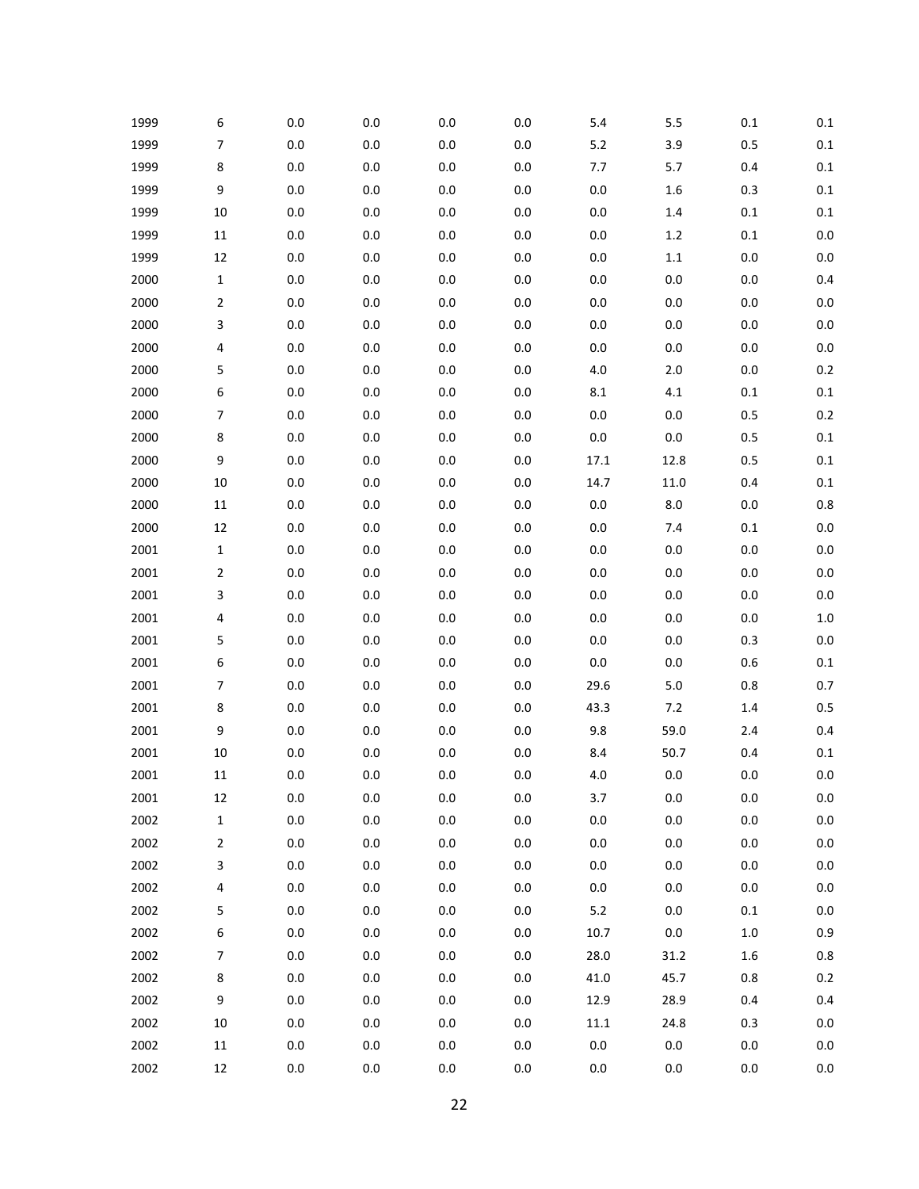| | | | | | | | | | |
|---|---|---|---|---|---|---|---|---|---|
| 1999 | 6 | 0.0 | 0.0 | 0.0 | 0.0 | 5.4 | 5.5 | 0.1 | 0.1 |
| 1999 | 7 | 0.0 | 0.0 | 0.0 | 0.0 | 5.2 | 3.9 | 0.5 | 0.1 |
| 1999 | 8 | 0.0 | 0.0 | 0.0 | 0.0 | 7.7 | 5.7 | 0.4 | 0.1 |
| 1999 | 9 | 0.0 | 0.0 | 0.0 | 0.0 | 0.0 | 1.6 | 0.3 | 0.1 |
| 1999 | 10 | 0.0 | 0.0 | 0.0 | 0.0 | 0.0 | 1.4 | 0.1 | 0.1 |
| 1999 | 11 | 0.0 | 0.0 | 0.0 | 0.0 | 0.0 | 1.2 | 0.1 | 0.0 |
| 1999 | 12 | 0.0 | 0.0 | 0.0 | 0.0 | 0.0 | 1.1 | 0.0 | 0.0 |
| 2000 | 1 | 0.0 | 0.0 | 0.0 | 0.0 | 0.0 | 0.0 | 0.0 | 0.4 |
| 2000 | 2 | 0.0 | 0.0 | 0.0 | 0.0 | 0.0 | 0.0 | 0.0 | 0.0 |
| 2000 | 3 | 0.0 | 0.0 | 0.0 | 0.0 | 0.0 | 0.0 | 0.0 | 0.0 |
| 2000 | 4 | 0.0 | 0.0 | 0.0 | 0.0 | 0.0 | 0.0 | 0.0 | 0.0 |
| 2000 | 5 | 0.0 | 0.0 | 0.0 | 0.0 | 4.0 | 2.0 | 0.0 | 0.2 |
| 2000 | 6 | 0.0 | 0.0 | 0.0 | 0.0 | 8.1 | 4.1 | 0.1 | 0.1 |
| 2000 | 7 | 0.0 | 0.0 | 0.0 | 0.0 | 0.0 | 0.0 | 0.5 | 0.2 |
| 2000 | 8 | 0.0 | 0.0 | 0.0 | 0.0 | 0.0 | 0.0 | 0.5 | 0.1 |
| 2000 | 9 | 0.0 | 0.0 | 0.0 | 0.0 | 17.1 | 12.8 | 0.5 | 0.1 |
| 2000 | 10 | 0.0 | 0.0 | 0.0 | 0.0 | 14.7 | 11.0 | 0.4 | 0.1 |
| 2000 | 11 | 0.0 | 0.0 | 0.0 | 0.0 | 0.0 | 8.0 | 0.0 | 0.8 |
| 2000 | 12 | 0.0 | 0.0 | 0.0 | 0.0 | 0.0 | 7.4 | 0.1 | 0.0 |
| 2001 | 1 | 0.0 | 0.0 | 0.0 | 0.0 | 0.0 | 0.0 | 0.0 | 0.0 |
| 2001 | 2 | 0.0 | 0.0 | 0.0 | 0.0 | 0.0 | 0.0 | 0.0 | 0.0 |
| 2001 | 3 | 0.0 | 0.0 | 0.0 | 0.0 | 0.0 | 0.0 | 0.0 | 0.0 |
| 2001 | 4 | 0.0 | 0.0 | 0.0 | 0.0 | 0.0 | 0.0 | 0.0 | 1.0 |
| 2001 | 5 | 0.0 | 0.0 | 0.0 | 0.0 | 0.0 | 0.0 | 0.3 | 0.0 |
| 2001 | 6 | 0.0 | 0.0 | 0.0 | 0.0 | 0.0 | 0.0 | 0.6 | 0.1 |
| 2001 | 7 | 0.0 | 0.0 | 0.0 | 0.0 | 29.6 | 5.0 | 0.8 | 0.7 |
| 2001 | 8 | 0.0 | 0.0 | 0.0 | 0.0 | 43.3 | 7.2 | 1.4 | 0.5 |
| 2001 | 9 | 0.0 | 0.0 | 0.0 | 0.0 | 9.8 | 59.0 | 2.4 | 0.4 |
| 2001 | 10 | 0.0 | 0.0 | 0.0 | 0.0 | 8.4 | 50.7 | 0.4 | 0.1 |
| 2001 | 11 | 0.0 | 0.0 | 0.0 | 0.0 | 4.0 | 0.0 | 0.0 | 0.0 |
| 2001 | 12 | 0.0 | 0.0 | 0.0 | 0.0 | 3.7 | 0.0 | 0.0 | 0.0 |
| 2002 | 1 | 0.0 | 0.0 | 0.0 | 0.0 | 0.0 | 0.0 | 0.0 | 0.0 |
| 2002 | 2 | 0.0 | 0.0 | 0.0 | 0.0 | 0.0 | 0.0 | 0.0 | 0.0 |
| 2002 | 3 | 0.0 | 0.0 | 0.0 | 0.0 | 0.0 | 0.0 | 0.0 | 0.0 |
| 2002 | 4 | 0.0 | 0.0 | 0.0 | 0.0 | 0.0 | 0.0 | 0.0 | 0.0 |
| 2002 | 5 | 0.0 | 0.0 | 0.0 | 0.0 | 5.2 | 0.0 | 0.1 | 0.0 |
| 2002 | 6 | 0.0 | 0.0 | 0.0 | 0.0 | 10.7 | 0.0 | 1.0 | 0.9 |
| 2002 | 7 | 0.0 | 0.0 | 0.0 | 0.0 | 28.0 | 31.2 | 1.6 | 0.8 |
| 2002 | 8 | 0.0 | 0.0 | 0.0 | 0.0 | 41.0 | 45.7 | 0.8 | 0.2 |
| 2002 | 9 | 0.0 | 0.0 | 0.0 | 0.0 | 12.9 | 28.9 | 0.4 | 0.4 |
| 2002 | 10 | 0.0 | 0.0 | 0.0 | 0.0 | 11.1 | 24.8 | 0.3 | 0.0 |
| 2002 | 11 | 0.0 | 0.0 | 0.0 | 0.0 | 0.0 | 0.0 | 0.0 | 0.0 |
| 2002 | 12 | 0.0 | 0.0 | 0.0 | 0.0 | 0.0 | 0.0 | 0.0 | 0.0 |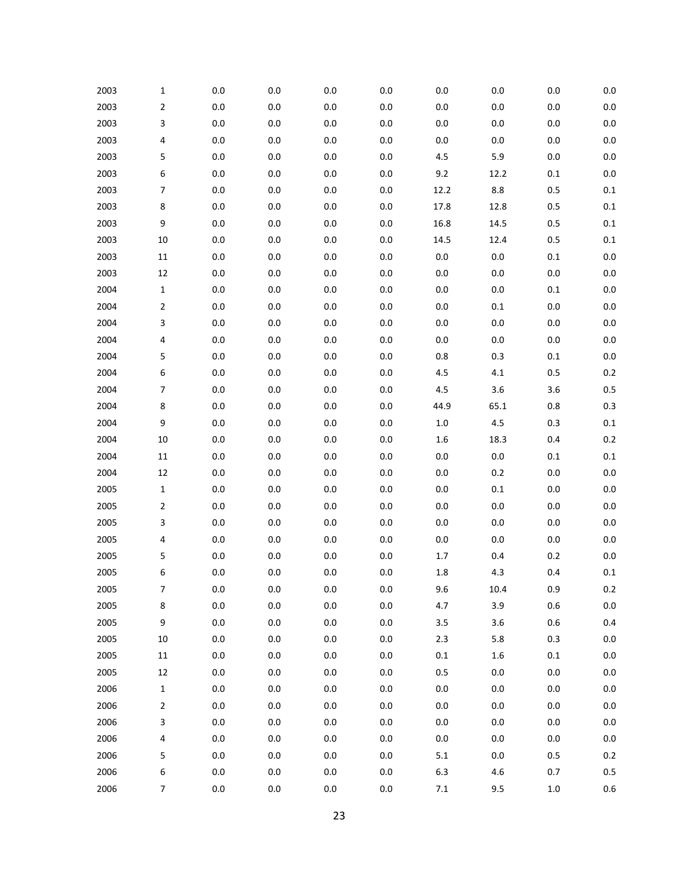| | | | | | | | | | |
|---|---|---|---|---|---|---|---|---|---|
| 2003 | 1 | 0.0 | 0.0 | 0.0 | 0.0 | 0.0 | 0.0 | 0.0 | 0.0 |
| 2003 | 2 | 0.0 | 0.0 | 0.0 | 0.0 | 0.0 | 0.0 | 0.0 | 0.0 |
| 2003 | 3 | 0.0 | 0.0 | 0.0 | 0.0 | 0.0 | 0.0 | 0.0 | 0.0 |
| 2003 | 4 | 0.0 | 0.0 | 0.0 | 0.0 | 0.0 | 0.0 | 0.0 | 0.0 |
| 2003 | 5 | 0.0 | 0.0 | 0.0 | 0.0 | 4.5 | 5.9 | 0.0 | 0.0 |
| 2003 | 6 | 0.0 | 0.0 | 0.0 | 0.0 | 9.2 | 12.2 | 0.1 | 0.0 |
| 2003 | 7 | 0.0 | 0.0 | 0.0 | 0.0 | 12.2 | 8.8 | 0.5 | 0.1 |
| 2003 | 8 | 0.0 | 0.0 | 0.0 | 0.0 | 17.8 | 12.8 | 0.5 | 0.1 |
| 2003 | 9 | 0.0 | 0.0 | 0.0 | 0.0 | 16.8 | 14.5 | 0.5 | 0.1 |
| 2003 | 10 | 0.0 | 0.0 | 0.0 | 0.0 | 14.5 | 12.4 | 0.5 | 0.1 |
| 2003 | 11 | 0.0 | 0.0 | 0.0 | 0.0 | 0.0 | 0.0 | 0.1 | 0.0 |
| 2003 | 12 | 0.0 | 0.0 | 0.0 | 0.0 | 0.0 | 0.0 | 0.0 | 0.0 |
| 2004 | 1 | 0.0 | 0.0 | 0.0 | 0.0 | 0.0 | 0.0 | 0.1 | 0.0 |
| 2004 | 2 | 0.0 | 0.0 | 0.0 | 0.0 | 0.0 | 0.1 | 0.0 | 0.0 |
| 2004 | 3 | 0.0 | 0.0 | 0.0 | 0.0 | 0.0 | 0.0 | 0.0 | 0.0 |
| 2004 | 4 | 0.0 | 0.0 | 0.0 | 0.0 | 0.0 | 0.0 | 0.0 | 0.0 |
| 2004 | 5 | 0.0 | 0.0 | 0.0 | 0.0 | 0.8 | 0.3 | 0.1 | 0.0 |
| 2004 | 6 | 0.0 | 0.0 | 0.0 | 0.0 | 4.5 | 4.1 | 0.5 | 0.2 |
| 2004 | 7 | 0.0 | 0.0 | 0.0 | 0.0 | 4.5 | 3.6 | 3.6 | 0.5 |
| 2004 | 8 | 0.0 | 0.0 | 0.0 | 0.0 | 44.9 | 65.1 | 0.8 | 0.3 |
| 2004 | 9 | 0.0 | 0.0 | 0.0 | 0.0 | 1.0 | 4.5 | 0.3 | 0.1 |
| 2004 | 10 | 0.0 | 0.0 | 0.0 | 0.0 | 1.6 | 18.3 | 0.4 | 0.2 |
| 2004 | 11 | 0.0 | 0.0 | 0.0 | 0.0 | 0.0 | 0.0 | 0.1 | 0.1 |
| 2004 | 12 | 0.0 | 0.0 | 0.0 | 0.0 | 0.0 | 0.2 | 0.0 | 0.0 |
| 2005 | 1 | 0.0 | 0.0 | 0.0 | 0.0 | 0.0 | 0.1 | 0.0 | 0.0 |
| 2005 | 2 | 0.0 | 0.0 | 0.0 | 0.0 | 0.0 | 0.0 | 0.0 | 0.0 |
| 2005 | 3 | 0.0 | 0.0 | 0.0 | 0.0 | 0.0 | 0.0 | 0.0 | 0.0 |
| 2005 | 4 | 0.0 | 0.0 | 0.0 | 0.0 | 0.0 | 0.0 | 0.0 | 0.0 |
| 2005 | 5 | 0.0 | 0.0 | 0.0 | 0.0 | 1.7 | 0.4 | 0.2 | 0.0 |
| 2005 | 6 | 0.0 | 0.0 | 0.0 | 0.0 | 1.8 | 4.3 | 0.4 | 0.1 |
| 2005 | 7 | 0.0 | 0.0 | 0.0 | 0.0 | 9.6 | 10.4 | 0.9 | 0.2 |
| 2005 | 8 | 0.0 | 0.0 | 0.0 | 0.0 | 4.7 | 3.9 | 0.6 | 0.0 |
| 2005 | 9 | 0.0 | 0.0 | 0.0 | 0.0 | 3.5 | 3.6 | 0.6 | 0.4 |
| 2005 | 10 | 0.0 | 0.0 | 0.0 | 0.0 | 2.3 | 5.8 | 0.3 | 0.0 |
| 2005 | 11 | 0.0 | 0.0 | 0.0 | 0.0 | 0.1 | 1.6 | 0.1 | 0.0 |
| 2005 | 12 | 0.0 | 0.0 | 0.0 | 0.0 | 0.5 | 0.0 | 0.0 | 0.0 |
| 2006 | 1 | 0.0 | 0.0 | 0.0 | 0.0 | 0.0 | 0.0 | 0.0 | 0.0 |
| 2006 | 2 | 0.0 | 0.0 | 0.0 | 0.0 | 0.0 | 0.0 | 0.0 | 0.0 |
| 2006 | 3 | 0.0 | 0.0 | 0.0 | 0.0 | 0.0 | 0.0 | 0.0 | 0.0 |
| 2006 | 4 | 0.0 | 0.0 | 0.0 | 0.0 | 0.0 | 0.0 | 0.0 | 0.0 |
| 2006 | 5 | 0.0 | 0.0 | 0.0 | 0.0 | 5.1 | 0.0 | 0.5 | 0.2 |
| 2006 | 6 | 0.0 | 0.0 | 0.0 | 0.0 | 6.3 | 4.6 | 0.7 | 0.5 |
| 2006 | 7 | 0.0 | 0.0 | 0.0 | 0.0 | 7.1 | 9.5 | 1.0 | 0.6 |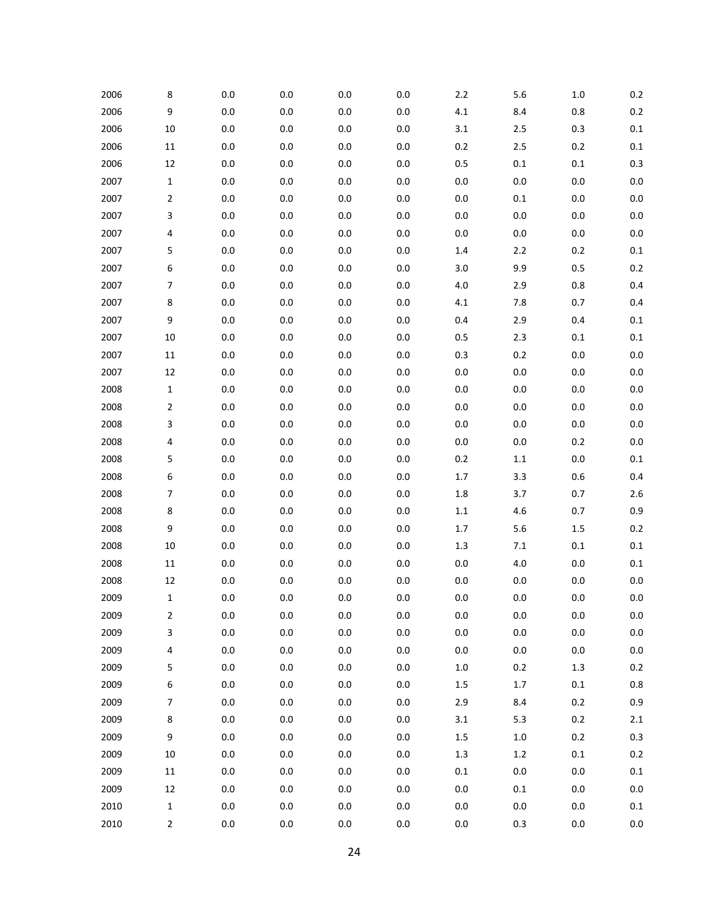| | | | | | | | | | |
|---|---|---|---|---|---|---|---|---|---|
| 2006 | 8 | 0.0 | 0.0 | 0.0 | 0.0 | 2.2 | 5.6 | 1.0 | 0.2 |
| 2006 | 9 | 0.0 | 0.0 | 0.0 | 0.0 | 4.1 | 8.4 | 0.8 | 0.2 |
| 2006 | 10 | 0.0 | 0.0 | 0.0 | 0.0 | 3.1 | 2.5 | 0.3 | 0.1 |
| 2006 | 11 | 0.0 | 0.0 | 0.0 | 0.0 | 0.2 | 2.5 | 0.2 | 0.1 |
| 2006 | 12 | 0.0 | 0.0 | 0.0 | 0.0 | 0.5 | 0.1 | 0.1 | 0.3 |
| 2007 | 1 | 0.0 | 0.0 | 0.0 | 0.0 | 0.0 | 0.0 | 0.0 | 0.0 |
| 2007 | 2 | 0.0 | 0.0 | 0.0 | 0.0 | 0.0 | 0.1 | 0.0 | 0.0 |
| 2007 | 3 | 0.0 | 0.0 | 0.0 | 0.0 | 0.0 | 0.0 | 0.0 | 0.0 |
| 2007 | 4 | 0.0 | 0.0 | 0.0 | 0.0 | 0.0 | 0.0 | 0.0 | 0.0 |
| 2007 | 5 | 0.0 | 0.0 | 0.0 | 0.0 | 1.4 | 2.2 | 0.2 | 0.1 |
| 2007 | 6 | 0.0 | 0.0 | 0.0 | 0.0 | 3.0 | 9.9 | 0.5 | 0.2 |
| 2007 | 7 | 0.0 | 0.0 | 0.0 | 0.0 | 4.0 | 2.9 | 0.8 | 0.4 |
| 2007 | 8 | 0.0 | 0.0 | 0.0 | 0.0 | 4.1 | 7.8 | 0.7 | 0.4 |
| 2007 | 9 | 0.0 | 0.0 | 0.0 | 0.0 | 0.4 | 2.9 | 0.4 | 0.1 |
| 2007 | 10 | 0.0 | 0.0 | 0.0 | 0.0 | 0.5 | 2.3 | 0.1 | 0.1 |
| 2007 | 11 | 0.0 | 0.0 | 0.0 | 0.0 | 0.3 | 0.2 | 0.0 | 0.0 |
| 2007 | 12 | 0.0 | 0.0 | 0.0 | 0.0 | 0.0 | 0.0 | 0.0 | 0.0 |
| 2008 | 1 | 0.0 | 0.0 | 0.0 | 0.0 | 0.0 | 0.0 | 0.0 | 0.0 |
| 2008 | 2 | 0.0 | 0.0 | 0.0 | 0.0 | 0.0 | 0.0 | 0.0 | 0.0 |
| 2008 | 3 | 0.0 | 0.0 | 0.0 | 0.0 | 0.0 | 0.0 | 0.0 | 0.0 |
| 2008 | 4 | 0.0 | 0.0 | 0.0 | 0.0 | 0.0 | 0.0 | 0.2 | 0.0 |
| 2008 | 5 | 0.0 | 0.0 | 0.0 | 0.0 | 0.2 | 1.1 | 0.0 | 0.1 |
| 2008 | 6 | 0.0 | 0.0 | 0.0 | 0.0 | 1.7 | 3.3 | 0.6 | 0.4 |
| 2008 | 7 | 0.0 | 0.0 | 0.0 | 0.0 | 1.8 | 3.7 | 0.7 | 2.6 |
| 2008 | 8 | 0.0 | 0.0 | 0.0 | 0.0 | 1.1 | 4.6 | 0.7 | 0.9 |
| 2008 | 9 | 0.0 | 0.0 | 0.0 | 0.0 | 1.7 | 5.6 | 1.5 | 0.2 |
| 2008 | 10 | 0.0 | 0.0 | 0.0 | 0.0 | 1.3 | 7.1 | 0.1 | 0.1 |
| 2008 | 11 | 0.0 | 0.0 | 0.0 | 0.0 | 0.0 | 4.0 | 0.0 | 0.1 |
| 2008 | 12 | 0.0 | 0.0 | 0.0 | 0.0 | 0.0 | 0.0 | 0.0 | 0.0 |
| 2009 | 1 | 0.0 | 0.0 | 0.0 | 0.0 | 0.0 | 0.0 | 0.0 | 0.0 |
| 2009 | 2 | 0.0 | 0.0 | 0.0 | 0.0 | 0.0 | 0.0 | 0.0 | 0.0 |
| 2009 | 3 | 0.0 | 0.0 | 0.0 | 0.0 | 0.0 | 0.0 | 0.0 | 0.0 |
| 2009 | 4 | 0.0 | 0.0 | 0.0 | 0.0 | 0.0 | 0.0 | 0.0 | 0.0 |
| 2009 | 5 | 0.0 | 0.0 | 0.0 | 0.0 | 1.0 | 0.2 | 1.3 | 0.2 |
| 2009 | 6 | 0.0 | 0.0 | 0.0 | 0.0 | 1.5 | 1.7 | 0.1 | 0.8 |
| 2009 | 7 | 0.0 | 0.0 | 0.0 | 0.0 | 2.9 | 8.4 | 0.2 | 0.9 |
| 2009 | 8 | 0.0 | 0.0 | 0.0 | 0.0 | 3.1 | 5.3 | 0.2 | 2.1 |
| 2009 | 9 | 0.0 | 0.0 | 0.0 | 0.0 | 1.5 | 1.0 | 0.2 | 0.3 |
| 2009 | 10 | 0.0 | 0.0 | 0.0 | 0.0 | 1.3 | 1.2 | 0.1 | 0.2 |
| 2009 | 11 | 0.0 | 0.0 | 0.0 | 0.0 | 0.1 | 0.0 | 0.0 | 0.1 |
| 2009 | 12 | 0.0 | 0.0 | 0.0 | 0.0 | 0.0 | 0.1 | 0.0 | 0.0 |
| 2010 | 1 | 0.0 | 0.0 | 0.0 | 0.0 | 0.0 | 0.0 | 0.0 | 0.1 |
| 2010 | 2 | 0.0 | 0.0 | 0.0 | 0.0 | 0.0 | 0.3 | 0.0 | 0.0 |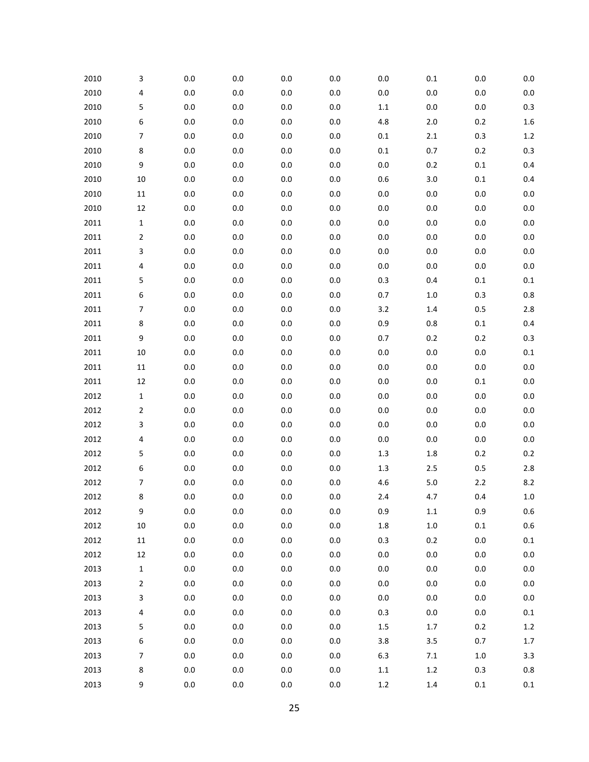| | | | | | | | | | |
|---|---|---|---|---|---|---|---|---|---|
| 2010 | 3 | 0.0 | 0.0 | 0.0 | 0.0 | 0.0 | 0.1 | 0.0 | 0.0 |
| 2010 | 4 | 0.0 | 0.0 | 0.0 | 0.0 | 0.0 | 0.0 | 0.0 | 0.0 |
| 2010 | 5 | 0.0 | 0.0 | 0.0 | 0.0 | 1.1 | 0.0 | 0.0 | 0.3 |
| 2010 | 6 | 0.0 | 0.0 | 0.0 | 0.0 | 4.8 | 2.0 | 0.2 | 1.6 |
| 2010 | 7 | 0.0 | 0.0 | 0.0 | 0.0 | 0.1 | 2.1 | 0.3 | 1.2 |
| 2010 | 8 | 0.0 | 0.0 | 0.0 | 0.0 | 0.1 | 0.7 | 0.2 | 0.3 |
| 2010 | 9 | 0.0 | 0.0 | 0.0 | 0.0 | 0.0 | 0.2 | 0.1 | 0.4 |
| 2010 | 10 | 0.0 | 0.0 | 0.0 | 0.0 | 0.6 | 3.0 | 0.1 | 0.4 |
| 2010 | 11 | 0.0 | 0.0 | 0.0 | 0.0 | 0.0 | 0.0 | 0.0 | 0.0 |
| 2010 | 12 | 0.0 | 0.0 | 0.0 | 0.0 | 0.0 | 0.0 | 0.0 | 0.0 |
| 2011 | 1 | 0.0 | 0.0 | 0.0 | 0.0 | 0.0 | 0.0 | 0.0 | 0.0 |
| 2011 | 2 | 0.0 | 0.0 | 0.0 | 0.0 | 0.0 | 0.0 | 0.0 | 0.0 |
| 2011 | 3 | 0.0 | 0.0 | 0.0 | 0.0 | 0.0 | 0.0 | 0.0 | 0.0 |
| 2011 | 4 | 0.0 | 0.0 | 0.0 | 0.0 | 0.0 | 0.0 | 0.0 | 0.0 |
| 2011 | 5 | 0.0 | 0.0 | 0.0 | 0.0 | 0.3 | 0.4 | 0.1 | 0.1 |
| 2011 | 6 | 0.0 | 0.0 | 0.0 | 0.0 | 0.7 | 1.0 | 0.3 | 0.8 |
| 2011 | 7 | 0.0 | 0.0 | 0.0 | 0.0 | 3.2 | 1.4 | 0.5 | 2.8 |
| 2011 | 8 | 0.0 | 0.0 | 0.0 | 0.0 | 0.9 | 0.8 | 0.1 | 0.4 |
| 2011 | 9 | 0.0 | 0.0 | 0.0 | 0.0 | 0.7 | 0.2 | 0.2 | 0.3 |
| 2011 | 10 | 0.0 | 0.0 | 0.0 | 0.0 | 0.0 | 0.0 | 0.0 | 0.1 |
| 2011 | 11 | 0.0 | 0.0 | 0.0 | 0.0 | 0.0 | 0.0 | 0.0 | 0.0 |
| 2011 | 12 | 0.0 | 0.0 | 0.0 | 0.0 | 0.0 | 0.0 | 0.1 | 0.0 |
| 2012 | 1 | 0.0 | 0.0 | 0.0 | 0.0 | 0.0 | 0.0 | 0.0 | 0.0 |
| 2012 | 2 | 0.0 | 0.0 | 0.0 | 0.0 | 0.0 | 0.0 | 0.0 | 0.0 |
| 2012 | 3 | 0.0 | 0.0 | 0.0 | 0.0 | 0.0 | 0.0 | 0.0 | 0.0 |
| 2012 | 4 | 0.0 | 0.0 | 0.0 | 0.0 | 0.0 | 0.0 | 0.0 | 0.0 |
| 2012 | 5 | 0.0 | 0.0 | 0.0 | 0.0 | 1.3 | 1.8 | 0.2 | 0.2 |
| 2012 | 6 | 0.0 | 0.0 | 0.0 | 0.0 | 1.3 | 2.5 | 0.5 | 2.8 |
| 2012 | 7 | 0.0 | 0.0 | 0.0 | 0.0 | 4.6 | 5.0 | 2.2 | 8.2 |
| 2012 | 8 | 0.0 | 0.0 | 0.0 | 0.0 | 2.4 | 4.7 | 0.4 | 1.0 |
| 2012 | 9 | 0.0 | 0.0 | 0.0 | 0.0 | 0.9 | 1.1 | 0.9 | 0.6 |
| 2012 | 10 | 0.0 | 0.0 | 0.0 | 0.0 | 1.8 | 1.0 | 0.1 | 0.6 |
| 2012 | 11 | 0.0 | 0.0 | 0.0 | 0.0 | 0.3 | 0.2 | 0.0 | 0.1 |
| 2012 | 12 | 0.0 | 0.0 | 0.0 | 0.0 | 0.0 | 0.0 | 0.0 | 0.0 |
| 2013 | 1 | 0.0 | 0.0 | 0.0 | 0.0 | 0.0 | 0.0 | 0.0 | 0.0 |
| 2013 | 2 | 0.0 | 0.0 | 0.0 | 0.0 | 0.0 | 0.0 | 0.0 | 0.0 |
| 2013 | 3 | 0.0 | 0.0 | 0.0 | 0.0 | 0.0 | 0.0 | 0.0 | 0.0 |
| 2013 | 4 | 0.0 | 0.0 | 0.0 | 0.0 | 0.3 | 0.0 | 0.0 | 0.1 |
| 2013 | 5 | 0.0 | 0.0 | 0.0 | 0.0 | 1.5 | 1.7 | 0.2 | 1.2 |
| 2013 | 6 | 0.0 | 0.0 | 0.0 | 0.0 | 3.8 | 3.5 | 0.7 | 1.7 |
| 2013 | 7 | 0.0 | 0.0 | 0.0 | 0.0 | 6.3 | 7.1 | 1.0 | 3.3 |
| 2013 | 8 | 0.0 | 0.0 | 0.0 | 0.0 | 1.1 | 1.2 | 0.3 | 0.8 |
| 2013 | 9 | 0.0 | 0.0 | 0.0 | 0.0 | 1.2 | 1.4 | 0.1 | 0.1 |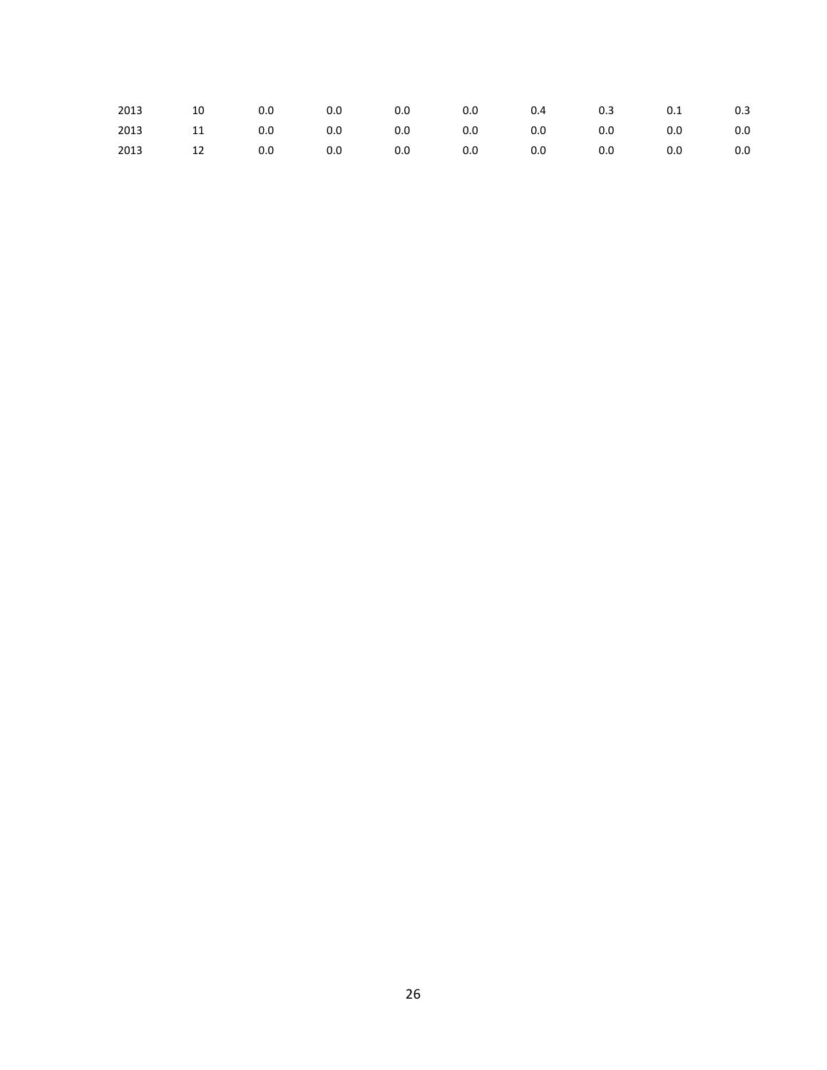| | | | | | | | | | |
|---|---|---|---|---|---|---|---|---|---|
| 2013 | 10 | 0.0 | 0.0 | 0.0 | 0.0 | 0.4 | 0.3 | 0.1 | 0.3 |
| 2013 | 11 | 0.0 | 0.0 | 0.0 | 0.0 | 0.0 | 0.0 | 0.0 | 0.0 |
| 2013 | 12 | 0.0 | 0.0 | 0.0 | 0.0 | 0.0 | 0.0 | 0.0 | 0.0 |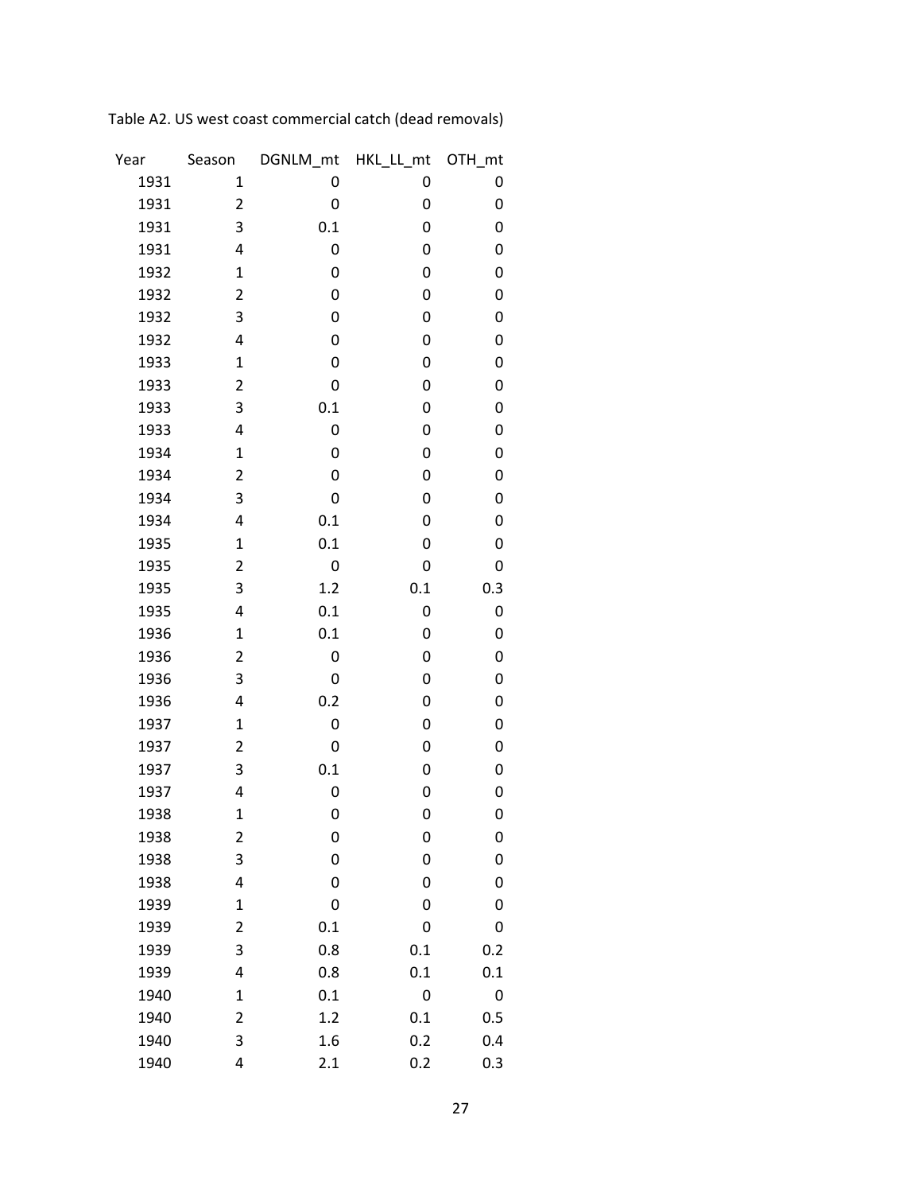Table A2. US west coast commercial catch (dead removals)

| Year | Season | DGNLM_mt | HKL_LL_mt | OTH_mt |
|---|---|---|---|---|
| 1931 | 1 | 0 | 0 | 0 |
| 1931 | 2 | 0 | 0 | 0 |
| 1931 | 3 | 0.1 | 0 | 0 |
| 1931 | 4 | 0 | 0 | 0 |
| 1932 | 1 | 0 | 0 | 0 |
| 1932 | 2 | 0 | 0 | 0 |
| 1932 | 3 | 0 | 0 | 0 |
| 1932 | 4 | 0 | 0 | 0 |
| 1933 | 1 | 0 | 0 | 0 |
| 1933 | 2 | 0 | 0 | 0 |
| 1933 | 3 | 0.1 | 0 | 0 |
| 1933 | 4 | 0 | 0 | 0 |
| 1934 | 1 | 0 | 0 | 0 |
| 1934 | 2 | 0 | 0 | 0 |
| 1934 | 3 | 0 | 0 | 0 |
| 1934 | 4 | 0.1 | 0 | 0 |
| 1935 | 1 | 0.1 | 0 | 0 |
| 1935 | 2 | 0 | 0 | 0 |
| 1935 | 3 | 1.2 | 0.1 | 0.3 |
| 1935 | 4 | 0.1 | 0 | 0 |
| 1936 | 1 | 0.1 | 0 | 0 |
| 1936 | 2 | 0 | 0 | 0 |
| 1936 | 3 | 0 | 0 | 0 |
| 1936 | 4 | 0.2 | 0 | 0 |
| 1937 | 1 | 0 | 0 | 0 |
| 1937 | 2 | 0 | 0 | 0 |
| 1937 | 3 | 0.1 | 0 | 0 |
| 1937 | 4 | 0 | 0 | 0 |
| 1938 | 1 | 0 | 0 | 0 |
| 1938 | 2 | 0 | 0 | 0 |
| 1938 | 3 | 0 | 0 | 0 |
| 1938 | 4 | 0 | 0 | 0 |
| 1939 | 1 | 0 | 0 | 0 |
| 1939 | 2 | 0.1 | 0 | 0 |
| 1939 | 3 | 0.8 | 0.1 | 0.2 |
| 1939 | 4 | 0.8 | 0.1 | 0.1 |
| 1940 | 1 | 0.1 | 0 | 0 |
| 1940 | 2 | 1.2 | 0.1 | 0.5 |
| 1940 | 3 | 1.6 | 0.2 | 0.4 |
| 1940 | 4 | 2.1 | 0.2 | 0.3 |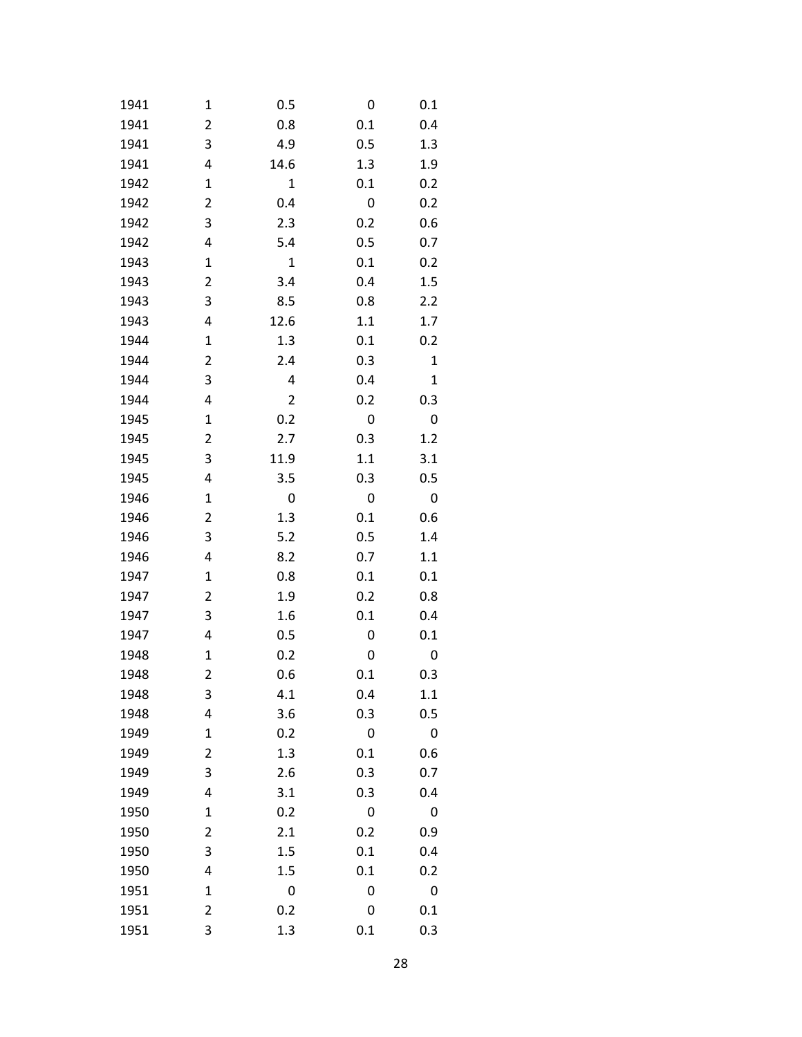| | | | | |
|---|---|---|---|---|
| 1941 | 1 | 0.5 | 0 | 0.1 |
| 1941 | 2 | 0.8 | 0.1 | 0.4 |
| 1941 | 3 | 4.9 | 0.5 | 1.3 |
| 1941 | 4 | 14.6 | 1.3 | 1.9 |
| 1942 | 1 | 1 | 0.1 | 0.2 |
| 1942 | 2 | 0.4 | 0 | 0.2 |
| 1942 | 3 | 2.3 | 0.2 | 0.6 |
| 1942 | 4 | 5.4 | 0.5 | 0.7 |
| 1943 | 1 | 1 | 0.1 | 0.2 |
| 1943 | 2 | 3.4 | 0.4 | 1.5 |
| 1943 | 3 | 8.5 | 0.8 | 2.2 |
| 1943 | 4 | 12.6 | 1.1 | 1.7 |
| 1944 | 1 | 1.3 | 0.1 | 0.2 |
| 1944 | 2 | 2.4 | 0.3 | 1 |
| 1944 | 3 | 4 | 0.4 | 1 |
| 1944 | 4 | 2 | 0.2 | 0.3 |
| 1945 | 1 | 0.2 | 0 | 0 |
| 1945 | 2 | 2.7 | 0.3 | 1.2 |
| 1945 | 3 | 11.9 | 1.1 | 3.1 |
| 1945 | 4 | 3.5 | 0.3 | 0.5 |
| 1946 | 1 | 0 | 0 | 0 |
| 1946 | 2 | 1.3 | 0.1 | 0.6 |
| 1946 | 3 | 5.2 | 0.5 | 1.4 |
| 1946 | 4 | 8.2 | 0.7 | 1.1 |
| 1947 | 1 | 0.8 | 0.1 | 0.1 |
| 1947 | 2 | 1.9 | 0.2 | 0.8 |
| 1947 | 3 | 1.6 | 0.1 | 0.4 |
| 1947 | 4 | 0.5 | 0 | 0.1 |
| 1948 | 1 | 0.2 | 0 | 0 |
| 1948 | 2 | 0.6 | 0.1 | 0.3 |
| 1948 | 3 | 4.1 | 0.4 | 1.1 |
| 1948 | 4 | 3.6 | 0.3 | 0.5 |
| 1949 | 1 | 0.2 | 0 | 0 |
| 1949 | 2 | 1.3 | 0.1 | 0.6 |
| 1949 | 3 | 2.6 | 0.3 | 0.7 |
| 1949 | 4 | 3.1 | 0.3 | 0.4 |
| 1950 | 1 | 0.2 | 0 | 0 |
| 1950 | 2 | 2.1 | 0.2 | 0.9 |
| 1950 | 3 | 1.5 | 0.1 | 0.4 |
| 1950 | 4 | 1.5 | 0.1 | 0.2 |
| 1951 | 1 | 0 | 0 | 0 |
| 1951 | 2 | 0.2 | 0 | 0.1 |
| 1951 | 3 | 1.3 | 0.1 | 0.3 |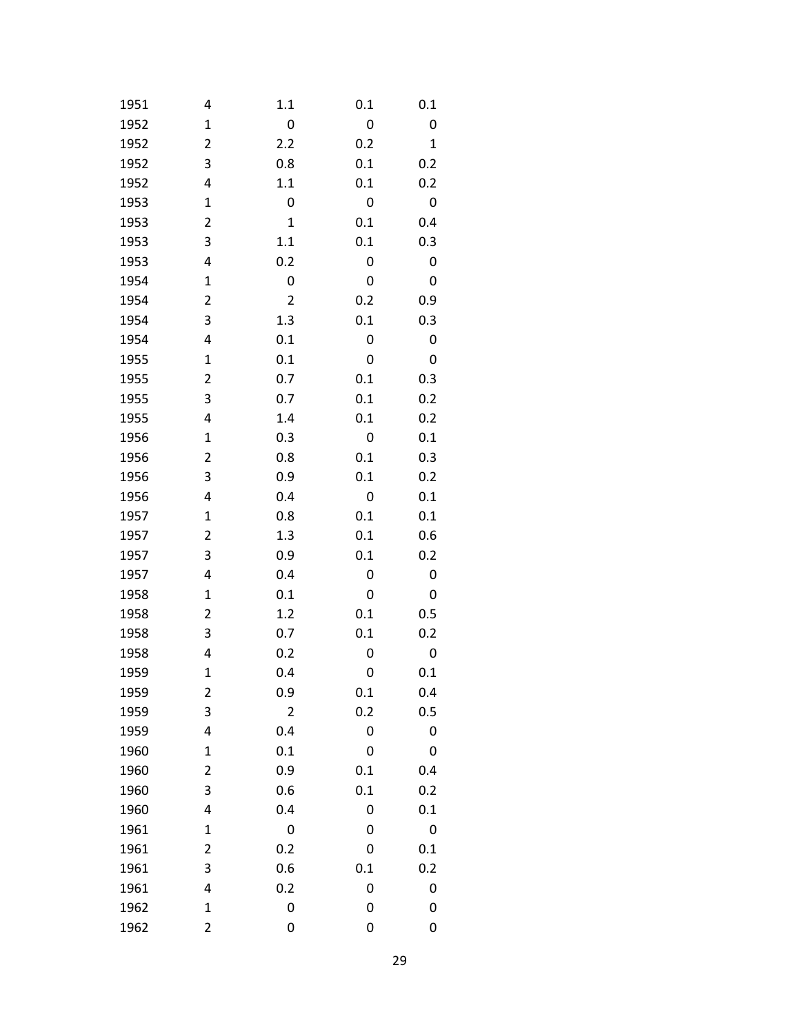| | | | | |
|---|---|---|---|---|
| 1951 | 4 | 1.1 | 0.1 | 0.1 |
| 1952 | 1 | 0 | 0 | 0 |
| 1952 | 2 | 2.2 | 0.2 | 1 |
| 1952 | 3 | 0.8 | 0.1 | 0.2 |
| 1952 | 4 | 1.1 | 0.1 | 0.2 |
| 1953 | 1 | 0 | 0 | 0 |
| 1953 | 2 | 1 | 0.1 | 0.4 |
| 1953 | 3 | 1.1 | 0.1 | 0.3 |
| 1953 | 4 | 0.2 | 0 | 0 |
| 1954 | 1 | 0 | 0 | 0 |
| 1954 | 2 | 2 | 0.2 | 0.9 |
| 1954 | 3 | 1.3 | 0.1 | 0.3 |
| 1954 | 4 | 0.1 | 0 | 0 |
| 1955 | 1 | 0.1 | 0 | 0 |
| 1955 | 2 | 0.7 | 0.1 | 0.3 |
| 1955 | 3 | 0.7 | 0.1 | 0.2 |
| 1955 | 4 | 1.4 | 0.1 | 0.2 |
| 1956 | 1 | 0.3 | 0 | 0.1 |
| 1956 | 2 | 0.8 | 0.1 | 0.3 |
| 1956 | 3 | 0.9 | 0.1 | 0.2 |
| 1956 | 4 | 0.4 | 0 | 0.1 |
| 1957 | 1 | 0.8 | 0.1 | 0.1 |
| 1957 | 2 | 1.3 | 0.1 | 0.6 |
| 1957 | 3 | 0.9 | 0.1 | 0.2 |
| 1957 | 4 | 0.4 | 0 | 0 |
| 1958 | 1 | 0.1 | 0 | 0 |
| 1958 | 2 | 1.2 | 0.1 | 0.5 |
| 1958 | 3 | 0.7 | 0.1 | 0.2 |
| 1958 | 4 | 0.2 | 0 | 0 |
| 1959 | 1 | 0.4 | 0 | 0.1 |
| 1959 | 2 | 0.9 | 0.1 | 0.4 |
| 1959 | 3 | 2 | 0.2 | 0.5 |
| 1959 | 4 | 0.4 | 0 | 0 |
| 1960 | 1 | 0.1 | 0 | 0 |
| 1960 | 2 | 0.9 | 0.1 | 0.4 |
| 1960 | 3 | 0.6 | 0.1 | 0.2 |
| 1960 | 4 | 0.4 | 0 | 0.1 |
| 1961 | 1 | 0 | 0 | 0 |
| 1961 | 2 | 0.2 | 0 | 0.1 |
| 1961 | 3 | 0.6 | 0.1 | 0.2 |
| 1961 | 4 | 0.2 | 0 | 0 |
| 1962 | 1 | 0 | 0 | 0 |
| 1962 | 2 | 0 | 0 | 0 |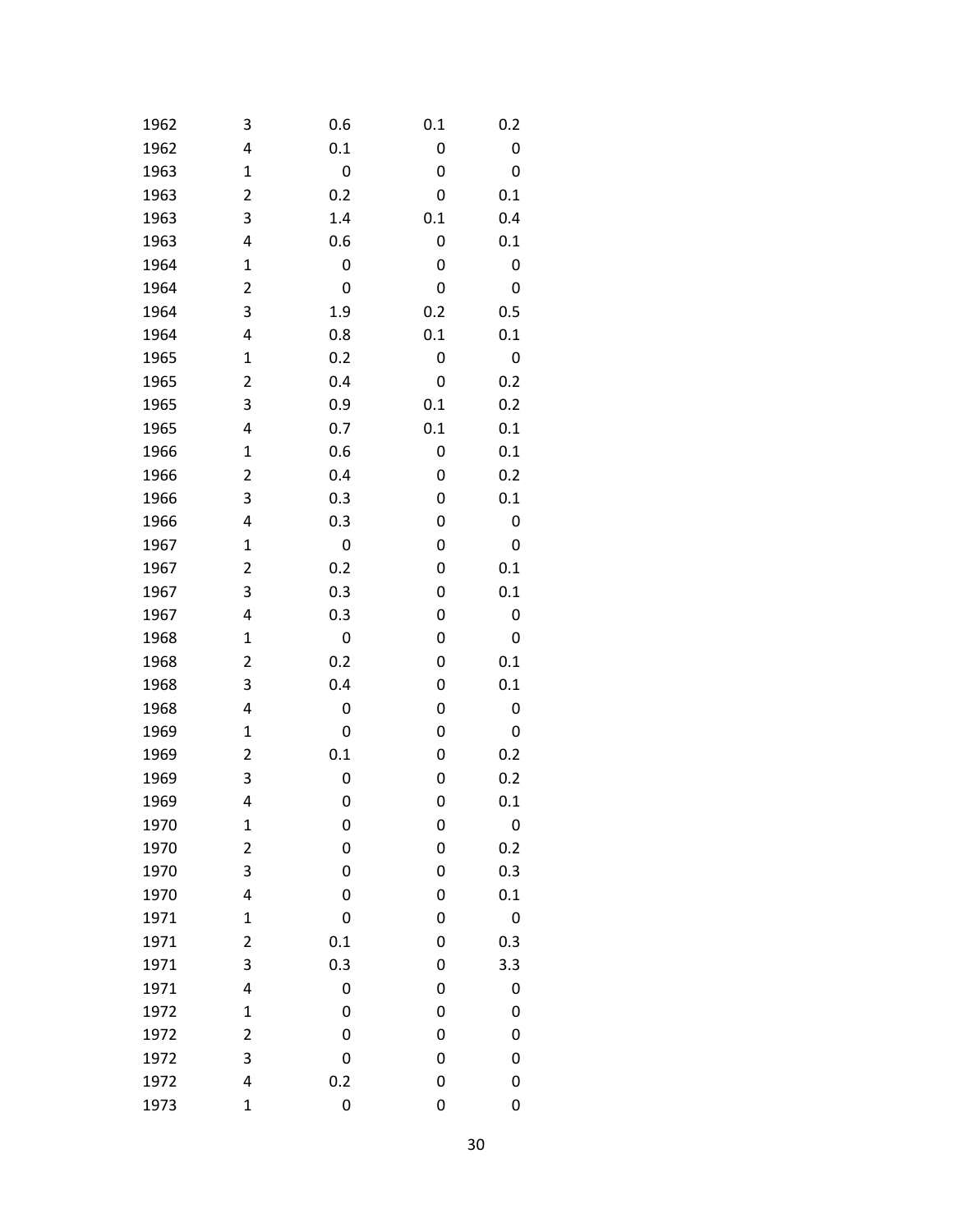| | | | | |
|---|---|---|---|---|
| 1962 | 3 | 0.6 | 0.1 | 0.2 |
| 1962 | 4 | 0.1 | 0 | 0 |
| 1963 | 1 | 0 | 0 | 0 |
| 1963 | 2 | 0.2 | 0 | 0.1 |
| 1963 | 3 | 1.4 | 0.1 | 0.4 |
| 1963 | 4 | 0.6 | 0 | 0.1 |
| 1964 | 1 | 0 | 0 | 0 |
| 1964 | 2 | 0 | 0 | 0 |
| 1964 | 3 | 1.9 | 0.2 | 0.5 |
| 1964 | 4 | 0.8 | 0.1 | 0.1 |
| 1965 | 1 | 0.2 | 0 | 0 |
| 1965 | 2 | 0.4 | 0 | 0.2 |
| 1965 | 3 | 0.9 | 0.1 | 0.2 |
| 1965 | 4 | 0.7 | 0.1 | 0.1 |
| 1966 | 1 | 0.6 | 0 | 0.1 |
| 1966 | 2 | 0.4 | 0 | 0.2 |
| 1966 | 3 | 0.3 | 0 | 0.1 |
| 1966 | 4 | 0.3 | 0 | 0 |
| 1967 | 1 | 0 | 0 | 0 |
| 1967 | 2 | 0.2 | 0 | 0.1 |
| 1967 | 3 | 0.3 | 0 | 0.1 |
| 1967 | 4 | 0.3 | 0 | 0 |
| 1968 | 1 | 0 | 0 | 0 |
| 1968 | 2 | 0.2 | 0 | 0.1 |
| 1968 | 3 | 0.4 | 0 | 0.1 |
| 1968 | 4 | 0 | 0 | 0 |
| 1969 | 1 | 0 | 0 | 0 |
| 1969 | 2 | 0.1 | 0 | 0.2 |
| 1969 | 3 | 0 | 0 | 0.2 |
| 1969 | 4 | 0 | 0 | 0.1 |
| 1970 | 1 | 0 | 0 | 0 |
| 1970 | 2 | 0 | 0 | 0.2 |
| 1970 | 3 | 0 | 0 | 0.3 |
| 1970 | 4 | 0 | 0 | 0.1 |
| 1971 | 1 | 0 | 0 | 0 |
| 1971 | 2 | 0.1 | 0 | 0.3 |
| 1971 | 3 | 0.3 | 0 | 3.3 |
| 1971 | 4 | 0 | 0 | 0 |
| 1972 | 1 | 0 | 0 | 0 |
| 1972 | 2 | 0 | 0 | 0 |
| 1972 | 3 | 0 | 0 | 0 |
| 1972 | 4 | 0.2 | 0 | 0 |
| 1973 | 1 | 0 | 0 | 0 |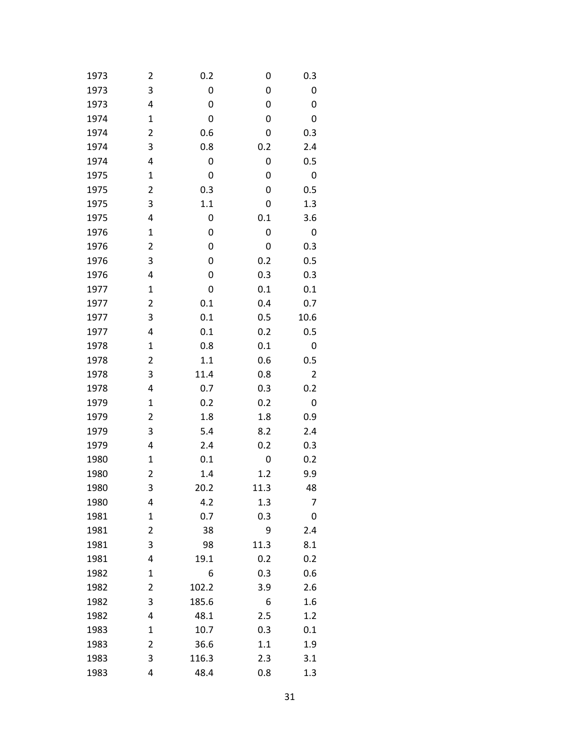| | | | | |
|---|---|---|---|---|
| 1973 | 2 | 0.2 | 0 | 0.3 |
| 1973 | 3 | 0 | 0 | 0 |
| 1973 | 4 | 0 | 0 | 0 |
| 1974 | 1 | 0 | 0 | 0 |
| 1974 | 2 | 0.6 | 0 | 0.3 |
| 1974 | 3 | 0.8 | 0.2 | 2.4 |
| 1974 | 4 | 0 | 0 | 0.5 |
| 1975 | 1 | 0 | 0 | 0 |
| 1975 | 2 | 0.3 | 0 | 0.5 |
| 1975 | 3 | 1.1 | 0 | 1.3 |
| 1975 | 4 | 0 | 0.1 | 3.6 |
| 1976 | 1 | 0 | 0 | 0 |
| 1976 | 2 | 0 | 0 | 0.3 |
| 1976 | 3 | 0 | 0.2 | 0.5 |
| 1976 | 4 | 0 | 0.3 | 0.3 |
| 1977 | 1 | 0 | 0.1 | 0.1 |
| 1977 | 2 | 0.1 | 0.4 | 0.7 |
| 1977 | 3 | 0.1 | 0.5 | 10.6 |
| 1977 | 4 | 0.1 | 0.2 | 0.5 |
| 1978 | 1 | 0.8 | 0.1 | 0 |
| 1978 | 2 | 1.1 | 0.6 | 0.5 |
| 1978 | 3 | 11.4 | 0.8 | 2 |
| 1978 | 4 | 0.7 | 0.3 | 0.2 |
| 1979 | 1 | 0.2 | 0.2 | 0 |
| 1979 | 2 | 1.8 | 1.8 | 0.9 |
| 1979 | 3 | 5.4 | 8.2 | 2.4 |
| 1979 | 4 | 2.4 | 0.2 | 0.3 |
| 1980 | 1 | 0.1 | 0 | 0.2 |
| 1980 | 2 | 1.4 | 1.2 | 9.9 |
| 1980 | 3 | 20.2 | 11.3 | 48 |
| 1980 | 4 | 4.2 | 1.3 | 7 |
| 1981 | 1 | 0.7 | 0.3 | 0 |
| 1981 | 2 | 38 | 9 | 2.4 |
| 1981 | 3 | 98 | 11.3 | 8.1 |
| 1981 | 4 | 19.1 | 0.2 | 0.2 |
| 1982 | 1 | 6 | 0.3 | 0.6 |
| 1982 | 2 | 102.2 | 3.9 | 2.6 |
| 1982 | 3 | 185.6 | 6 | 1.6 |
| 1982 | 4 | 48.1 | 2.5 | 1.2 |
| 1983 | 1 | 10.7 | 0.3 | 0.1 |
| 1983 | 2 | 36.6 | 1.1 | 1.9 |
| 1983 | 3 | 116.3 | 2.3 | 3.1 |
| 1983 | 4 | 48.4 | 0.8 | 1.3 |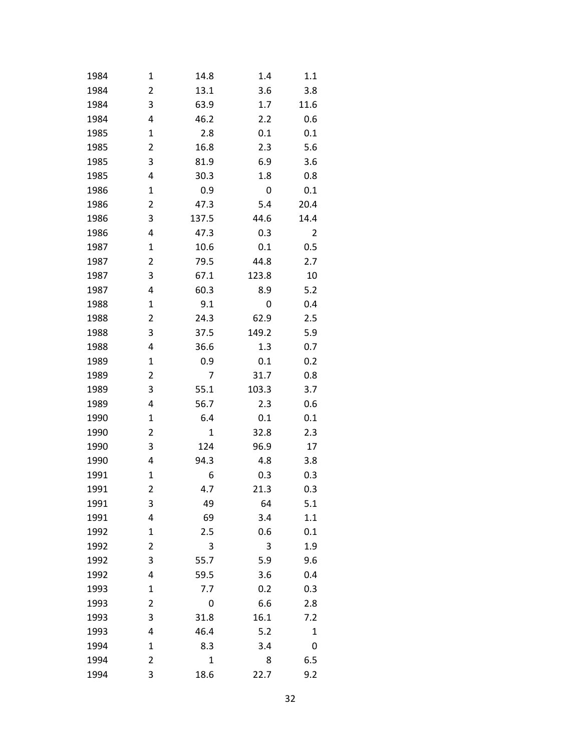| | | | | |
|---|---|---|---|---|
| 1984 | 1 | 14.8 | 1.4 | 1.1 |
| 1984 | 2 | 13.1 | 3.6 | 3.8 |
| 1984 | 3 | 63.9 | 1.7 | 11.6 |
| 1984 | 4 | 46.2 | 2.2 | 0.6 |
| 1985 | 1 | 2.8 | 0.1 | 0.1 |
| 1985 | 2 | 16.8 | 2.3 | 5.6 |
| 1985 | 3 | 81.9 | 6.9 | 3.6 |
| 1985 | 4 | 30.3 | 1.8 | 0.8 |
| 1986 | 1 | 0.9 | 0 | 0.1 |
| 1986 | 2 | 47.3 | 5.4 | 20.4 |
| 1986 | 3 | 137.5 | 44.6 | 14.4 |
| 1986 | 4 | 47.3 | 0.3 | 2 |
| 1987 | 1 | 10.6 | 0.1 | 0.5 |
| 1987 | 2 | 79.5 | 44.8 | 2.7 |
| 1987 | 3 | 67.1 | 123.8 | 10 |
| 1987 | 4 | 60.3 | 8.9 | 5.2 |
| 1988 | 1 | 9.1 | 0 | 0.4 |
| 1988 | 2 | 24.3 | 62.9 | 2.5 |
| 1988 | 3 | 37.5 | 149.2 | 5.9 |
| 1988 | 4 | 36.6 | 1.3 | 0.7 |
| 1989 | 1 | 0.9 | 0.1 | 0.2 |
| 1989 | 2 | 7 | 31.7 | 0.8 |
| 1989 | 3 | 55.1 | 103.3 | 3.7 |
| 1989 | 4 | 56.7 | 2.3 | 0.6 |
| 1990 | 1 | 6.4 | 0.1 | 0.1 |
| 1990 | 2 | 1 | 32.8 | 2.3 |
| 1990 | 3 | 124 | 96.9 | 17 |
| 1990 | 4 | 94.3 | 4.8 | 3.8 |
| 1991 | 1 | 6 | 0.3 | 0.3 |
| 1991 | 2 | 4.7 | 21.3 | 0.3 |
| 1991 | 3 | 49 | 64 | 5.1 |
| 1991 | 4 | 69 | 3.4 | 1.1 |
| 1992 | 1 | 2.5 | 0.6 | 0.1 |
| 1992 | 2 | 3 | 3 | 1.9 |
| 1992 | 3 | 55.7 | 5.9 | 9.6 |
| 1992 | 4 | 59.5 | 3.6 | 0.4 |
| 1993 | 1 | 7.7 | 0.2 | 0.3 |
| 1993 | 2 | 0 | 6.6 | 2.8 |
| 1993 | 3 | 31.8 | 16.1 | 7.2 |
| 1993 | 4 | 46.4 | 5.2 | 1 |
| 1994 | 1 | 8.3 | 3.4 | 0 |
| 1994 | 2 | 1 | 8 | 6.5 |
| 1994 | 3 | 18.6 | 22.7 | 9.2 |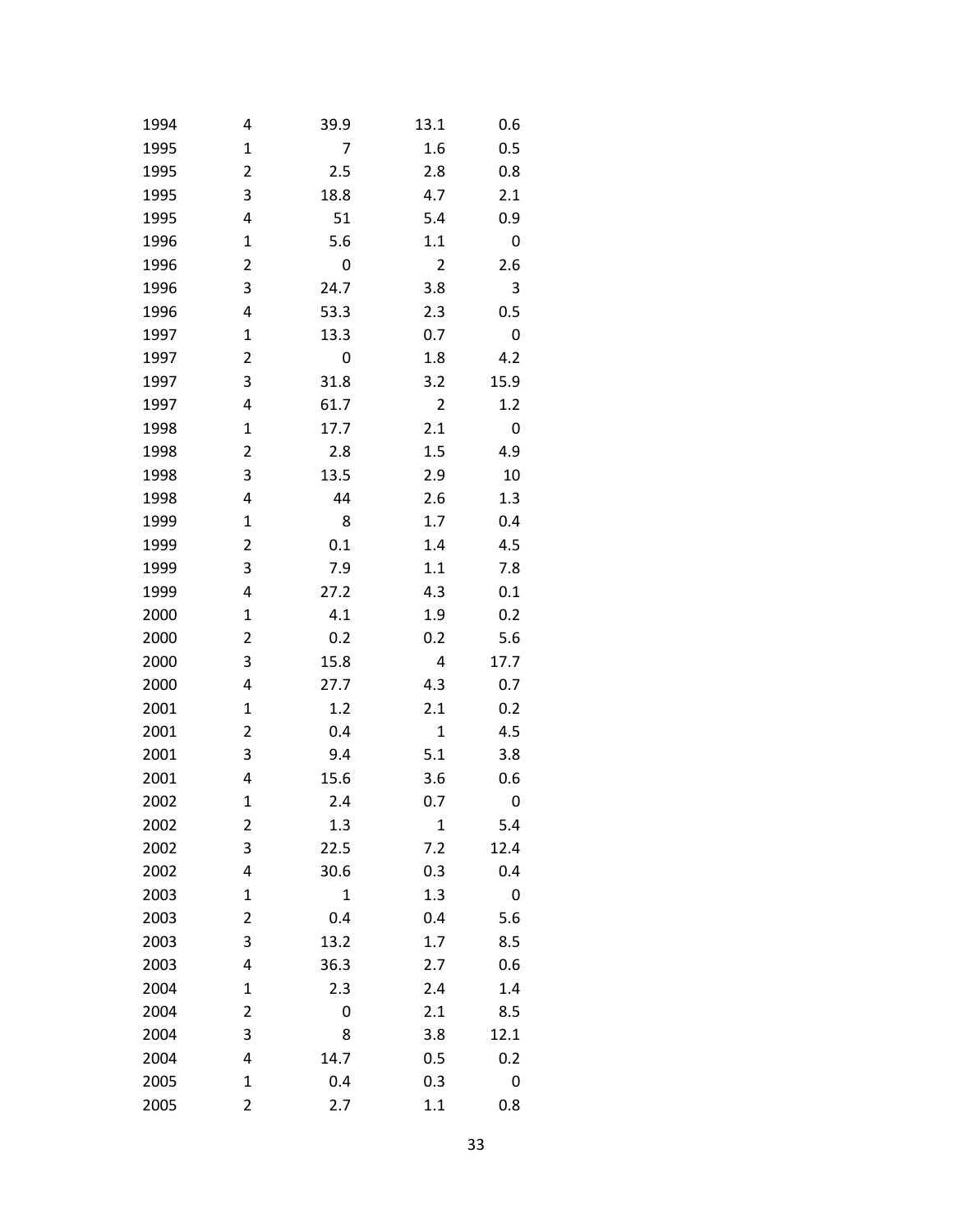| | | | | |
|---|---|---|---|---|
| 1994 | 4 | 39.9 | 13.1 | 0.6 |
| 1995 | 1 | 7 | 1.6 | 0.5 |
| 1995 | 2 | 2.5 | 2.8 | 0.8 |
| 1995 | 3 | 18.8 | 4.7 | 2.1 |
| 1995 | 4 | 51 | 5.4 | 0.9 |
| 1996 | 1 | 5.6 | 1.1 | 0 |
| 1996 | 2 | 0 | 2 | 2.6 |
| 1996 | 3 | 24.7 | 3.8 | 3 |
| 1996 | 4 | 53.3 | 2.3 | 0.5 |
| 1997 | 1 | 13.3 | 0.7 | 0 |
| 1997 | 2 | 0 | 1.8 | 4.2 |
| 1997 | 3 | 31.8 | 3.2 | 15.9 |
| 1997 | 4 | 61.7 | 2 | 1.2 |
| 1998 | 1 | 17.7 | 2.1 | 0 |
| 1998 | 2 | 2.8 | 1.5 | 4.9 |
| 1998 | 3 | 13.5 | 2.9 | 10 |
| 1998 | 4 | 44 | 2.6 | 1.3 |
| 1999 | 1 | 8 | 1.7 | 0.4 |
| 1999 | 2 | 0.1 | 1.4 | 4.5 |
| 1999 | 3 | 7.9 | 1.1 | 7.8 |
| 1999 | 4 | 27.2 | 4.3 | 0.1 |
| 2000 | 1 | 4.1 | 1.9 | 0.2 |
| 2000 | 2 | 0.2 | 0.2 | 5.6 |
| 2000 | 3 | 15.8 | 4 | 17.7 |
| 2000 | 4 | 27.7 | 4.3 | 0.7 |
| 2001 | 1 | 1.2 | 2.1 | 0.2 |
| 2001 | 2 | 0.4 | 1 | 4.5 |
| 2001 | 3 | 9.4 | 5.1 | 3.8 |
| 2001 | 4 | 15.6 | 3.6 | 0.6 |
| 2002 | 1 | 2.4 | 0.7 | 0 |
| 2002 | 2 | 1.3 | 1 | 5.4 |
| 2002 | 3 | 22.5 | 7.2 | 12.4 |
| 2002 | 4 | 30.6 | 0.3 | 0.4 |
| 2003 | 1 | 1 | 1.3 | 0 |
| 2003 | 2 | 0.4 | 0.4 | 5.6 |
| 2003 | 3 | 13.2 | 1.7 | 8.5 |
| 2003 | 4 | 36.3 | 2.7 | 0.6 |
| 2004 | 1 | 2.3 | 2.4 | 1.4 |
| 2004 | 2 | 0 | 2.1 | 8.5 |
| 2004 | 3 | 8 | 3.8 | 12.1 |
| 2004 | 4 | 14.7 | 0.5 | 0.2 |
| 2005 | 1 | 0.4 | 0.3 | 0 |
| 2005 | 2 | 2.7 | 1.1 | 0.8 |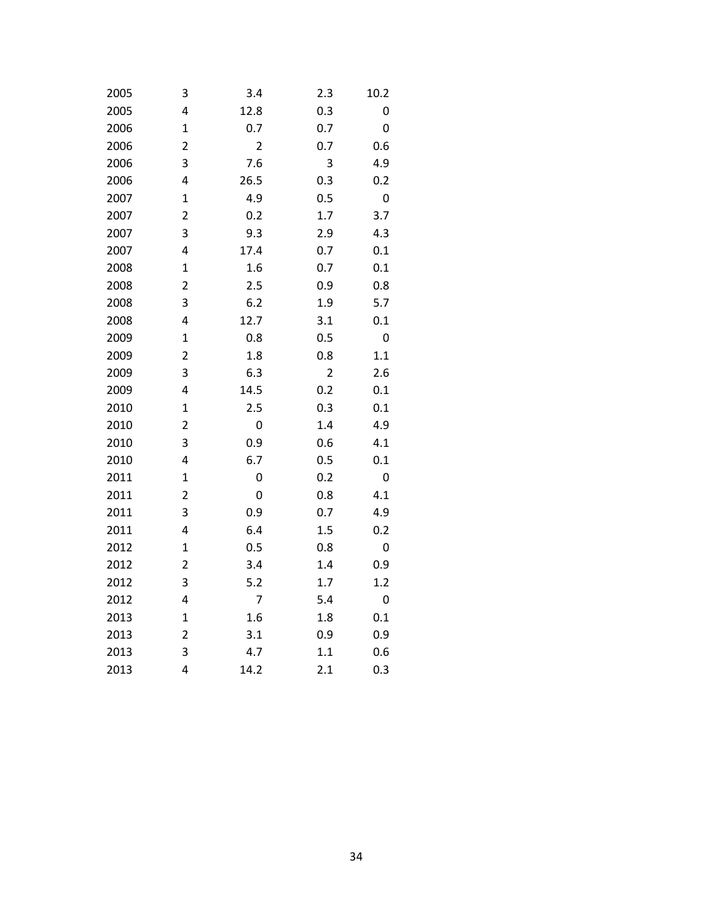| | | | | |
|---|---|---|---|---|
| 2005 | 3 | 3.4 | 2.3 | 10.2 |
| 2005 | 4 | 12.8 | 0.3 | 0 |
| 2006 | 1 | 0.7 | 0.7 | 0 |
| 2006 | 2 | 2 | 0.7 | 0.6 |
| 2006 | 3 | 7.6 | 3 | 4.9 |
| 2006 | 4 | 26.5 | 0.3 | 0.2 |
| 2007 | 1 | 4.9 | 0.5 | 0 |
| 2007 | 2 | 0.2 | 1.7 | 3.7 |
| 2007 | 3 | 9.3 | 2.9 | 4.3 |
| 2007 | 4 | 17.4 | 0.7 | 0.1 |
| 2008 | 1 | 1.6 | 0.7 | 0.1 |
| 2008 | 2 | 2.5 | 0.9 | 0.8 |
| 2008 | 3 | 6.2 | 1.9 | 5.7 |
| 2008 | 4 | 12.7 | 3.1 | 0.1 |
| 2009 | 1 | 0.8 | 0.5 | 0 |
| 2009 | 2 | 1.8 | 0.8 | 1.1 |
| 2009 | 3 | 6.3 | 2 | 2.6 |
| 2009 | 4 | 14.5 | 0.2 | 0.1 |
| 2010 | 1 | 2.5 | 0.3 | 0.1 |
| 2010 | 2 | 0 | 1.4 | 4.9 |
| 2010 | 3 | 0.9 | 0.6 | 4.1 |
| 2010 | 4 | 6.7 | 0.5 | 0.1 |
| 2011 | 1 | 0 | 0.2 | 0 |
| 2011 | 2 | 0 | 0.8 | 4.1 |
| 2011 | 3 | 0.9 | 0.7 | 4.9 |
| 2011 | 4 | 6.4 | 1.5 | 0.2 |
| 2012 | 1 | 0.5 | 0.8 | 0 |
| 2012 | 2 | 3.4 | 1.4 | 0.9 |
| 2012 | 3 | 5.2 | 1.7 | 1.2 |
| 2012 | 4 | 7 | 5.4 | 0 |
| 2013 | 1 | 1.6 | 1.8 | 0.1 |
| 2013 | 2 | 3.1 | 0.9 | 0.9 |
| 2013 | 3 | 4.7 | 1.1 | 0.6 |
| 2013 | 4 | 14.2 | 2.1 | 0.3 |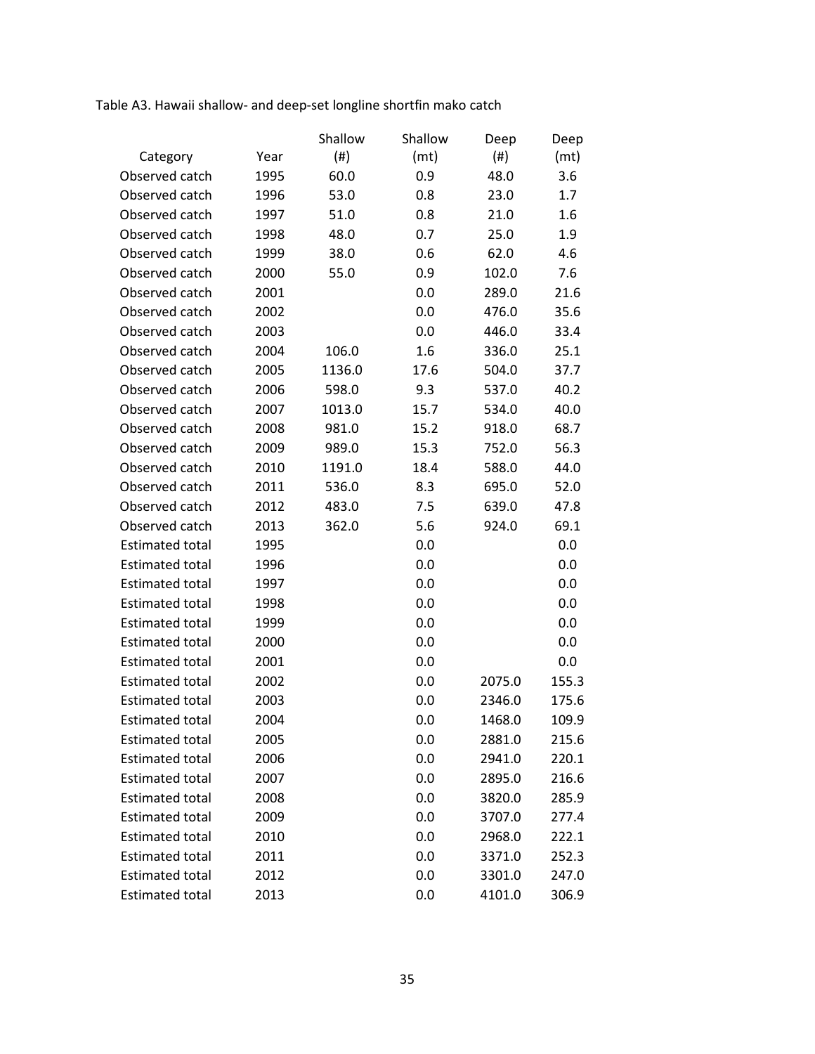Table A3. Hawaii shallow- and deep-set longline shortfin mako catch

| Category | Year | Shallow (#) | Shallow (mt) | Deep (#) | Deep (mt) |
|---|---|---|---|---|---|
| Observed catch | 1995 | 60.0 | 0.9 | 48.0 | 3.6 |
| Observed catch | 1996 | 53.0 | 0.8 | 23.0 | 1.7 |
| Observed catch | 1997 | 51.0 | 0.8 | 21.0 | 1.6 |
| Observed catch | 1998 | 48.0 | 0.7 | 25.0 | 1.9 |
| Observed catch | 1999 | 38.0 | 0.6 | 62.0 | 4.6 |
| Observed catch | 2000 | 55.0 | 0.9 | 102.0 | 7.6 |
| Observed catch | 2001 | | 0.0 | 289.0 | 21.6 |
| Observed catch | 2002 | | 0.0 | 476.0 | 35.6 |
| Observed catch | 2003 | | 0.0 | 446.0 | 33.4 |
| Observed catch | 2004 | 106.0 | 1.6 | 336.0 | 25.1 |
| Observed catch | 2005 | 1136.0 | 17.6 | 504.0 | 37.7 |
| Observed catch | 2006 | 598.0 | 9.3 | 537.0 | 40.2 |
| Observed catch | 2007 | 1013.0 | 15.7 | 534.0 | 40.0 |
| Observed catch | 2008 | 981.0 | 15.2 | 918.0 | 68.7 |
| Observed catch | 2009 | 989.0 | 15.3 | 752.0 | 56.3 |
| Observed catch | 2010 | 1191.0 | 18.4 | 588.0 | 44.0 |
| Observed catch | 2011 | 536.0 | 8.3 | 695.0 | 52.0 |
| Observed catch | 2012 | 483.0 | 7.5 | 639.0 | 47.8 |
| Observed catch | 2013 | 362.0 | 5.6 | 924.0 | 69.1 |
| Estimated total | 1995 | | 0.0 | | 0.0 |
| Estimated total | 1996 | | 0.0 | | 0.0 |
| Estimated total | 1997 | | 0.0 | | 0.0 |
| Estimated total | 1998 | | 0.0 | | 0.0 |
| Estimated total | 1999 | | 0.0 | | 0.0 |
| Estimated total | 2000 | | 0.0 | | 0.0 |
| Estimated total | 2001 | | 0.0 | | 0.0 |
| Estimated total | 2002 | | 0.0 | 2075.0 | 155.3 |
| Estimated total | 2003 | | 0.0 | 2346.0 | 175.6 |
| Estimated total | 2004 | | 0.0 | 1468.0 | 109.9 |
| Estimated total | 2005 | | 0.0 | 2881.0 | 215.6 |
| Estimated total | 2006 | | 0.0 | 2941.0 | 220.1 |
| Estimated total | 2007 | | 0.0 | 2895.0 | 216.6 |
| Estimated total | 2008 | | 0.0 | 3820.0 | 285.9 |
| Estimated total | 2009 | | 0.0 | 3707.0 | 277.4 |
| Estimated total | 2010 | | 0.0 | 2968.0 | 222.1 |
| Estimated total | 2011 | | 0.0 | 3371.0 | 252.3 |
| Estimated total | 2012 | | 0.0 | 3301.0 | 247.0 |
| Estimated total | 2013 | | 0.0 | 4101.0 | 306.9 |